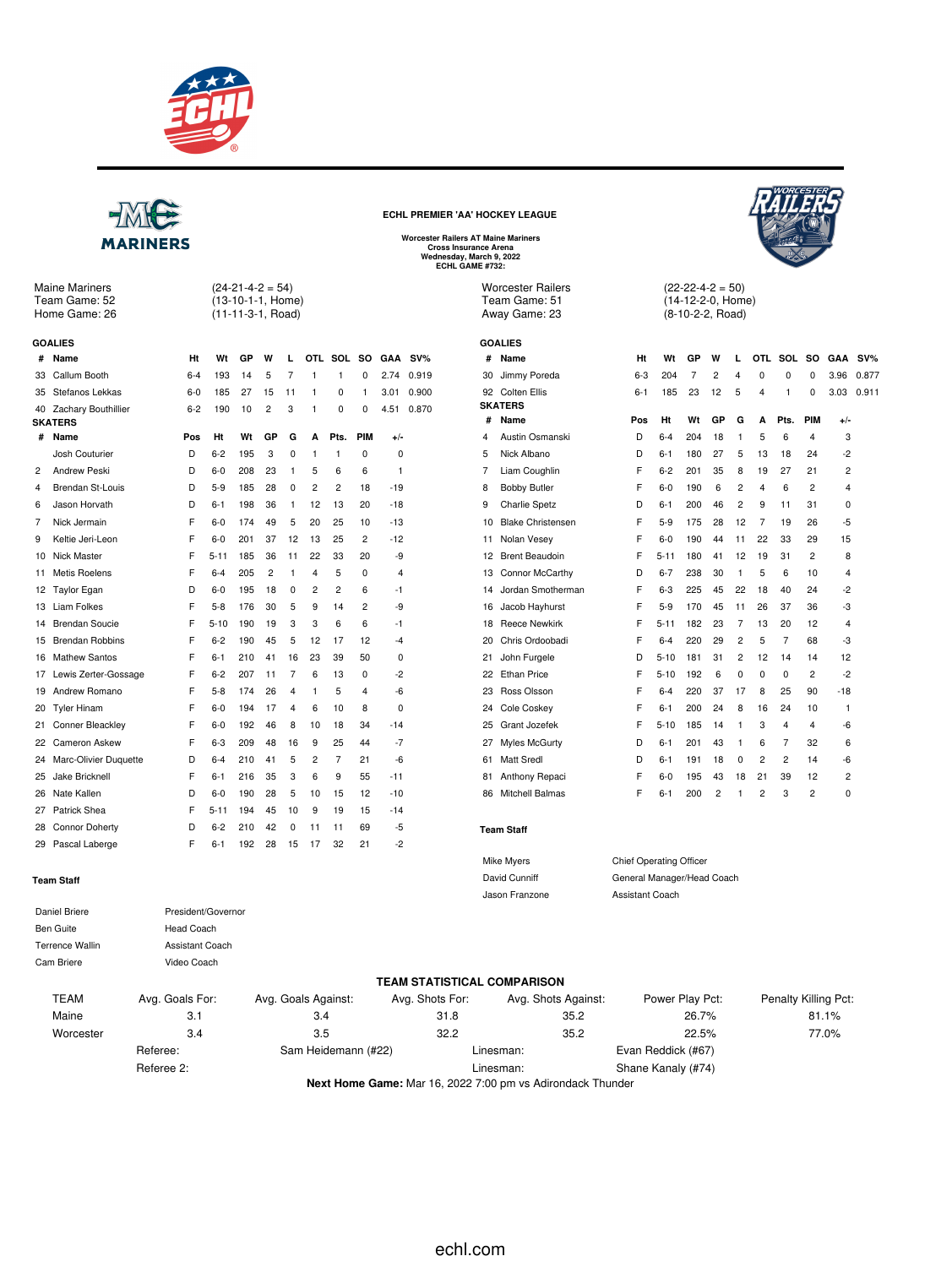ECHL PREMIER 'AA' HOCKEY LEAGUE

Worcester Railers AT Maine Mariners
Cross Insurance Arena
Wednesday, March 9, 2022
ECHL GAME #732:

Maine Mariners (24-21-4-2 = 54)
Team Game: 52 (13-10-1-1, Home)
Home Game: 26 (11-11-3-1, Road)

### GOALIES

| # | Name | Ht | Wt | GP | W | L | OTL | SOL | SO | GAA | SV% |
|---|---|---|---|---|---|---|---|---|---|---|---|
| 33 | Callum Booth | 6-4 | 193 | 14 | 5 | 7 | 1 | 1 | 0 | 2.74 | 0.919 |
| 35 | Stefanos Lekkas | 6-0 | 185 | 27 | 15 | 11 | 1 | 0 | 1 | 3.01 | 0.900 |
| 40 | Zachary Bouthillier | 6-2 | 190 | 10 | 2 | 3 | 1 | 0 | 0 | 4.51 | 0.870 |

### SKATERS

| # | Name | Pos | Ht | Wt | GP | G | A | Pts. | PIM | +/- |
|---|---|---|---|---|---|---|---|---|---|---|
| | Josh Couturier | D | 6-2 | 195 | 3 | 0 | 1 | 1 | 0 | 0 |
| 2 | Andrew Peski | D | 6-0 | 208 | 23 | 1 | 5 | 6 | 6 | 1 |
| 4 | Brendan St-Louis | D | 5-9 | 185 | 28 | 0 | 2 | 2 | 18 | -19 |
| 6 | Jason Horvath | D | 6-1 | 198 | 36 | 1 | 12 | 13 | 20 | -18 |
| 7 | Nick Jermain | F | 6-0 | 174 | 49 | 5 | 20 | 25 | 10 | -13 |
| 9 | Keltie Jeri-Leon | F | 6-0 | 201 | 37 | 12 | 13 | 25 | 2 | -12 |
| 10 | Nick Master | F | 5-11 | 185 | 36 | 11 | 22 | 33 | 20 | -9 |
| 11 | Metis Roelens | F | 6-4 | 205 | 2 | 1 | 4 | 5 | 0 | 4 |
| 12 | Taylor Egan | D | 6-0 | 195 | 18 | 0 | 2 | 2 | 6 | -1 |
| 13 | Liam Folkes | F | 5-8 | 176 | 30 | 5 | 9 | 14 | 2 | -9 |
| 14 | Brendan Soucie | F | 5-10 | 190 | 19 | 3 | 3 | 6 | 6 | -1 |
| 15 | Brendan Robbins | F | 6-2 | 190 | 45 | 5 | 12 | 17 | 12 | -4 |
| 16 | Mathew Santos | F | 6-1 | 210 | 41 | 16 | 23 | 39 | 50 | 0 |
| 17 | Lewis Zerter-Gossage | F | 6-2 | 207 | 11 | 7 | 6 | 13 | 0 | -2 |
| 19 | Andrew Romano | F | 5-8 | 174 | 26 | 4 | 1 | 5 | 4 | -6 |
| 20 | Tyler Hinam | F | 6-0 | 194 | 17 | 4 | 6 | 10 | 8 | 0 |
| 21 | Conner Bleackley | F | 6-0 | 192 | 46 | 8 | 10 | 18 | 34 | -14 |
| 22 | Cameron Askew | F | 6-3 | 209 | 48 | 16 | 9 | 25 | 44 | -7 |
| 24 | Marc-Olivier Duquette | D | 6-4 | 210 | 41 | 5 | 2 | 7 | 21 | -6 |
| 25 | Jake Bricknell | F | 6-1 | 216 | 35 | 3 | 6 | 9 | 55 | -11 |
| 26 | Nate Kallen | D | 6-0 | 190 | 28 | 5 | 10 | 15 | 12 | -10 |
| 27 | Patrick Shea | F | 5-11 | 194 | 45 | 10 | 9 | 19 | 15 | -14 |
| 28 | Connor Doherty | D | 6-2 | 210 | 42 | 0 | 11 | 11 | 69 | -5 |
| 29 | Pascal Laberge | F | 6-1 | 192 | 28 | 15 | 17 | 32 | 21 | -2 |

### Team Staff

| | |
|---|---|
| Daniel Briere | President/Governor |
| Ben Guite | Head Coach |
| Terrence Wallin | Assistant Coach |
| Cam Briere | Video Coach |

Worcester Railers (22-22-4-2 = 50)
Team Game: 51 (14-12-2-0, Home)
Away Game: 23 (8-10-2-2, Road)

### GOALIES

| # | Name | Ht | Wt | GP | W | L | OTL | SOL | SO | GAA | SV% |
|---|---|---|---|---|---|---|---|---|---|---|---|
| 30 | Jimmy Poreda | 6-3 | 204 | 7 | 2 | 4 | 0 | 0 | 0 | 3.96 | 0.877 |
| 92 | Colten Ellis | 6-1 | 185 | 23 | 12 | 5 | 4 | 1 | 0 | 3.03 | 0.911 |

### SKATERS

| # | Name | Pos | Ht | Wt | GP | G | A | Pts. | PIM | +/- |
|---|---|---|---|---|---|---|---|---|---|---|
| 4 | Austin Osmanski | D | 6-4 | 204 | 18 | 1 | 5 | 6 | 4 | 3 |
| 5 | Nick Albano | D | 6-1 | 180 | 27 | 5 | 13 | 18 | 24 | -2 |
| 7 | Liam Coughlin | F | 6-2 | 201 | 35 | 8 | 19 | 27 | 21 | 2 |
| 8 | Bobby Butler | F | 6-0 | 190 | 6 | 2 | 4 | 6 | 2 | 4 |
| 9 | Charlie Spetz | D | 6-1 | 200 | 46 | 2 | 9 | 11 | 31 | 0 |
| 10 | Blake Christensen | F | 5-9 | 175 | 28 | 12 | 7 | 19 | 26 | -5 |
| 11 | Nolan Vesey | F | 6-0 | 190 | 44 | 11 | 22 | 33 | 29 | 15 |
| 12 | Brent Beaudoin | F | 5-11 | 180 | 41 | 12 | 19 | 31 | 2 | 8 |
| 13 | Connor McCarthy | D | 6-7 | 238 | 30 | 1 | 5 | 6 | 10 | 4 |
| 14 | Jordan Smotherman | F | 6-3 | 225 | 45 | 22 | 18 | 40 | 24 | -2 |
| 16 | Jacob Hayhurst | F | 5-9 | 170 | 45 | 11 | 26 | 37 | 36 | -3 |
| 18 | Reece Newkirk | F | 5-11 | 182 | 23 | 7 | 13 | 20 | 12 | 4 |
| 20 | Chris Ordoobadi | F | 6-4 | 220 | 29 | 2 | 5 | 7 | 68 | -3 |
| 21 | John Furgele | D | 5-10 | 181 | 31 | 2 | 12 | 14 | 14 | 12 |
| 22 | Ethan Price | F | 5-10 | 192 | 6 | 0 | 0 | 0 | 2 | -2 |
| 23 | Ross Olsson | F | 6-4 | 220 | 37 | 17 | 8 | 25 | 90 | -18 |
| 24 | Cole Coskey | F | 6-1 | 200 | 24 | 8 | 16 | 24 | 10 | 1 |
| 25 | Grant Jozefek | F | 5-10 | 185 | 14 | 1 | 3 | 4 | 4 | -6 |
| 27 | Myles McGurty | D | 6-1 | 201 | 43 | 1 | 6 | 7 | 32 | 6 |
| 61 | Matt Sredl | D | 6-1 | 191 | 18 | 0 | 2 | 2 | 14 | -6 |
| 81 | Anthony Repaci | F | 6-0 | 195 | 43 | 18 | 21 | 39 | 12 | 2 |
| 86 | Mitchell Balmas | F | 6-1 | 200 | 2 | 1 | 2 | 3 | 2 | 0 |

### Team Staff

| | |
|---|---|
| Mike Myers | Chief Operating Officer |
| David Cunniff | General Manager/Head Coach |
| Jason Franzone | Assistant Coach |

### TEAM STATISTICAL COMPARISON

| TEAM | Avg. Goals For: | Avg. Goals Against: | Avg. Shots For: | Avg. Shots Against: | Power Play Pct: | Penalty Killing Pct: |
|---|---|---|---|---|---|---|
| Maine | 3.1 | 3.4 | 31.8 | 35.2 | 26.7% | 81.1% |
| Worcester | 3.4 | 3.5 | 32.2 | 35.2 | 22.5% | 77.0% |

Referee: Sam Heidemann (#22) Linesman: Evan Reddick (#67)
Referee 2: Linesman: Shane Kanaly (#74)

**Next Home Game:** Mar 16, 2022 7:00 pm vs Adirondack Thunder

echl.com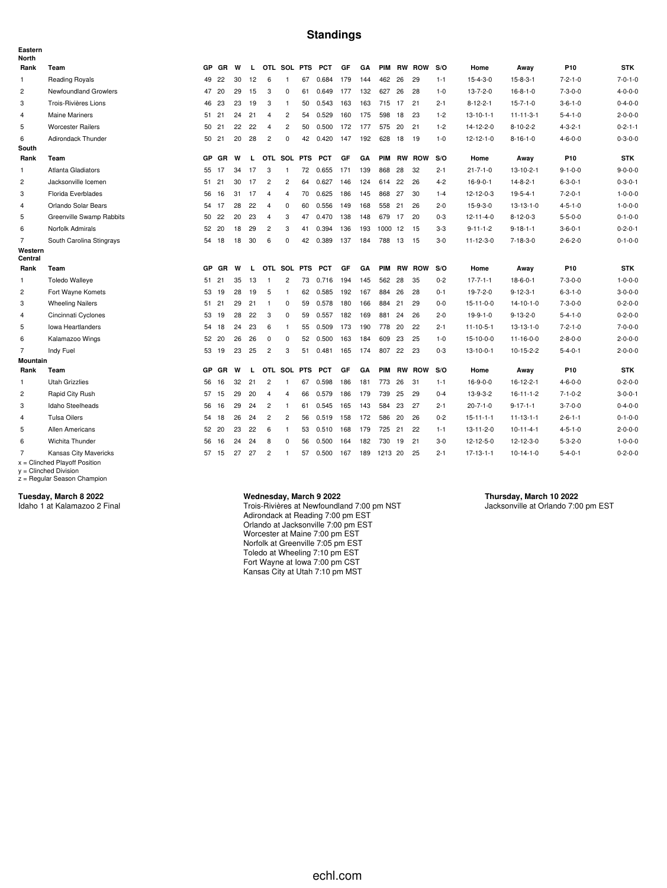# Standings

**Eastern**

**North**

| Rank | Team | GP | GR | W | L | OTL | SOL | PTS | PCT | GF | GA | PIM | RW | ROW | S/O | Home | Away | P10 | STK |
|---|---|---|---|---|---|---|---|---|---|---|---|---|---|---|---|---|---|---|---|
| 1 | Reading Royals | 49 | 22 | 30 | 12 | 6 | 1 | 67 | 0.684 | 179 | 144 | 462 | 26 | 29 | 1-1 | 15-4-3-0 | 15-8-3-1 | 7-2-1-0 | 7-0-1-0 |
| 2 | Newfoundland Growlers | 47 | 20 | 29 | 15 | 3 | 0 | 61 | 0.649 | 177 | 132 | 627 | 26 | 28 | 1-0 | 13-7-2-0 | 16-8-1-0 | 7-3-0-0 | 4-0-0-0 |
| 3 | Trois-Rivières Lions | 46 | 23 | 23 | 19 | 3 | 1 | 50 | 0.543 | 163 | 163 | 715 | 17 | 21 | 2-1 | 8-12-2-1 | 15-7-1-0 | 3-6-1-0 | 0-4-0-0 |
| 4 | Maine Mariners | 51 | 21 | 24 | 21 | 4 | 2 | 54 | 0.529 | 160 | 175 | 598 | 18 | 23 | 1-2 | 13-10-1-1 | 11-11-3-1 | 5-4-1-0 | 2-0-0-0 |
| 5 | Worcester Railers | 50 | 21 | 22 | 22 | 4 | 2 | 50 | 0.500 | 172 | 177 | 575 | 20 | 21 | 1-2 | 14-12-2-0 | 8-10-2-2 | 4-3-2-1 | 0-2-1-1 |
| 6 | Adirondack Thunder | 50 | 21 | 20 | 28 | 2 | 0 | 42 | 0.420 | 147 | 192 | 628 | 18 | 19 | 1-0 | 12-12-1-0 | 8-16-1-0 | 4-6-0-0 | 0-3-0-0 |

**South**

| Rank | Team | GP | GR | W | L | OTL | SOL | PTS | PCT | GF | GA | PIM | RW | ROW | S/O | Home | Away | P10 | STK |
|---|---|---|---|---|---|---|---|---|---|---|---|---|---|---|---|---|---|---|---|
| 1 | Atlanta Gladiators | 55 | 17 | 34 | 17 | 3 | 1 | 72 | 0.655 | 171 | 139 | 868 | 28 | 32 | 2-1 | 21-7-1-0 | 13-10-2-1 | 9-1-0-0 | 9-0-0-0 |
| 2 | Jacksonville Icemen | 51 | 21 | 30 | 17 | 2 | 2 | 64 | 0.627 | 146 | 124 | 614 | 22 | 26 | 4-2 | 16-9-0-1 | 14-8-2-1 | 6-3-0-1 | 0-3-0-1 |
| 3 | Florida Everblades | 56 | 16 | 31 | 17 | 4 | 4 | 70 | 0.625 | 186 | 145 | 868 | 27 | 30 | 1-4 | 12-12-0-3 | 19-5-4-1 | 7-2-0-1 | 1-0-0-0 |
| 4 | Orlando Solar Bears | 54 | 17 | 28 | 22 | 4 | 0 | 60 | 0.556 | 149 | 168 | 558 | 21 | 26 | 2-0 | 15-9-3-0 | 13-13-1-0 | 4-5-1-0 | 1-0-0-0 |
| 5 | Greenville Swamp Rabbits | 50 | 22 | 20 | 23 | 4 | 3 | 47 | 0.470 | 138 | 148 | 679 | 17 | 20 | 0-3 | 12-11-4-0 | 8-12-0-3 | 5-5-0-0 | 0-1-0-0 |
| 6 | Norfolk Admirals | 52 | 20 | 18 | 29 | 2 | 3 | 41 | 0.394 | 136 | 193 | 1000 | 12 | 15 | 3-3 | 9-11-1-2 | 9-18-1-1 | 3-6-0-1 | 0-2-0-1 |
| 7 | South Carolina Stingrays | 54 | 18 | 18 | 30 | 6 | 0 | 42 | 0.389 | 137 | 184 | 788 | 13 | 15 | 3-0 | 11-12-3-0 | 7-18-3-0 | 2-6-2-0 | 0-1-0-0 |

**Western**

**Central**

| Rank | Team | GP | GR | W | L | OTL | SOL | PTS | PCT | GF | GA | PIM | RW | ROW | S/O | Home | Away | P10 | STK |
|---|---|---|---|---|---|---|---|---|---|---|---|---|---|---|---|---|---|---|---|
| 1 | Toledo Walleye | 51 | 21 | 35 | 13 | 1 | 2 | 73 | 0.716 | 194 | 145 | 562 | 28 | 35 | 0-2 | 17-7-1-1 | 18-6-0-1 | 7-3-0-0 | 1-0-0-0 |
| 2 | Fort Wayne Komets | 53 | 19 | 28 | 19 | 5 | 1 | 62 | 0.585 | 192 | 167 | 884 | 26 | 28 | 0-1 | 19-7-2-0 | 9-12-3-1 | 6-3-1-0 | 3-0-0-0 |
| 3 | Wheeling Nailers | 51 | 21 | 29 | 21 | 1 | 0 | 59 | 0.578 | 180 | 166 | 884 | 21 | 29 | 0-0 | 15-11-0-0 | 14-10-1-0 | 7-3-0-0 | 0-2-0-0 |
| 4 | Cincinnati Cyclones | 53 | 19 | 28 | 22 | 3 | 0 | 59 | 0.557 | 182 | 169 | 881 | 24 | 26 | 2-0 | 19-9-1-0 | 9-13-2-0 | 5-4-1-0 | 0-2-0-0 |
| 5 | Iowa Heartlanders | 54 | 18 | 24 | 23 | 6 | 1 | 55 | 0.509 | 173 | 190 | 778 | 20 | 22 | 2-1 | 11-10-5-1 | 13-13-1-0 | 7-2-1-0 | 7-0-0-0 |
| 6 | Kalamazoo Wings | 52 | 20 | 26 | 26 | 0 | 0 | 52 | 0.500 | 163 | 184 | 609 | 23 | 25 | 1-0 | 15-10-0-0 | 11-16-0-0 | 2-8-0-0 | 2-0-0-0 |
| 7 | Indy Fuel | 53 | 19 | 23 | 25 | 2 | 3 | 51 | 0.481 | 165 | 174 | 807 | 22 | 23 | 0-3 | 13-10-0-1 | 10-15-2-2 | 5-4-0-1 | 2-0-0-0 |

**Mountain**

| Rank | Team | GP | GR | W | L | OTL | SOL | PTS | PCT | GF | GA | PIM | RW | ROW | S/O | Home | Away | P10 | STK |
|---|---|---|---|---|---|---|---|---|---|---|---|---|---|---|---|---|---|---|---|
| 1 | Utah Grizzlies | 56 | 16 | 32 | 21 | 2 | 1 | 67 | 0.598 | 186 | 181 | 773 | 26 | 31 | 1-1 | 16-9-0-0 | 16-12-2-1 | 4-6-0-0 | 0-2-0-0 |
| 2 | Rapid City Rush | 57 | 15 | 29 | 20 | 4 | 4 | 66 | 0.579 | 186 | 179 | 739 | 25 | 29 | 0-4 | 13-9-3-2 | 16-11-1-2 | 7-1-0-2 | 3-0-0-1 |
| 3 | Idaho Steelheads | 56 | 16 | 29 | 24 | 2 | 1 | 61 | 0.545 | 165 | 143 | 584 | 23 | 27 | 2-1 | 20-7-1-0 | 9-17-1-1 | 3-7-0-0 | 0-4-0-0 |
| 4 | Tulsa Oilers | 54 | 18 | 26 | 24 | 2 | 2 | 56 | 0.519 | 158 | 172 | 586 | 20 | 26 | 0-2 | 15-11-1-1 | 11-13-1-1 | 2-6-1-1 | 0-1-0-0 |
| 5 | Allen Americans | 52 | 20 | 23 | 22 | 6 | 1 | 53 | 0.510 | 168 | 179 | 725 | 21 | 22 | 1-1 | 13-11-2-0 | 10-11-4-1 | 4-5-1-0 | 2-0-0-0 |
| 6 | Wichita Thunder | 56 | 16 | 24 | 24 | 8 | 0 | 56 | 0.500 | 164 | 182 | 730 | 19 | 21 | 3-0 | 12-12-5-0 | 12-12-3-0 | 5-3-2-0 | 1-0-0-0 |
| 7 | Kansas City Mavericks | 57 | 15 | 27 | 27 | 2 | 1 | 57 | 0.500 | 167 | 189 | 1213 | 20 | 25 | 2-1 | 17-13-1-1 | 10-14-1-0 | 5-4-0-1 | 0-2-0-0 |

x = Clinched Playoff Position
y = Clinched Division
z = Regular Season Champion

**Tuesday, March 8 2022**

Idaho 1 at Kalamazoo 2 Final

**Wednesday, March 9 2022**

Trois-Rivières at Newfoundland 7:00 pm NST
Adirondack at Reading 7:00 pm EST
Orlando at Jacksonville 7:00 pm EST
Worcester at Maine 7:00 pm EST
Norfolk at Greenville 7:05 pm EST
Toledo at Wheeling 7:10 pm EST
Fort Wayne at Iowa 7:00 pm CST
Kansas City at Utah 7:10 pm MST

**Thursday, March 10 2022**

Jacksonville at Orlando 7:00 pm EST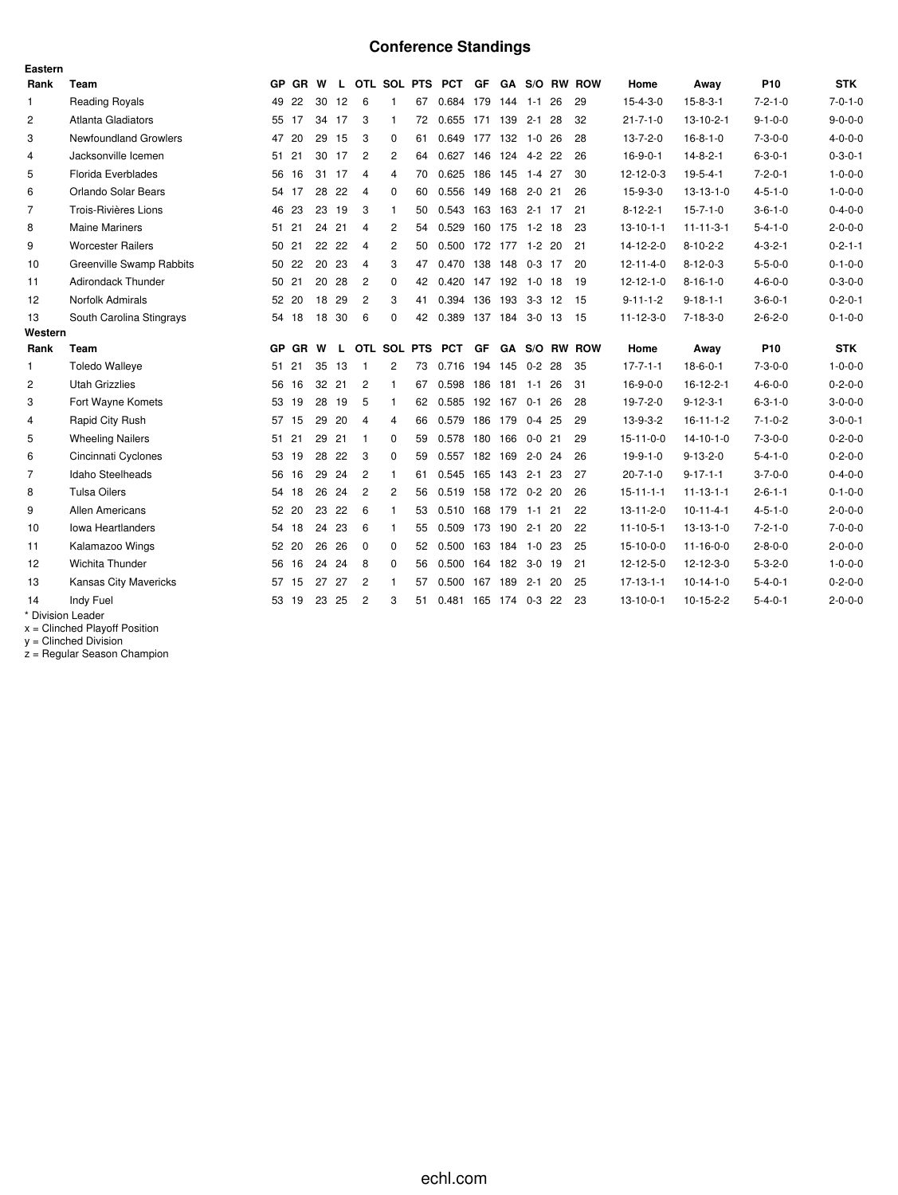# Conference Standings

**Eastern**

| Rank | Team | GP | GR | W | L | OTL | SOL | PTS | PCT | GF | GA | S/O | RW | ROW | Home | Away | P10 | STK |
|---|---|---|---|---|---|---|---|---|---|---|---|---|---|---|---|---|---|---|
| 1 | Reading Royals | 49 | 22 | 30 | 12 | 6 | 1 | 67 | 0.684 | 179 | 144 | 1-1 | 26 | 29 | 15-4-3-0 | 15-8-3-1 | 7-2-1-0 | 7-0-1-0 |
| 2 | Atlanta Gladiators | 55 | 17 | 34 | 17 | 3 | 1 | 72 | 0.655 | 171 | 139 | 2-1 | 28 | 32 | 21-7-1-0 | 13-10-2-1 | 9-1-0-0 | 9-0-0-0 |
| 3 | Newfoundland Growlers | 47 | 20 | 29 | 15 | 3 | 0 | 61 | 0.649 | 177 | 132 | 1-0 | 26 | 28 | 13-7-2-0 | 16-8-1-0 | 7-3-0-0 | 4-0-0-0 |
| 4 | Jacksonville Icemen | 51 | 21 | 30 | 17 | 2 | 2 | 64 | 0.627 | 146 | 124 | 4-2 | 22 | 26 | 16-9-0-1 | 14-8-2-1 | 6-3-0-1 | 0-3-0-1 |
| 5 | Florida Everblades | 56 | 16 | 31 | 17 | 4 | 4 | 70 | 0.625 | 186 | 145 | 1-4 | 27 | 30 | 12-12-0-3 | 19-5-4-1 | 7-2-0-1 | 1-0-0-0 |
| 6 | Orlando Solar Bears | 54 | 17 | 28 | 22 | 4 | 0 | 60 | 0.556 | 149 | 168 | 2-0 | 21 | 26 | 15-9-3-0 | 13-13-1-0 | 4-5-1-0 | 1-0-0-0 |
| 7 | Trois-Rivières Lions | 46 | 23 | 23 | 19 | 3 | 1 | 50 | 0.543 | 163 | 163 | 2-1 | 17 | 21 | 8-12-2-1 | 15-7-1-0 | 3-6-1-0 | 0-4-0-0 |
| 8 | Maine Mariners | 51 | 21 | 24 | 21 | 4 | 2 | 54 | 0.529 | 160 | 175 | 1-2 | 18 | 23 | 13-10-1-1 | 11-11-3-1 | 5-4-1-0 | 2-0-0-0 |
| 9 | Worcester Railers | 50 | 21 | 22 | 22 | 4 | 2 | 50 | 0.500 | 172 | 177 | 1-2 | 20 | 21 | 14-12-2-0 | 8-10-2-2 | 4-3-2-1 | 0-2-1-1 |
| 10 | Greenville Swamp Rabbits | 50 | 22 | 20 | 23 | 4 | 3 | 47 | 0.470 | 138 | 148 | 0-3 | 17 | 20 | 12-11-4-0 | 8-12-0-3 | 5-5-0-0 | 0-1-0-0 |
| 11 | Adirondack Thunder | 50 | 21 | 20 | 28 | 2 | 0 | 42 | 0.420 | 147 | 192 | 1-0 | 18 | 19 | 12-12-1-0 | 8-16-1-0 | 4-6-0-0 | 0-3-0-0 |
| 12 | Norfolk Admirals | 52 | 20 | 18 | 29 | 2 | 3 | 41 | 0.394 | 136 | 193 | 3-3 | 12 | 15 | 9-11-1-2 | 9-18-1-1 | 3-6-0-1 | 0-2-0-1 |
| 13 | South Carolina Stingrays | 54 | 18 | 18 | 30 | 6 | 0 | 42 | 0.389 | 137 | 184 | 3-0 | 13 | 15 | 11-12-3-0 | 7-18-3-0 | 2-6-2-0 | 0-1-0-0 |

**Western**

| Rank | Team | GP | GR | W | L | OTL | SOL | PTS | PCT | GF | GA | S/O | RW | ROW | Home | Away | P10 | STK |
|---|---|---|---|---|---|---|---|---|---|---|---|---|---|---|---|---|---|---|
| 1 | Toledo Walleye | 51 | 21 | 35 | 13 | 1 | 2 | 73 | 0.716 | 194 | 145 | 0-2 | 28 | 35 | 17-7-1-1 | 18-6-0-1 | 7-3-0-0 | 1-0-0-0 |
| 2 | Utah Grizzlies | 56 | 16 | 32 | 21 | 2 | 1 | 67 | 0.598 | 186 | 181 | 1-1 | 26 | 31 | 16-9-0-0 | 16-12-2-1 | 4-6-0-0 | 0-2-0-0 |
| 3 | Fort Wayne Komets | 53 | 19 | 28 | 19 | 5 | 1 | 62 | 0.585 | 192 | 167 | 0-1 | 26 | 28 | 19-7-2-0 | 9-12-3-1 | 6-3-1-0 | 3-0-0-0 |
| 4 | Rapid City Rush | 57 | 15 | 29 | 20 | 4 | 4 | 66 | 0.579 | 186 | 179 | 0-4 | 25 | 29 | 13-9-3-2 | 16-11-1-2 | 7-1-0-2 | 3-0-0-1 |
| 5 | Wheeling Nailers | 51 | 21 | 29 | 21 | 1 | 0 | 59 | 0.578 | 180 | 166 | 0-0 | 21 | 29 | 15-11-0-0 | 14-10-1-0 | 7-3-0-0 | 0-2-0-0 |
| 6 | Cincinnati Cyclones | 53 | 19 | 28 | 22 | 3 | 0 | 59 | 0.557 | 182 | 169 | 2-0 | 24 | 26 | 19-9-1-0 | 9-13-2-0 | 5-4-1-0 | 0-2-0-0 |
| 7 | Idaho Steelheads | 56 | 16 | 29 | 24 | 2 | 1 | 61 | 0.545 | 165 | 143 | 2-1 | 23 | 27 | 20-7-1-0 | 9-17-1-1 | 3-7-0-0 | 0-4-0-0 |
| 8 | Tulsa Oilers | 54 | 18 | 26 | 24 | 2 | 2 | 56 | 0.519 | 158 | 172 | 0-2 | 20 | 26 | 15-11-1-1 | 11-13-1-1 | 2-6-1-1 | 0-1-0-0 |
| 9 | Allen Americans | 52 | 20 | 23 | 22 | 6 | 1 | 53 | 0.510 | 168 | 179 | 1-1 | 21 | 22 | 13-11-2-0 | 10-11-4-1 | 4-5-1-0 | 2-0-0-0 |
| 10 | Iowa Heartlanders | 54 | 18 | 24 | 23 | 6 | 1 | 55 | 0.509 | 173 | 190 | 2-1 | 20 | 22 | 11-10-5-1 | 13-13-1-0 | 7-2-1-0 | 7-0-0-0 |
| 11 | Kalamazoo Wings | 52 | 20 | 26 | 26 | 0 | 0 | 52 | 0.500 | 163 | 184 | 1-0 | 23 | 25 | 15-10-0-0 | 11-16-0-0 | 2-8-0-0 | 2-0-0-0 |
| 12 | Wichita Thunder | 56 | 16 | 24 | 24 | 8 | 0 | 56 | 0.500 | 164 | 182 | 3-0 | 19 | 21 | 12-12-5-0 | 12-12-3-0 | 5-3-2-0 | 1-0-0-0 |
| 13 | Kansas City Mavericks | 57 | 15 | 27 | 27 | 2 | 1 | 57 | 0.500 | 167 | 189 | 2-1 | 20 | 25 | 17-13-1-1 | 10-14-1-0 | 5-4-0-1 | 0-2-0-0 |
| 14 | Indy Fuel | 53 | 19 | 23 | 25 | 2 | 3 | 51 | 0.481 | 165 | 174 | 0-3 | 22 | 23 | 13-10-0-1 | 10-15-2-2 | 5-4-0-1 | 2-0-0-0 |

* Division Leader
x = Clinched Playoff Position
y = Clinched Division
z = Regular Season Champion

echl.com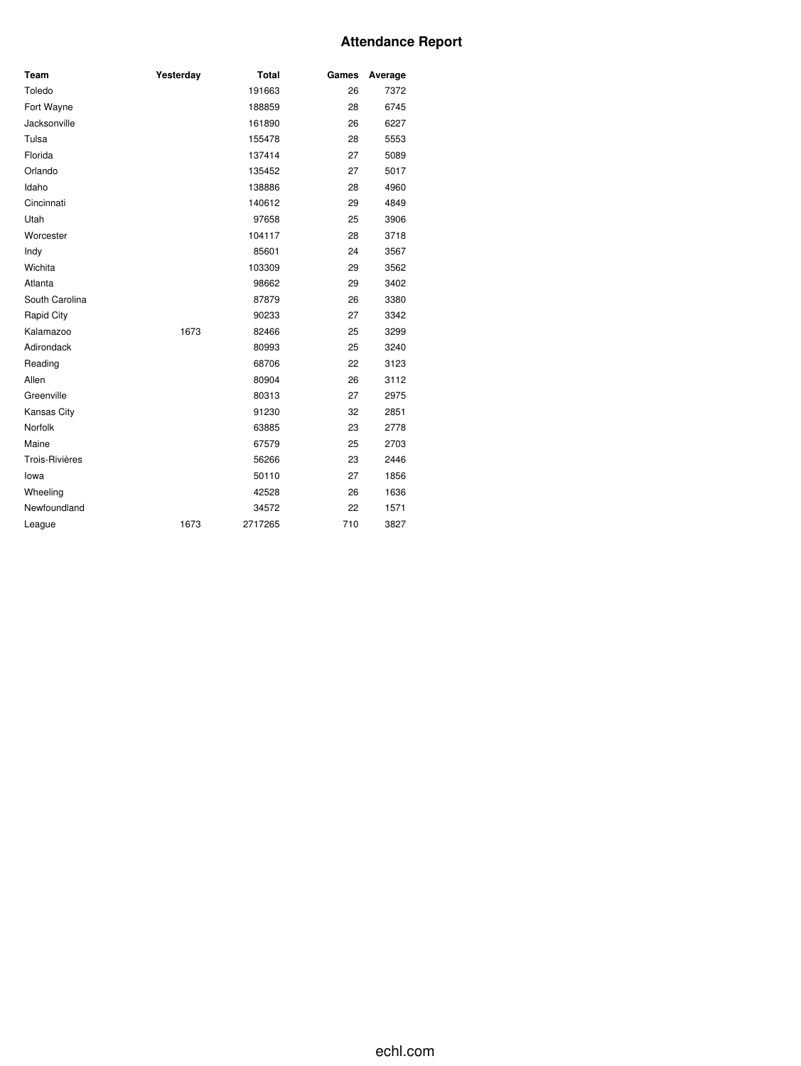# Attendance Report

| Team | Yesterday | Total | Games | Average |
|---|---|---|---|---|
| Toledo | | 191663 | 26 | 7372 |
| Fort Wayne | | 188859 | 28 | 6745 |
| Jacksonville | | 161890 | 26 | 6227 |
| Tulsa | | 155478 | 28 | 5553 |
| Florida | | 137414 | 27 | 5089 |
| Orlando | | 135452 | 27 | 5017 |
| Idaho | | 138886 | 28 | 4960 |
| Cincinnati | | 140612 | 29 | 4849 |
| Utah | | 97658 | 25 | 3906 |
| Worcester | | 104117 | 28 | 3718 |
| Indy | | 85601 | 24 | 3567 |
| Wichita | | 103309 | 29 | 3562 |
| Atlanta | | 98662 | 29 | 3402 |
| South Carolina | | 87879 | 26 | 3380 |
| Rapid City | | 90233 | 27 | 3342 |
| Kalamazoo | 1673 | 82466 | 25 | 3299 |
| Adirondack | | 80993 | 25 | 3240 |
| Reading | | 68706 | 22 | 3123 |
| Allen | | 80904 | 26 | 3112 |
| Greenville | | 80313 | 27 | 2975 |
| Kansas City | | 91230 | 32 | 2851 |
| Norfolk | | 63885 | 23 | 2778 |
| Maine | | 67579 | 25 | 2703 |
| Trois-Rivières | | 56266 | 23 | 2446 |
| Iowa | | 50110 | 27 | 1856 |
| Wheeling | | 42528 | 26 | 1636 |
| Newfoundland | | 34572 | 22 | 1571 |
| League | 1673 | 2717265 | 710 | 3827 |

echl.com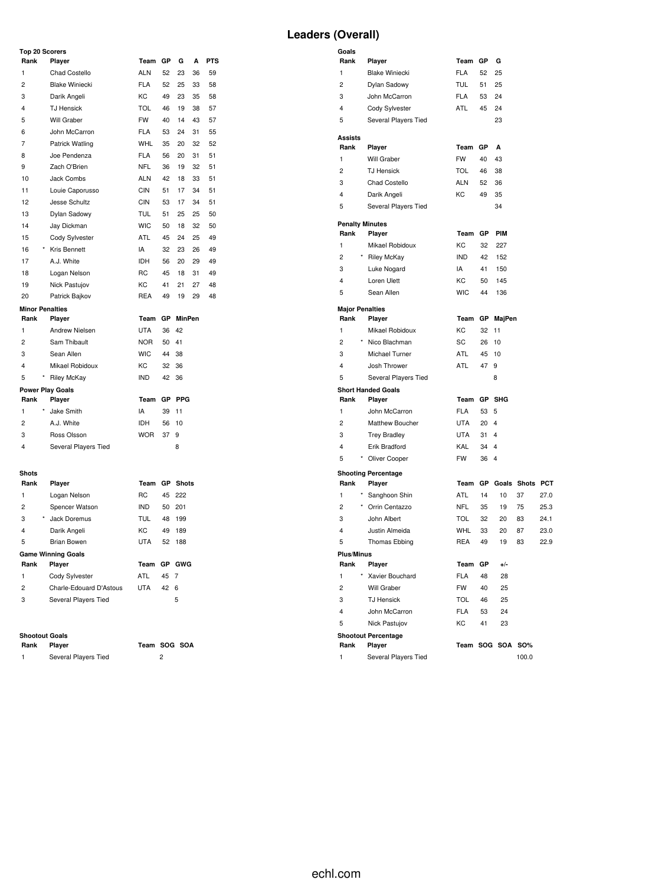# Leaders (Overall)

### Top 20 Scorers

| Rank | | Player | Team | GP | G | A | PTS |
|---|---|---|---|---|---|---|---|
| 1 | | Chad Costello | ALN | 52 | 23 | 36 | 59 |
| 2 | | Blake Winiecki | FLA | 52 | 25 | 33 | 58 |
| 3 | | Darik Angeli | KC | 49 | 23 | 35 | 58 |
| 4 | | TJ Hensick | TOL | 46 | 19 | 38 | 57 |
| 5 | | Will Graber | FW | 40 | 14 | 43 | 57 |
| 6 | | John McCarron | FLA | 53 | 24 | 31 | 55 |
| 7 | | Patrick Watling | WHL | 35 | 20 | 32 | 52 |
| 8 | | Joe Pendenza | FLA | 56 | 20 | 31 | 51 |
| 9 | | Zach O'Brien | NFL | 36 | 19 | 32 | 51 |
| 10 | | Jack Combs | ALN | 42 | 18 | 33 | 51 |
| 11 | | Louie Caporusso | CIN | 51 | 17 | 34 | 51 |
| 12 | | Jesse Schultz | CIN | 53 | 17 | 34 | 51 |
| 13 | | Dylan Sadowy | TUL | 51 | 25 | 25 | 50 |
| 14 | | Jay Dickman | WIC | 50 | 18 | 32 | 50 |
| 15 | | Cody Sylvester | ATL | 45 | 24 | 25 | 49 |
| 16 | * | Kris Bennett | IA | 32 | 23 | 26 | 49 |
| 17 | | A.J. White | IDH | 56 | 20 | 29 | 49 |
| 18 | | Logan Nelson | RC | 45 | 18 | 31 | 49 |
| 19 | | Nick Pastujov | KC | 41 | 21 | 27 | 48 |
| 20 | | Patrick Bajkov | REA | 49 | 19 | 29 | 48 |

### Goals

| Rank | Player | Team | GP | G |
|---|---|---|---|---|
| 1 | Blake Winiecki | FLA | 52 | 25 |
| 2 | Dylan Sadowy | TUL | 51 | 25 |
| 3 | John McCarron | FLA | 53 | 24 |
| 4 | Cody Sylvester | ATL | 45 | 24 |
| 5 | Several Players Tied | | | 23 |

### Assists

| Rank | Player | Team | GP | A |
|---|---|---|---|---|
| 1 | Will Graber | FW | 40 | 43 |
| 2 | TJ Hensick | TOL | 46 | 38 |
| 3 | Chad Costello | ALN | 52 | 36 |
| 4 | Darik Angeli | KC | 49 | 35 |
| 5 | Several Players Tied | | | 34 |

### Penalty Minutes

| Rank | | Player | Team | GP | PIM |
|---|---|---|---|---|---|
| 1 | | Mikael Robidoux | KC | 32 | 227 |
| 2 | * | Riley McKay | IND | 42 | 152 |
| 3 | | Luke Nogard | IA | 41 | 150 |
| 4 | | Loren Ulett | KC | 50 | 145 |
| 5 | | Sean Allen | WIC | 44 | 136 |

### Minor Penalties

| Rank | | Player | Team | GP | MinPen |
|---|---|---|---|---|---|
| 1 | | Andrew Nielsen | UTA | 36 | 42 |
| 2 | | Sam Thibault | NOR | 50 | 41 |
| 3 | | Sean Allen | WIC | 44 | 38 |
| 4 | | Mikael Robidoux | KC | 32 | 36 |
| 5 | * | Riley McKay | IND | 42 | 36 |

### Major Penalties

| Rank | | Player | Team | GP | MajPen |
|---|---|---|---|---|---|
| 1 | | Mikael Robidoux | KC | 32 | 11 |
| 2 | * | Nico Blachman | SC | 26 | 10 |
| 3 | | Michael Turner | ATL | 45 | 10 |
| 4 | | Josh Thrower | ATL | 47 | 9 |
| 5 | | Several Players Tied | | | 8 |

### Power Play Goals

| Rank | | Player | Team | GP | PPG |
|---|---|---|---|---|---|
| 1 | * | Jake Smith | IA | 39 | 11 |
| 2 | | A.J. White | IDH | 56 | 10 |
| 3 | | Ross Olsson | WOR | 37 | 9 |
| 4 | | Several Players Tied | | | 8 |

### Short Handed Goals

| Rank | | Player | Team | GP | SHG |
|---|---|---|---|---|---|
| 1 | | John McCarron | FLA | 53 | 5 |
| 2 | | Matthew Boucher | UTA | 20 | 4 |
| 3 | | Trey Bradley | UTA | 31 | 4 |
| 4 | | Erik Bradford | KAL | 34 | 4 |
| 5 | * | Oliver Cooper | FW | 36 | 4 |

### Shots

| Rank | | Player | Team | GP | Shots |
|---|---|---|---|---|---|
| 1 | | Logan Nelson | RC | 45 | 222 |
| 2 | | Spencer Watson | IND | 50 | 201 |
| 3 | * | Jack Doremus | TUL | 48 | 199 |
| 4 | | Darik Angeli | KC | 49 | 189 |
| 5 | | Brian Bowen | UTA | 52 | 188 |

### Shooting Percentage

| Rank | | Player | Team | GP | Goals | Shots | PCT |
|---|---|---|---|---|---|---|---|
| 1 | * | Sanghoon Shin | ATL | 14 | 10 | 37 | 27.0 |
| 2 | * | Orrin Centazzo | NFL | 35 | 19 | 75 | 25.3 |
| 3 | | John Albert | TOL | 32 | 20 | 83 | 24.1 |
| 4 | | Justin Almeida | WHL | 33 | 20 | 87 | 23.0 |
| 5 | | Thomas Ebbing | REA | 49 | 19 | 83 | 22.9 |

### Game Winning Goals

| Rank | Player | Team | GP | GWG |
|---|---|---|---|---|
| 1 | Cody Sylvester | ATL | 45 | 7 |
| 2 | Charle-Edouard D'Astous | UTA | 42 | 6 |
| 3 | Several Players Tied | | | 5 |

### Plus/Minus

| Rank | | Player | Team | GP | +/- |
|---|---|---|---|---|---|
| 1 | * | Xavier Bouchard | FLA | 48 | 28 |
| 2 | | Will Graber | FW | 40 | 25 |
| 3 | | TJ Hensick | TOL | 46 | 25 |
| 4 | | John McCarron | FLA | 53 | 24 |
| 5 | | Nick Pastujov | KC | 41 | 23 |

### Shootout Goals

| Rank | Player | Team | SOG | SOA |
|---|---|---|---|---|
| 1 | Several Players Tied | | 2 | |

### Shootout Percentage

| Rank | Player | Team | SOG | SOA | SO% |
|---|---|---|---|---|---|
| 1 | Several Players Tied | | | | 100.0 |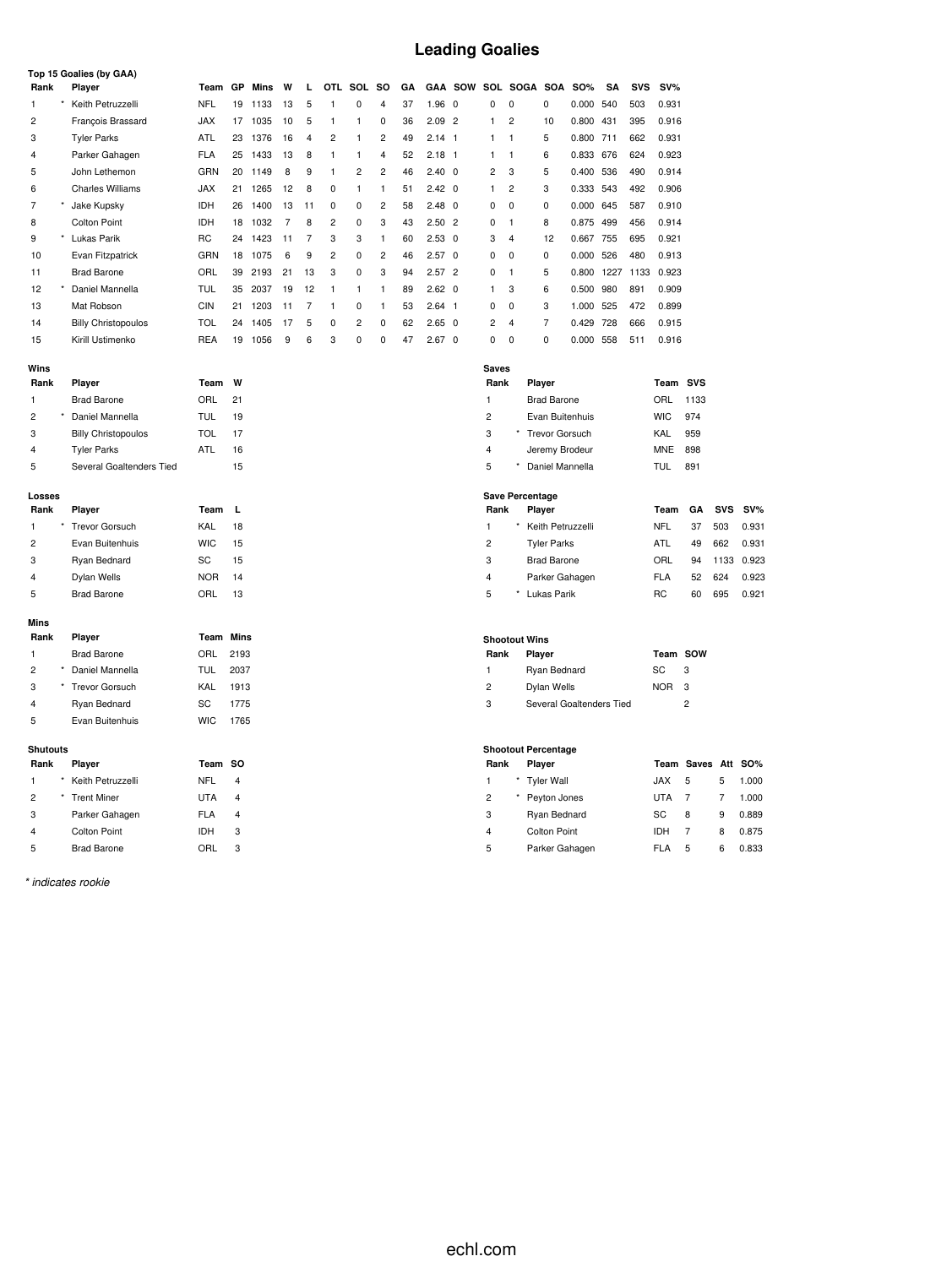# Leading Goalies

### Top 15 Goalies (by GAA)

| Rank | | Player | Team | GP | Mins | W | L | OTL | SOL | SO | GA | GAA | SOW | SOL | SOGA | SOA | SO% | SA | SVS | SV% |
|---|---|---|---|---|---|---|---|---|---|---|---|---|---|---|---|---|---|---|---|---|
| 1 | * | Keith Petruzzelli | NFL | 19 | 1133 | 13 | 5 | 1 | 0 | 4 | 37 | 1.96 | 0 | 0 | 0 | 0 | 0.000 | 540 | 503 | 0.931 |
| 2 | | François Brassard | JAX | 17 | 1035 | 10 | 5 | 1 | 1 | 0 | 36 | 2.09 | 2 | 1 | 2 | 10 | 0.800 | 431 | 395 | 0.916 |
| 3 | | Tyler Parks | ATL | 23 | 1376 | 16 | 4 | 2 | 1 | 2 | 49 | 2.14 | 1 | 1 | 1 | 5 | 0.800 | 711 | 662 | 0.931 |
| 4 | | Parker Gahagen | FLA | 25 | 1433 | 13 | 8 | 1 | 1 | 4 | 52 | 2.18 | 1 | 1 | 1 | 6 | 0.833 | 676 | 624 | 0.923 |
| 5 | | John Lethemon | GRN | 20 | 1149 | 8 | 9 | 1 | 2 | 2 | 46 | 2.40 | 0 | 2 | 3 | 5 | 0.400 | 536 | 490 | 0.914 |
| 6 | | Charles Williams | JAX | 21 | 1265 | 12 | 8 | 0 | 1 | 1 | 51 | 2.42 | 0 | 1 | 2 | 3 | 0.333 | 543 | 492 | 0.906 |
| 7 | * | Jake Kupsky | IDH | 26 | 1400 | 13 | 11 | 0 | 0 | 2 | 58 | 2.48 | 0 | 0 | 0 | 0 | 0.000 | 645 | 587 | 0.910 |
| 8 | | Colton Point | IDH | 18 | 1032 | 7 | 8 | 2 | 0 | 3 | 43 | 2.50 | 2 | 0 | 1 | 8 | 0.875 | 499 | 456 | 0.914 |
| 9 | * | Lukas Parik | RC | 24 | 1423 | 11 | 7 | 3 | 3 | 1 | 60 | 2.53 | 0 | 3 | 4 | 12 | 0.667 | 755 | 695 | 0.921 |
| 10 | | Evan Fitzpatrick | GRN | 18 | 1075 | 6 | 9 | 2 | 0 | 2 | 46 | 2.57 | 0 | 0 | 0 | 0 | 0.000 | 526 | 480 | 0.913 |
| 11 | | Brad Barone | ORL | 39 | 2193 | 21 | 13 | 3 | 0 | 3 | 94 | 2.57 | 2 | 0 | 1 | 5 | 0.800 | 1227 | 1133 | 0.923 |
| 12 | * | Daniel Mannella | TUL | 35 | 2037 | 19 | 12 | 1 | 1 | 1 | 89 | 2.62 | 0 | 1 | 3 | 6 | 0.500 | 980 | 891 | 0.909 |
| 13 | | Mat Robson | CIN | 21 | 1203 | 11 | 7 | 1 | 0 | 1 | 53 | 2.64 | 1 | 0 | 0 | 3 | 1.000 | 525 | 472 | 0.899 |
| 14 | | Billy Christopoulos | TOL | 24 | 1405 | 17 | 5 | 0 | 2 | 0 | 62 | 2.65 | 0 | 2 | 4 | 7 | 0.429 | 728 | 666 | 0.915 |
| 15 | | Kirill Ustimenko | REA | 19 | 1056 | 9 | 6 | 3 | 0 | 0 | 47 | 2.67 | 0 | 0 | 0 | 0 | 0.000 | 558 | 511 | 0.916 |

### Wins

| Rank | | Player | Team | W |
|---|---|---|---|---|
| 1 | | Brad Barone | ORL | 21 |
| 2 | * | Daniel Mannella | TUL | 19 |
| 3 | | Billy Christopoulos | TOL | 17 |
| 4 | | Tyler Parks | ATL | 16 |
| 5 | | Several Goaltenders Tied | | 15 |

### Losses

| Rank | | Player | Team | L |
|---|---|---|---|---|
| 1 | * | Trevor Gorsuch | KAL | 18 |
| 2 | | Evan Buitenhuis | WIC | 15 |
| 3 | | Ryan Bednard | SC | 15 |
| 4 | | Dylan Wells | NOR | 14 |
| 5 | | Brad Barone | ORL | 13 |

### Mins

| Rank | | Player | Team | Mins |
|---|---|---|---|---|
| 1 | | Brad Barone | ORL | 2193 |
| 2 | * | Daniel Mannella | TUL | 2037 |
| 3 | * | Trevor Gorsuch | KAL | 1913 |
| 4 | | Ryan Bednard | SC | 1775 |
| 5 | | Evan Buitenhuis | WIC | 1765 |

### Shutouts

| Rank | | Player | Team | SO |
|---|---|---|---|---|
| 1 | * | Keith Petruzzelli | NFL | 4 |
| 2 | * | Trent Miner | UTA | 4 |
| 3 | | Parker Gahagen | FLA | 4 |
| 4 | | Colton Point | IDH | 3 |
| 5 | | Brad Barone | ORL | 3 |

### Saves

| Rank | | Player | Team | SVS |
|---|---|---|---|---|
| 1 | | Brad Barone | ORL | 1133 |
| 2 | | Evan Buitenhuis | WIC | 974 |
| 3 | * | Trevor Gorsuch | KAL | 959 |
| 4 | | Jeremy Brodeur | MNE | 898 |
| 5 | * | Daniel Mannella | TUL | 891 |

### Save Percentage

| Rank | | Player | Team | GA | SVS | SV% |
|---|---|---|---|---|---|---|
| 1 | * | Keith Petruzzelli | NFL | 37 | 503 | 0.931 |
| 2 | | Tyler Parks | ATL | 49 | 662 | 0.931 |
| 3 | | Brad Barone | ORL | 94 | 1133 | 0.923 |
| 4 | | Parker Gahagen | FLA | 52 | 624 | 0.923 |
| 5 | * | Lukas Parik | RC | 60 | 695 | 0.921 |

### Shootout Wins

| Rank | | Player | Team | SOW |
|---|---|---|---|---|
| 1 | | Ryan Bednard | SC | 3 |
| 2 | | Dylan Wells | NOR | 3 |
| 3 | | Several Goaltenders Tied | | 2 |

### Shootout Percentage

| Rank | | Player | Team | Saves | Att | SO% |
|---|---|---|---|---|---|---|
| 1 | * | Tyler Wall | JAX | 5 | 5 | 1.000 |
| 2 | * | Peyton Jones | UTA | 7 | 7 | 1.000 |
| 3 | | Ryan Bednard | SC | 8 | 9 | 0.889 |
| 4 | | Colton Point | IDH | 7 | 8 | 0.875 |
| 5 | | Parker Gahagen | FLA | 5 | 6 | 0.833 |

*\* indicates rookie*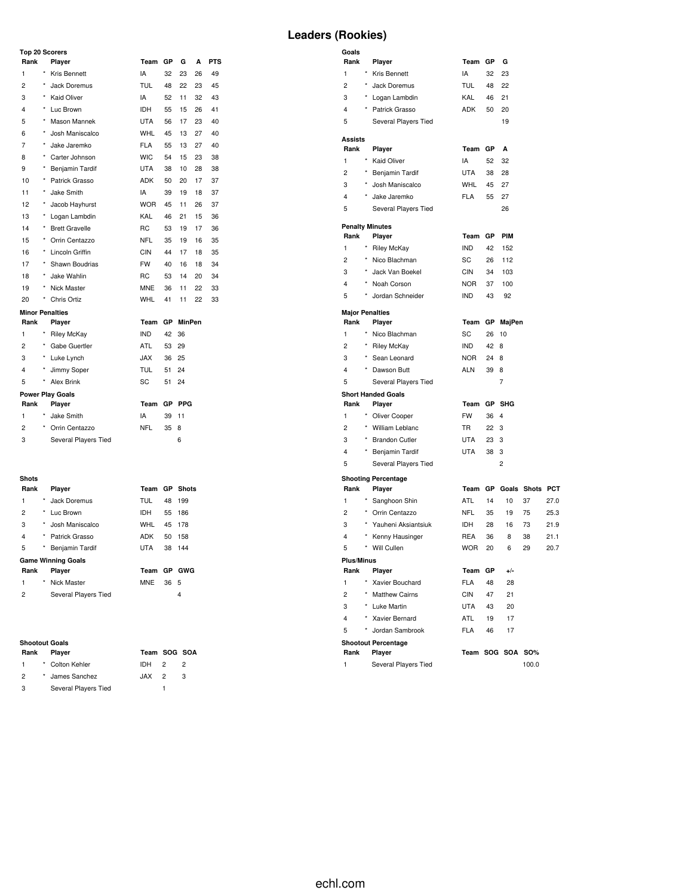# Leaders (Rookies)

**Top 20 Scorers**

| Rank | | Player | Team | GP | G | A | PTS |
|---|---|---|---|---|---|---|---|
| 1 | * | Kris Bennett | IA | 32 | 23 | 26 | 49 |
| 2 | * | Jack Doremus | TUL | 48 | 22 | 23 | 45 |
| 3 | * | Kaid Oliver | IA | 52 | 11 | 32 | 43 |
| 4 | * | Luc Brown | IDH | 55 | 15 | 26 | 41 |
| 5 | * | Mason Mannek | UTA | 56 | 17 | 23 | 40 |
| 6 | * | Josh Maniscalco | WHL | 45 | 13 | 27 | 40 |
| 7 | * | Jake Jaremko | FLA | 55 | 13 | 27 | 40 |
| 8 | * | Carter Johnson | WIC | 54 | 15 | 23 | 38 |
| 9 | * | Benjamin Tardif | UTA | 38 | 10 | 28 | 38 |
| 10 | * | Patrick Grasso | ADK | 50 | 20 | 17 | 37 |
| 11 | * | Jake Smith | IA | 39 | 19 | 18 | 37 |
| 12 | * | Jacob Hayhurst | WOR | 45 | 11 | 26 | 37 |
| 13 | * | Logan Lambdin | KAL | 46 | 21 | 15 | 36 |
| 14 | * | Brett Gravelle | RC | 53 | 19 | 17 | 36 |
| 15 | * | Orrin Centazzo | NFL | 35 | 19 | 16 | 35 |
| 16 | * | Lincoln Griffin | CIN | 44 | 17 | 18 | 35 |
| 17 | * | Shawn Boudrias | FW | 40 | 16 | 18 | 34 |
| 18 | * | Jake Wahlin | RC | 53 | 14 | 20 | 34 |
| 19 | * | Nick Master | MNE | 36 | 11 | 22 | 33 |
| 20 | * | Chris Ortiz | WHL | 41 | 11 | 22 | 33 |

**Goals**

| Rank | | Player | Team | GP | G |
|---|---|---|---|---|---|
| 1 | * | Kris Bennett | IA | 32 | 23 |
| 2 | * | Jack Doremus | TUL | 48 | 22 |
| 3 | * | Logan Lambdin | KAL | 46 | 21 |
| 4 | * | Patrick Grasso | ADK | 50 | 20 |
| 5 | | Several Players Tied | | | 19 |

**Assists**

| Rank | | Player | Team | GP | A |
|---|---|---|---|---|---|
| 1 | * | Kaid Oliver | IA | 52 | 32 |
| 2 | * | Benjamin Tardif | UTA | 38 | 28 |
| 3 | * | Josh Maniscalco | WHL | 45 | 27 |
| 4 | * | Jake Jaremko | FLA | 55 | 27 |
| 5 | | Several Players Tied | | | 26 |

**Penalty Minutes**

| Rank | | Player | Team | GP | PIM |
|---|---|---|---|---|---|
| 1 | * | Riley McKay | IND | 42 | 152 |
| 2 | * | Nico Blachman | SC | 26 | 112 |
| 3 | * | Jack Van Boekel | CIN | 34 | 103 |
| 4 | * | Noah Corson | NOR | 37 | 100 |
| 5 | * | Jordan Schneider | IND | 43 | 92 |

**Minor Penalties**

| Rank | | Player | Team | GP | MinPen |
|---|---|---|---|---|---|
| 1 | * | Riley McKay | IND | 42 | 36 |
| 2 | * | Gabe Guertler | ATL | 53 | 29 |
| 3 | * | Luke Lynch | JAX | 36 | 25 |
| 4 | * | Jimmy Soper | TUL | 51 | 24 |
| 5 | * | Alex Brink | SC | 51 | 24 |

**Major Penalties**

| Rank | | Player | Team | GP | MajPen |
|---|---|---|---|---|---|
| 1 | * | Nico Blachman | SC | 26 | 10 |
| 2 | * | Riley McKay | IND | 42 | 8 |
| 3 | * | Sean Leonard | NOR | 24 | 8 |
| 4 | * | Dawson Butt | ALN | 39 | 8 |
| 5 | | Several Players Tied | | | 7 |

**Power Play Goals**

| Rank | | Player | Team | GP | PPG |
|---|---|---|---|---|---|
| 1 | * | Jake Smith | IA | 39 | 11 |
| 2 | * | Orrin Centazzo | NFL | 35 | 8 |
| 3 | | Several Players Tied | | | 6 |

**Short Handed Goals**

| Rank | | Player | Team | GP | SHG |
|---|---|---|---|---|---|
| 1 | * | Oliver Cooper | FW | 36 | 4 |
| 2 | * | William Leblanc | TR | 22 | 3 |
| 3 | * | Brandon Cutler | UTA | 23 | 3 |
| 4 | * | Benjamin Tardif | UTA | 38 | 3 |
| 5 | | Several Players Tied | | | 2 |

**Shots**

| Rank | | Player | Team | GP | Shots |
|---|---|---|---|---|---|
| 1 | * | Jack Doremus | TUL | 48 | 199 |
| 2 | * | Luc Brown | IDH | 55 | 186 |
| 3 | * | Josh Maniscalco | WHL | 45 | 178 |
| 4 | * | Patrick Grasso | ADK | 50 | 158 |
| 5 | * | Benjamin Tardif | UTA | 38 | 144 |

**Shooting Percentage**

| Rank | | Player | Team | GP | Goals | Shots | PCT |
|---|---|---|---|---|---|---|---|
| 1 | * | Sanghoon Shin | ATL | 14 | 10 | 37 | 27.0 |
| 2 | * | Orrin Centazzo | NFL | 35 | 19 | 75 | 25.3 |
| 3 | * | Yauheni Aksiantsiuk | IDH | 28 | 16 | 73 | 21.9 |
| 4 | * | Kenny Hausinger | REA | 36 | 8 | 38 | 21.1 |
| 5 | * | Will Cullen | WOR | 20 | 6 | 29 | 20.7 |

**Game Winning Goals**

| Rank | | Player | Team | GP | GWG |
|---|---|---|---|---|---|
| 1 | * | Nick Master | MNE | 36 | 5 |
| 2 | | Several Players Tied | | | 4 |

**Plus/Minus**

| Rank | | Player | Team | GP | +/- |
|---|---|---|---|---|---|
| 1 | * | Xavier Bouchard | FLA | 48 | 28 |
| 2 | * | Matthew Cairns | CIN | 47 | 21 |
| 3 | * | Luke Martin | UTA | 43 | 20 |
| 4 | * | Xavier Bernard | ATL | 19 | 17 |
| 5 | * | Jordan Sambrook | FLA | 46 | 17 |

**Shootout Goals**

| Rank | | Player | Team | SOG | SOA |
|---|---|---|---|---|---|
| 1 | * | Colton Kehler | IDH | 2 | 2 |
| 2 | * | James Sanchez | JAX | 2 | 3 |
| 3 | | Several Players Tied | | 1 | |

**Shootout Percentage**

| Rank | Player | Team | SOG | SOA | SO% |
|---|---|---|---|---|---|
| 1 | Several Players Tied | | | | 100.0 |

echl.com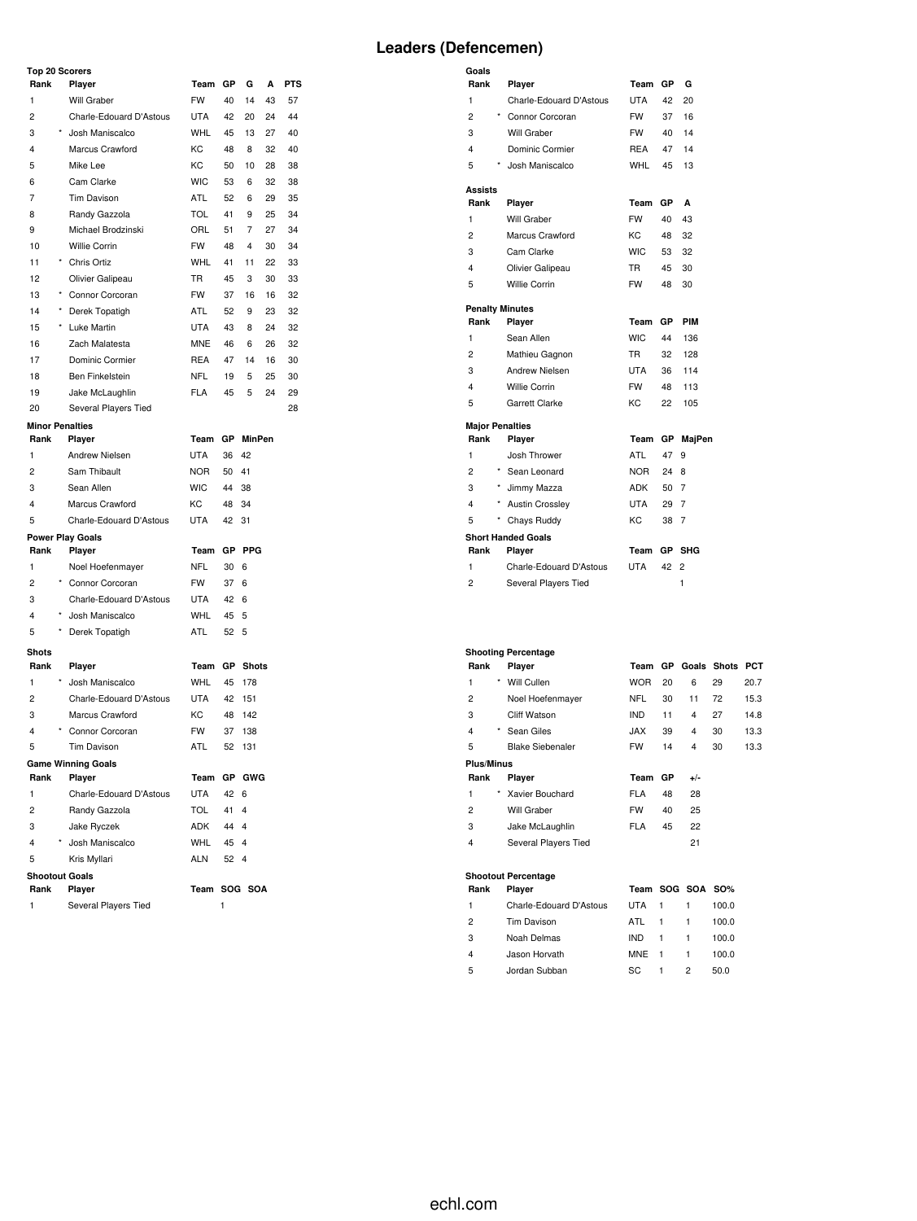# Leaders (Defencemen)

### Top 20 Scorers

| Rank | | Player | Team | GP | G | A | PTS |
|---|---|---|---|---|---|---|---|
| 1 | | Will Graber | FW | 40 | 14 | 43 | 57 |
| 2 | | Charle-Edouard D'Astous | UTA | 42 | 20 | 24 | 44 |
| 3 | * | Josh Maniscalco | WHL | 45 | 13 | 27 | 40 |
| 4 | | Marcus Crawford | KC | 48 | 8 | 32 | 40 |
| 5 | | Mike Lee | KC | 50 | 10 | 28 | 38 |
| 6 | | Cam Clarke | WIC | 53 | 6 | 32 | 38 |
| 7 | | Tim Davison | ATL | 52 | 6 | 29 | 35 |
| 8 | | Randy Gazzola | TOL | 41 | 9 | 25 | 34 |
| 9 | | Michael Brodzinski | ORL | 51 | 7 | 27 | 34 |
| 10 | | Willie Corrin | FW | 48 | 4 | 30 | 34 |
| 11 | * | Chris Ortiz | WHL | 41 | 11 | 22 | 33 |
| 12 | | Olivier Galipeau | TR | 45 | 3 | 30 | 33 |
| 13 | * | Connor Corcoran | FW | 37 | 16 | 16 | 32 |
| 14 | * | Derek Topatigh | ATL | 52 | 9 | 23 | 32 |
| 15 | * | Luke Martin | UTA | 43 | 8 | 24 | 32 |
| 16 | | Zach Malatesta | MNE | 46 | 6 | 26 | 32 |
| 17 | | Dominic Cormier | REA | 47 | 14 | 16 | 30 |
| 18 | | Ben Finkelstein | NFL | 19 | 5 | 25 | 30 |
| 19 | | Jake McLaughlin | FLA | 45 | 5 | 24 | 29 |
| 20 | | Several Players Tied | | | | | 28 |

### Goals

| Rank | | Player | Team | GP | G |
|---|---|---|---|---|---|
| 1 | | Charle-Edouard D'Astous | UTA | 42 | 20 |
| 2 | * | Connor Corcoran | FW | 37 | 16 |
| 3 | | Will Graber | FW | 40 | 14 |
| 4 | | Dominic Cormier | REA | 47 | 14 |
| 5 | * | Josh Maniscalco | WHL | 45 | 13 |

### Assists

| Rank | Player | Team | GP | A |
|---|---|---|---|---|
| 1 | Will Graber | FW | 40 | 43 |
| 2 | Marcus Crawford | KC | 48 | 32 |
| 3 | Cam Clarke | WIC | 53 | 32 |
| 4 | Olivier Galipeau | TR | 45 | 30 |
| 5 | Willie Corrin | FW | 48 | 30 |

### Penalty Minutes

| Rank | Player | Team | GP | PIM |
|---|---|---|---|---|
| 1 | Sean Allen | WIC | 44 | 136 |
| 2 | Mathieu Gagnon | TR | 32 | 128 |
| 3 | Andrew Nielsen | UTA | 36 | 114 |
| 4 | Willie Corrin | FW | 48 | 113 |
| 5 | Garrett Clarke | KC | 22 | 105 |

### Minor Penalties

| Rank | Player | Team | GP | MinPen |
|---|---|---|---|---|
| 1 | Andrew Nielsen | UTA | 36 | 42 |
| 2 | Sam Thibault | NOR | 50 | 41 |
| 3 | Sean Allen | WIC | 44 | 38 |
| 4 | Marcus Crawford | KC | 48 | 34 |
| 5 | Charle-Edouard D'Astous | UTA | 42 | 31 |

### Major Penalties

| Rank | | Player | Team | GP | MajPen |
|---|---|---|---|---|---|
| 1 | | Josh Thrower | ATL | 47 | 9 |
| 2 | * | Sean Leonard | NOR | 24 | 8 |
| 3 | * | Jimmy Mazza | ADK | 50 | 7 |
| 4 | * | Austin Crossley | UTA | 29 | 7 |
| 5 | * | Chays Ruddy | KC | 38 | 7 |

### Power Play Goals

| Rank | | Player | Team | GP | PPG |
|---|---|---|---|---|---|
| 1 | | Noel Hoefenmayer | NFL | 30 | 6 |
| 2 | * | Connor Corcoran | FW | 37 | 6 |
| 3 | | Charle-Edouard D'Astous | UTA | 42 | 6 |
| 4 | * | Josh Maniscalco | WHL | 45 | 5 |
| 5 | * | Derek Topatigh | ATL | 52 | 5 |

### Short Handed Goals

| Rank | Player | Team | GP | SHG |
|---|---|---|---|---|
| 1 | Charle-Edouard D'Astous | UTA | 42 | 2 |
| 2 | Several Players Tied | | | 1 |

### Shots

| Rank | | Player | Team | GP | Shots |
|---|---|---|---|---|---|
| 1 | * | Josh Maniscalco | WHL | 45 | 178 |
| 2 | | Charle-Edouard D'Astous | UTA | 42 | 151 |
| 3 | | Marcus Crawford | KC | 48 | 142 |
| 4 | * | Connor Corcoran | FW | 37 | 138 |
| 5 | | Tim Davison | ATL | 52 | 131 |

### Shooting Percentage

| Rank | | Player | Team | GP | Goals | Shots | PCT |
|---|---|---|---|---|---|---|---|
| 1 | * | Will Cullen | WOR | 20 | 6 | 29 | 20.7 |
| 2 | | Noel Hoefenmayer | NFL | 30 | 11 | 72 | 15.3 |
| 3 | | Cliff Watson | IND | 11 | 4 | 27 | 14.8 |
| 4 | * | Sean Giles | JAX | 39 | 4 | 30 | 13.3 |
| 5 | | Blake Siebenaler | FW | 14 | 4 | 30 | 13.3 |

### Game Winning Goals

| Rank | | Player | Team | GP | GWG |
|---|---|---|---|---|---|
| 1 | | Charle-Edouard D'Astous | UTA | 42 | 6 |
| 2 | | Randy Gazzola | TOL | 41 | 4 |
| 3 | | Jake Ryczek | ADK | 44 | 4 |
| 4 | * | Josh Maniscalco | WHL | 45 | 4 |
| 5 | | Kris Myllari | ALN | 52 | 4 |

### Plus/Minus

| Rank | | Player | Team | GP | +/- |
|---|---|---|---|---|---|
| 1 | * | Xavier Bouchard | FLA | 48 | 28 |
| 2 | | Will Graber | FW | 40 | 25 |
| 3 | | Jake McLaughlin | FLA | 45 | 22 |
| 4 | | Several Players Tied | | | 21 |

### Shootout Goals

| Rank | Player | Team | SOG | SOA |
|---|---|---|---|---|
| 1 | Several Players Tied | | 1 | |

### Shootout Percentage

| Rank | Player | Team | SOG | SOA | SO% |
|---|---|---|---|---|---|
| 1 | Charle-Edouard D'Astous | UTA | 1 | 1 | 100.0 |
| 2 | Tim Davison | ATL | 1 | 1 | 100.0 |
| 3 | Noah Delmas | IND | 1 | 1 | 100.0 |
| 4 | Jason Horvath | MNE | 1 | 1 | 100.0 |
| 5 | Jordan Subban | SC | 1 | 2 | 50.0 |

echl.com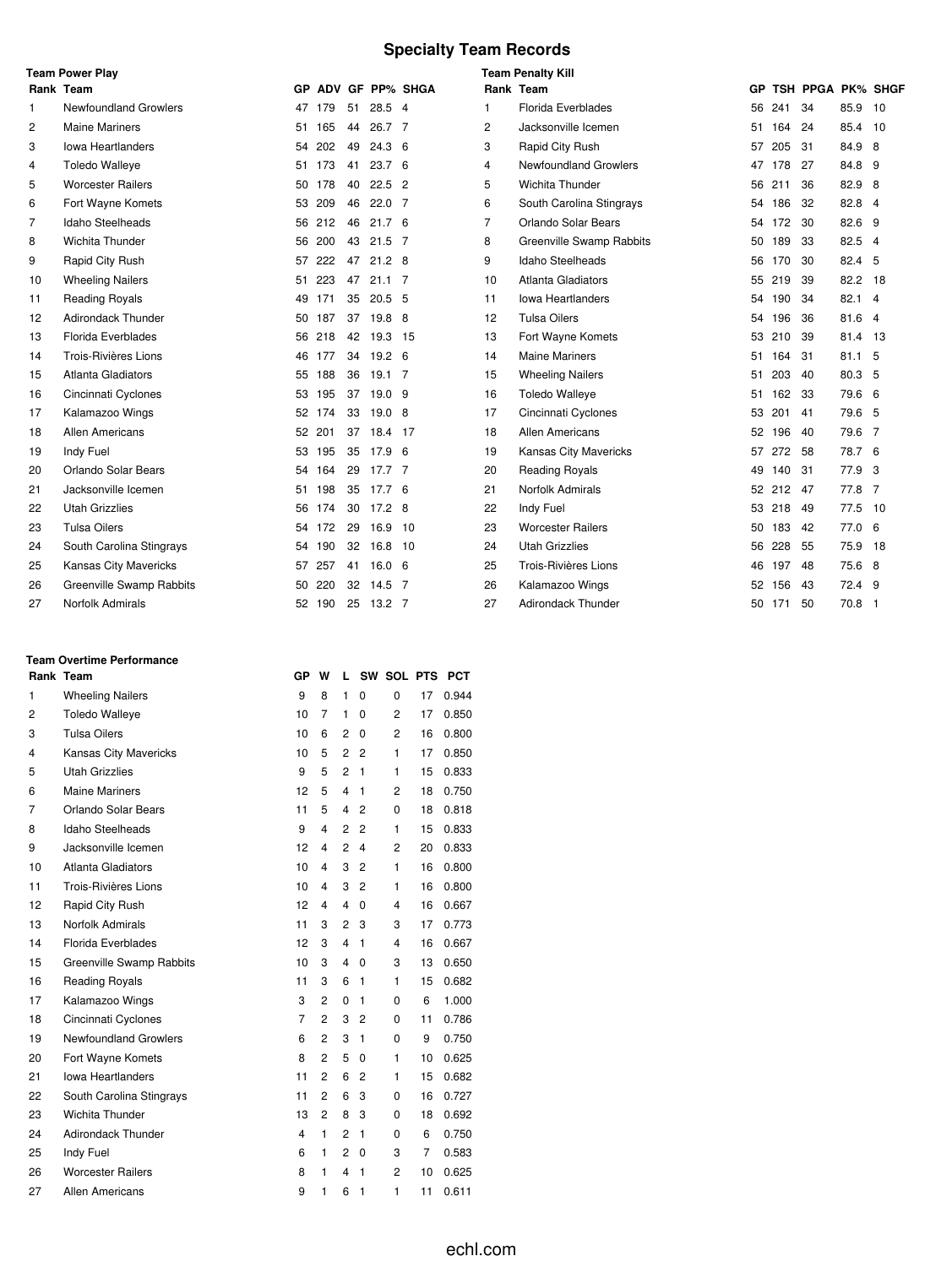# Specialty Team Records

### Team Power Play

| Rank | Team | GP | ADV | GF | PP% | SHGA |
|---|---|---|---|---|---|---|
| 1 | Newfoundland Growlers | 47 | 179 | 51 | 28.5 | 4 |
| 2 | Maine Mariners | 51 | 165 | 44 | 26.7 | 7 |
| 3 | Iowa Heartlanders | 54 | 202 | 49 | 24.3 | 6 |
| 4 | Toledo Walleye | 51 | 173 | 41 | 23.7 | 6 |
| 5 | Worcester Railers | 50 | 178 | 40 | 22.5 | 2 |
| 6 | Fort Wayne Komets | 53 | 209 | 46 | 22.0 | 7 |
| 7 | Idaho Steelheads | 56 | 212 | 46 | 21.7 | 6 |
| 8 | Wichita Thunder | 56 | 200 | 43 | 21.5 | 7 |
| 9 | Rapid City Rush | 57 | 222 | 47 | 21.2 | 8 |
| 10 | Wheeling Nailers | 51 | 223 | 47 | 21.1 | 7 |
| 11 | Reading Royals | 49 | 171 | 35 | 20.5 | 5 |
| 12 | Adirondack Thunder | 50 | 187 | 37 | 19.8 | 8 |
| 13 | Florida Everblades | 56 | 218 | 42 | 19.3 | 15 |
| 14 | Trois-Rivières Lions | 46 | 177 | 34 | 19.2 | 6 |
| 15 | Atlanta Gladiators | 55 | 188 | 36 | 19.1 | 7 |
| 16 | Cincinnati Cyclones | 53 | 195 | 37 | 19.0 | 9 |
| 17 | Kalamazoo Wings | 52 | 174 | 33 | 19.0 | 8 |
| 18 | Allen Americans | 52 | 201 | 37 | 18.4 | 17 |
| 19 | Indy Fuel | 53 | 195 | 35 | 17.9 | 6 |
| 20 | Orlando Solar Bears | 54 | 164 | 29 | 17.7 | 7 |
| 21 | Jacksonville Icemen | 51 | 198 | 35 | 17.7 | 6 |
| 22 | Utah Grizzlies | 56 | 174 | 30 | 17.2 | 8 |
| 23 | Tulsa Oilers | 54 | 172 | 29 | 16.9 | 10 |
| 24 | South Carolina Stingrays | 54 | 190 | 32 | 16.8 | 10 |
| 25 | Kansas City Mavericks | 57 | 257 | 41 | 16.0 | 6 |
| 26 | Greenville Swamp Rabbits | 50 | 220 | 32 | 14.5 | 7 |
| 27 | Norfolk Admirals | 52 | 190 | 25 | 13.2 | 7 |

### Team Penalty Kill

| Rank | Team | GP | TSH | PPGA | PK% | SHGF |
|---|---|---|---|---|---|---|
| 1 | Florida Everblades | 56 | 241 | 34 | 85.9 | 10 |
| 2 | Jacksonville Icemen | 51 | 164 | 24 | 85.4 | 10 |
| 3 | Rapid City Rush | 57 | 205 | 31 | 84.9 | 8 |
| 4 | Newfoundland Growlers | 47 | 178 | 27 | 84.8 | 9 |
| 5 | Wichita Thunder | 56 | 211 | 36 | 82.9 | 8 |
| 6 | South Carolina Stingrays | 54 | 186 | 32 | 82.8 | 4 |
| 7 | Orlando Solar Bears | 54 | 172 | 30 | 82.6 | 9 |
| 8 | Greenville Swamp Rabbits | 50 | 189 | 33 | 82.5 | 4 |
| 9 | Idaho Steelheads | 56 | 170 | 30 | 82.4 | 5 |
| 10 | Atlanta Gladiators | 55 | 219 | 39 | 82.2 | 18 |
| 11 | Iowa Heartlanders | 54 | 190 | 34 | 82.1 | 4 |
| 12 | Tulsa Oilers | 54 | 196 | 36 | 81.6 | 4 |
| 13 | Fort Wayne Komets | 53 | 210 | 39 | 81.4 | 13 |
| 14 | Maine Mariners | 51 | 164 | 31 | 81.1 | 5 |
| 15 | Wheeling Nailers | 51 | 203 | 40 | 80.3 | 5 |
| 16 | Toledo Walleye | 51 | 162 | 33 | 79.6 | 6 |
| 17 | Cincinnati Cyclones | 53 | 201 | 41 | 79.6 | 5 |
| 18 | Allen Americans | 52 | 196 | 40 | 79.6 | 7 |
| 19 | Kansas City Mavericks | 57 | 272 | 58 | 78.7 | 6 |
| 20 | Reading Royals | 49 | 140 | 31 | 77.9 | 3 |
| 21 | Norfolk Admirals | 52 | 212 | 47 | 77.8 | 7 |
| 22 | Indy Fuel | 53 | 218 | 49 | 77.5 | 10 |
| 23 | Worcester Railers | 50 | 183 | 42 | 77.0 | 6 |
| 24 | Utah Grizzlies | 56 | 228 | 55 | 75.9 | 18 |
| 25 | Trois-Rivières Lions | 46 | 197 | 48 | 75.6 | 8 |
| 26 | Kalamazoo Wings | 52 | 156 | 43 | 72.4 | 9 |
| 27 | Adirondack Thunder | 50 | 171 | 50 | 70.8 | 1 |

### Team Overtime Performance

| Rank | Team | GP | W | L | SW | SOL | PTS | PCT |
|---|---|---|---|---|---|---|---|---|
| 1 | Wheeling Nailers | 9 | 8 | 1 | 0 | 0 | 17 | 0.944 |
| 2 | Toledo Walleye | 10 | 7 | 1 | 0 | 2 | 17 | 0.850 |
| 3 | Tulsa Oilers | 10 | 6 | 2 | 0 | 2 | 16 | 0.800 |
| 4 | Kansas City Mavericks | 10 | 5 | 2 | 2 | 1 | 17 | 0.850 |
| 5 | Utah Grizzlies | 9 | 5 | 2 | 1 | 1 | 15 | 0.833 |
| 6 | Maine Mariners | 12 | 5 | 4 | 1 | 2 | 18 | 0.750 |
| 7 | Orlando Solar Bears | 11 | 5 | 4 | 2 | 0 | 18 | 0.818 |
| 8 | Idaho Steelheads | 9 | 4 | 2 | 2 | 1 | 15 | 0.833 |
| 9 | Jacksonville Icemen | 12 | 4 | 2 | 4 | 2 | 20 | 0.833 |
| 10 | Atlanta Gladiators | 10 | 4 | 3 | 2 | 1 | 16 | 0.800 |
| 11 | Trois-Rivières Lions | 10 | 4 | 3 | 2 | 1 | 16 | 0.800 |
| 12 | Rapid City Rush | 12 | 4 | 4 | 0 | 4 | 16 | 0.667 |
| 13 | Norfolk Admirals | 11 | 3 | 2 | 3 | 3 | 17 | 0.773 |
| 14 | Florida Everblades | 12 | 3 | 4 | 1 | 4 | 16 | 0.667 |
| 15 | Greenville Swamp Rabbits | 10 | 3 | 4 | 0 | 3 | 13 | 0.650 |
| 16 | Reading Royals | 11 | 3 | 6 | 1 | 1 | 15 | 0.682 |
| 17 | Kalamazoo Wings | 3 | 2 | 0 | 1 | 0 | 6 | 1.000 |
| 18 | Cincinnati Cyclones | 7 | 2 | 3 | 2 | 0 | 11 | 0.786 |
| 19 | Newfoundland Growlers | 6 | 2 | 3 | 1 | 0 | 9 | 0.750 |
| 20 | Fort Wayne Komets | 8 | 2 | 5 | 0 | 1 | 10 | 0.625 |
| 21 | Iowa Heartlanders | 11 | 2 | 6 | 2 | 1 | 15 | 0.682 |
| 22 | South Carolina Stingrays | 11 | 2 | 6 | 3 | 0 | 16 | 0.727 |
| 23 | Wichita Thunder | 13 | 2 | 8 | 3 | 0 | 18 | 0.692 |
| 24 | Adirondack Thunder | 4 | 1 | 2 | 1 | 0 | 6 | 0.750 |
| 25 | Indy Fuel | 6 | 1 | 2 | 0 | 3 | 7 | 0.583 |
| 26 | Worcester Railers | 8 | 1 | 4 | 1 | 2 | 10 | 0.625 |
| 27 | Allen Americans | 9 | 1 | 6 | 1 | 1 | 11 | 0.611 |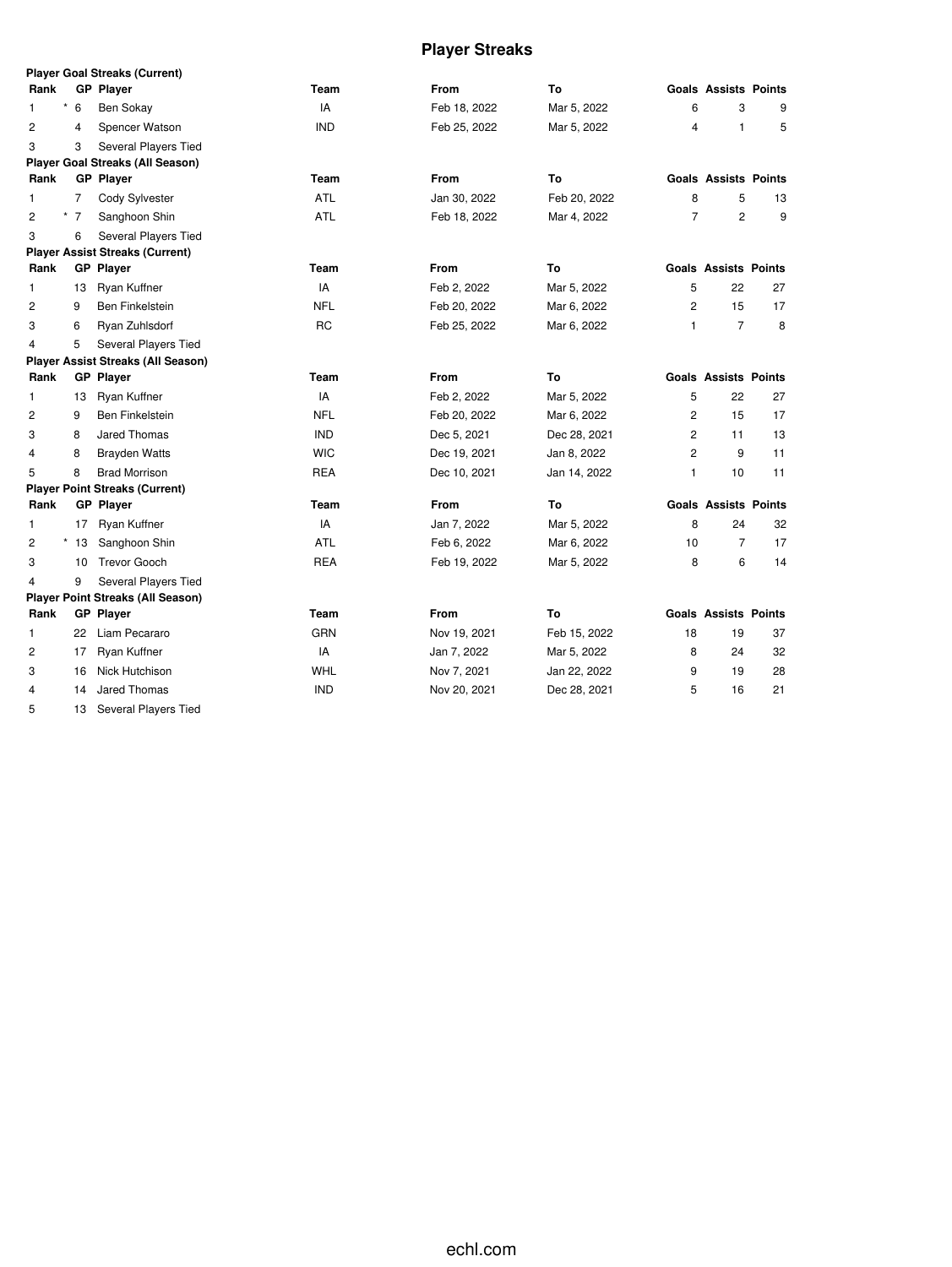# Player Streaks

**Player Goal Streaks (Current)**

| Rank | GP | Player | Team | From | To | Goals | Assists | Points |
|---|---|---|---|---|---|---|---|---|
| 1 | * 6 | Ben Sokay | IA | Feb 18, 2022 | Mar 5, 2022 | 6 | 3 | 9 |
| 2 | 4 | Spencer Watson | IND | Feb 25, 2022 | Mar 5, 2022 | 4 | 1 | 5 |
| 3 | 3 | Several Players Tied | | | | | | |

**Player Goal Streaks (All Season)**

| Rank | GP | Player | Team | From | To | Goals | Assists | Points |
|---|---|---|---|---|---|---|---|---|
| 1 | 7 | Cody Sylvester | ATL | Jan 30, 2022 | Feb 20, 2022 | 8 | 5 | 13 |
| 2 | * 7 | Sanghoon Shin | ATL | Feb 18, 2022 | Mar 4, 2022 | 7 | 2 | 9 |
| 3 | 6 | Several Players Tied | | | | | | |

**Player Assist Streaks (Current)**

| Rank | GP | Player | Team | From | To | Goals | Assists | Points |
|---|---|---|---|---|---|---|---|---|
| 1 | 13 | Ryan Kuffner | IA | Feb 2, 2022 | Mar 5, 2022 | 5 | 22 | 27 |
| 2 | 9 | Ben Finkelstein | NFL | Feb 20, 2022 | Mar 6, 2022 | 2 | 15 | 17 |
| 3 | 6 | Ryan Zuhlsdorf | RC | Feb 25, 2022 | Mar 6, 2022 | 1 | 7 | 8 |
| 4 | 5 | Several Players Tied | | | | | | |

**Player Assist Streaks (All Season)**

| Rank | GP | Player | Team | From | To | Goals | Assists | Points |
|---|---|---|---|---|---|---|---|---|
| 1 | 13 | Ryan Kuffner | IA | Feb 2, 2022 | Mar 5, 2022 | 5 | 22 | 27 |
| 2 | 9 | Ben Finkelstein | NFL | Feb 20, 2022 | Mar 6, 2022 | 2 | 15 | 17 |
| 3 | 8 | Jared Thomas | IND | Dec 5, 2021 | Dec 28, 2021 | 2 | 11 | 13 |
| 4 | 8 | Brayden Watts | WIC | Dec 19, 2021 | Jan 8, 2022 | 2 | 9 | 11 |
| 5 | 8 | Brad Morrison | REA | Dec 10, 2021 | Jan 14, 2022 | 1 | 10 | 11 |

**Player Point Streaks (Current)**

| Rank | GP | Player | Team | From | To | Goals | Assists | Points |
|---|---|---|---|---|---|---|---|---|
| 1 | 17 | Ryan Kuffner | IA | Jan 7, 2022 | Mar 5, 2022 | 8 | 24 | 32 |
| 2 | * 13 | Sanghoon Shin | ATL | Feb 6, 2022 | Mar 6, 2022 | 10 | 7 | 17 |
| 3 | 10 | Trevor Gooch | REA | Feb 19, 2022 | Mar 5, 2022 | 8 | 6 | 14 |
| 4 | 9 | Several Players Tied | | | | | | |

**Player Point Streaks (All Season)**

| Rank | GP | Player | Team | From | To | Goals | Assists | Points |
|---|---|---|---|---|---|---|---|---|
| 1 | 22 | Liam Pecararo | GRN | Nov 19, 2021 | Feb 15, 2022 | 18 | 19 | 37 |
| 2 | 17 | Ryan Kuffner | IA | Jan 7, 2022 | Mar 5, 2022 | 8 | 24 | 32 |
| 3 | 16 | Nick Hutchison | WHL | Nov 7, 2021 | Jan 22, 2022 | 9 | 19 | 28 |
| 4 | 14 | Jared Thomas | IND | Nov 20, 2021 | Dec 28, 2021 | 5 | 16 | 21 |
| 5 | 13 | Several Players Tied | | | | | | |

echl.com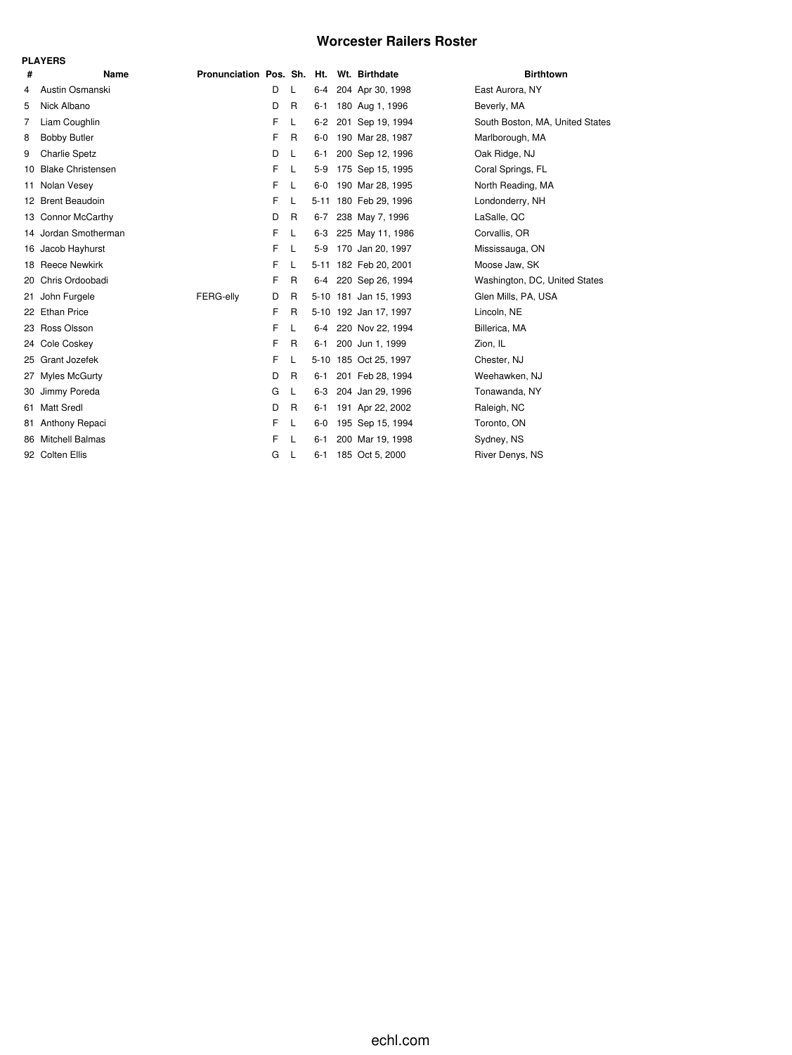# Worcester Railers Roster

**PLAYERS**

| # | Name | Pronunciation | Pos. | Sh. | Ht. | Wt. | Birthdate | Birthtown |
|---|---|---|---|---|---|---|---|---|
| 4 | Austin Osmanski | | D | L | 6-4 | 204 | Apr 30, 1998 | East Aurora, NY |
| 5 | Nick Albano | | D | R | 6-1 | 180 | Aug 1, 1996 | Beverly, MA |
| 7 | Liam Coughlin | | F | L | 6-2 | 201 | Sep 19, 1994 | South Boston, MA, United States |
| 8 | Bobby Butler | | F | R | 6-0 | 190 | Mar 28, 1987 | Marlborough, MA |
| 9 | Charlie Spetz | | D | L | 6-1 | 200 | Sep 12, 1996 | Oak Ridge, NJ |
| 10 | Blake Christensen | | F | L | 5-9 | 175 | Sep 15, 1995 | Coral Springs, FL |
| 11 | Nolan Vesey | | F | L | 6-0 | 190 | Mar 28, 1995 | North Reading, MA |
| 12 | Brent Beaudoin | | F | L | 5-11 | 180 | Feb 29, 1996 | Londonderry, NH |
| 13 | Connor McCarthy | | D | R | 6-7 | 238 | May 7, 1996 | LaSalle, QC |
| 14 | Jordan Smotherman | | F | L | 6-3 | 225 | May 11, 1986 | Corvallis, OR |
| 16 | Jacob Hayhurst | | F | L | 5-9 | 170 | Jan 20, 1997 | Mississauga, ON |
| 18 | Reece Newkirk | | F | L | 5-11 | 182 | Feb 20, 2001 | Moose Jaw, SK |
| 20 | Chris Ordoobadi | | F | R | 6-4 | 220 | Sep 26, 1994 | Washington, DC, United States |
| 21 | John Furgele | FERG-elly | D | R | 5-10 | 181 | Jan 15, 1993 | Glen Mills, PA, USA |
| 22 | Ethan Price | | F | R | 5-10 | 192 | Jan 17, 1997 | Lincoln, NE |
| 23 | Ross Olsson | | F | L | 6-4 | 220 | Nov 22, 1994 | Billerica, MA |
| 24 | Cole Coskey | | F | R | 6-1 | 200 | Jun 1, 1999 | Zion, IL |
| 25 | Grant Jozefek | | F | L | 5-10 | 185 | Oct 25, 1997 | Chester, NJ |
| 27 | Myles McGurty | | D | R | 6-1 | 201 | Feb 28, 1994 | Weehawken, NJ |
| 30 | Jimmy Poreda | | G | L | 6-3 | 204 | Jan 29, 1996 | Tonawanda, NY |
| 61 | Matt Sredl | | D | R | 6-1 | 191 | Apr 22, 2002 | Raleigh, NC |
| 81 | Anthony Repaci | | F | L | 6-0 | 195 | Sep 15, 1994 | Toronto, ON |
| 86 | Mitchell Balmas | | F | L | 6-1 | 200 | Mar 19, 1998 | Sydney, NS |
| 92 | Colten Ellis | | G | L | 6-1 | 185 | Oct 5, 2000 | River Denys, NS |

echl.com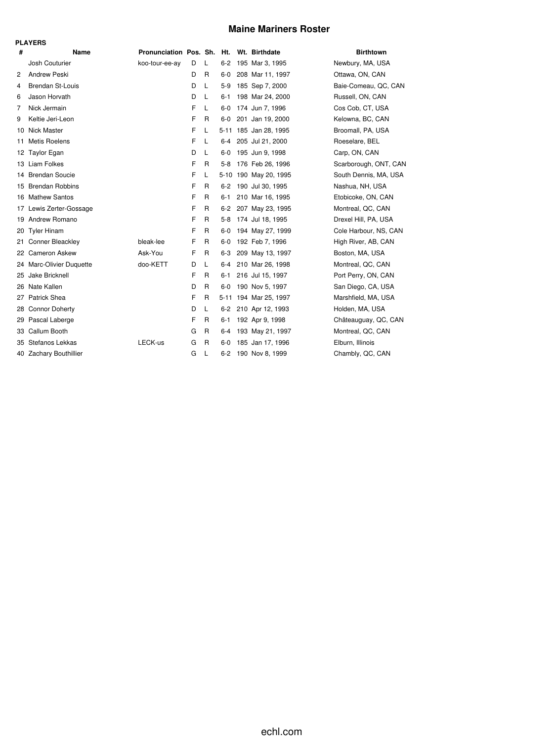# Maine Mariners Roster

**PLAYERS**

| # | Name | Pronunciation | Pos. | Sh. | Ht. | Wt. | Birthdate | Birthtown |
|---|---|---|---|---|---|---|---|---|
| | Josh Couturier | koo-tour-ee-ay | D | L | 6-2 | 195 | Mar 3, 1995 | Newbury, MA, USA |
| 2 | Andrew Peski | | D | R | 6-0 | 208 | Mar 11, 1997 | Ottawa, ON, CAN |
| 4 | Brendan St-Louis | | D | L | 5-9 | 185 | Sep 7, 2000 | Baie-Comeau, QC, CAN |
| 6 | Jason Horvath | | D | L | 6-1 | 198 | Mar 24, 2000 | Russell, ON, CAN |
| 7 | Nick Jermain | | F | L | 6-0 | 174 | Jun 7, 1996 | Cos Cob, CT, USA |
| 9 | Keltie Jeri-Leon | | F | R | 6-0 | 201 | Jan 19, 2000 | Kelowna, BC, CAN |
| 10 | Nick Master | | F | L | 5-11 | 185 | Jan 28, 1995 | Broomall, PA, USA |
| 11 | Metis Roelens | | F | L | 6-4 | 205 | Jul 21, 2000 | Roeselare, BEL |
| 12 | Taylor Egan | | D | L | 6-0 | 195 | Jun 9, 1998 | Carp, ON, CAN |
| 13 | Liam Folkes | | F | R | 5-8 | 176 | Feb 26, 1996 | Scarborough, ONT, CAN |
| 14 | Brendan Soucie | | F | L | 5-10 | 190 | May 20, 1995 | South Dennis, MA, USA |
| 15 | Brendan Robbins | | F | R | 6-2 | 190 | Jul 30, 1995 | Nashua, NH, USA |
| 16 | Mathew Santos | | F | R | 6-1 | 210 | Mar 16, 1995 | Etobicoke, ON, CAN |
| 17 | Lewis Zerter-Gossage | | F | R | 6-2 | 207 | May 23, 1995 | Montreal, QC, CAN |
| 19 | Andrew Romano | | F | R | 5-8 | 174 | Jul 18, 1995 | Drexel Hill, PA, USA |
| 20 | Tyler Hinam | | F | R | 6-0 | 194 | May 27, 1999 | Cole Harbour, NS, CAN |
| 21 | Conner Bleackley | bleak-lee | F | R | 6-0 | 192 | Feb 7, 1996 | High River, AB, CAN |
| 22 | Cameron Askew | Ask-You | F | R | 6-3 | 209 | May 13, 1997 | Boston, MA, USA |
| 24 | Marc-Olivier Duquette | doo-KETT | D | L | 6-4 | 210 | Mar 26, 1998 | Montreal, QC, CAN |
| 25 | Jake Bricknell | | F | R | 6-1 | 216 | Jul 15, 1997 | Port Perry, ON, CAN |
| 26 | Nate Kallen | | D | R | 6-0 | 190 | Nov 5, 1997 | San Diego, CA, USA |
| 27 | Patrick Shea | | F | R | 5-11 | 194 | Mar 25, 1997 | Marshfield, MA, USA |
| 28 | Connor Doherty | | D | L | 6-2 | 210 | Apr 12, 1993 | Holden, MA, USA |
| 29 | Pascal Laberge | | F | R | 6-1 | 192 | Apr 9, 1998 | Châteauguay, QC, CAN |
| 33 | Callum Booth | | G | R | 6-4 | 193 | May 21, 1997 | Montreal, QC, CAN |
| 35 | Stefanos Lekkas | LECK-us | G | R | 6-0 | 185 | Jan 17, 1996 | Elburn, Illinois |
| 40 | Zachary Bouthillier | | G | L | 6-2 | 190 | Nov 8, 1999 | Chambly, QC, CAN |

echl.com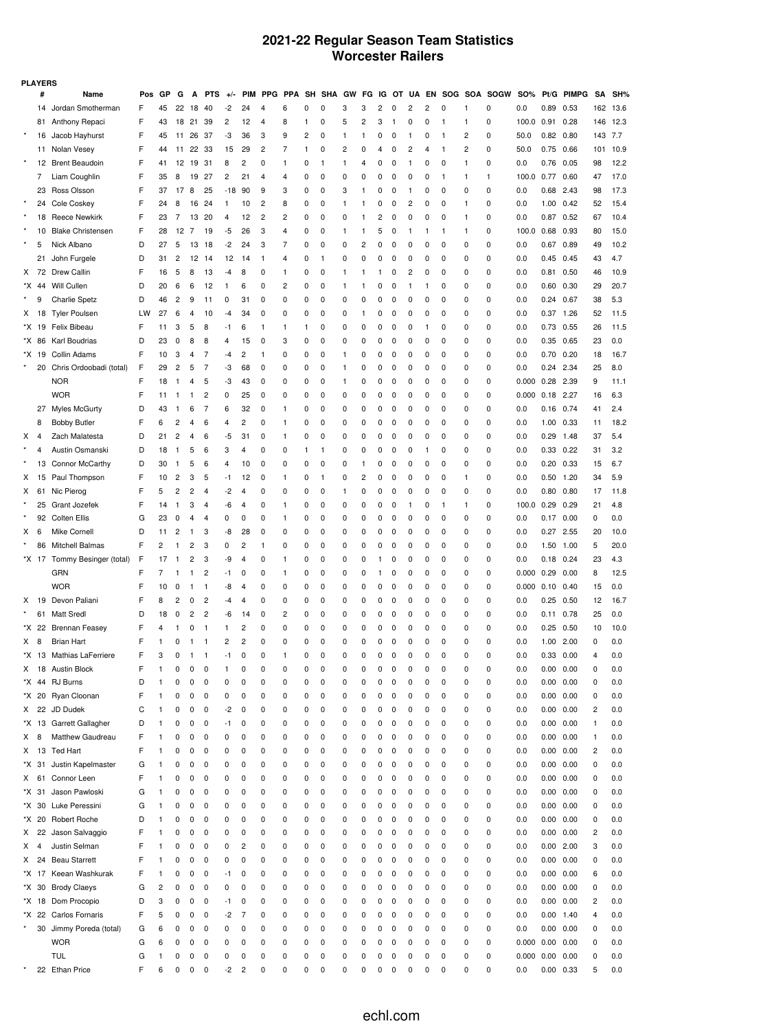# 2021-22 Regular Season Team Statistics
# Worcester Railers

**PLAYERS**

| | # | Name | Pos | GP | G | A | PTS | +/- | PIM | PPG | PPA | SH | SHA | GW | FG | IG | OT | UA | EN | SOG | SOA | SOGW | SO% | Pt/G | PIMPG | SA | SH% |
|---|---|---|---|---|---|---|---|---|---|---|---|---|---|---|---|---|---|---|---|---|---|---|---|---|---|---|---|
| | 14 | Jordan Smotherman | F | 45 | 22 | 18 | 40 | -2 | 24 | 4 | 6 | 0 | 0 | 3 | 3 | 2 | 0 | 2 | 2 | 0 | 1 | 0 | 0.0 | 0.89 | 0.53 | 162 | 13.6 |
| | 81 | Anthony Repaci | F | 43 | 18 | 21 | 39 | 2 | 12 | 4 | 8 | 1 | 0 | 5 | 2 | 3 | 1 | 0 | 0 | 1 | 1 | 0 | 100.0 | 0.91 | 0.28 | 146 | 12.3 |
| * | 16 | Jacob Hayhurst | F | 45 | 11 | 26 | 37 | -3 | 36 | 3 | 9 | 2 | 0 | 1 | 1 | 0 | 0 | 1 | 0 | 1 | 2 | 0 | 50.0 | 0.82 | 0.80 | 143 | 7.7 |
| | 11 | Nolan Vesey | F | 44 | 11 | 22 | 33 | 15 | 29 | 2 | 7 | 1 | 0 | 2 | 0 | 4 | 0 | 2 | 4 | 1 | 2 | 0 | 50.0 | 0.75 | 0.66 | 101 | 10.9 |
| * | 12 | Brent Beaudoin | F | 41 | 12 | 19 | 31 | 8 | 2 | 0 | 1 | 0 | 1 | 1 | 4 | 0 | 0 | 1 | 0 | 0 | 1 | 0 | 0.0 | 0.76 | 0.05 | 98 | 12.2 |
| | 7 | Liam Coughlin | F | 35 | 8 | 19 | 27 | 2 | 21 | 4 | 4 | 0 | 0 | 0 | 0 | 0 | 0 | 0 | 0 | 1 | 1 | 1 | 100.0 | 0.77 | 0.60 | 47 | 17.0 |
| | 23 | Ross Olsson | F | 37 | 17 | 8 | 25 | -18 | 90 | 9 | 3 | 0 | 0 | 3 | 1 | 0 | 0 | 1 | 0 | 0 | 0 | 0 | 0.0 | 0.68 | 2.43 | 98 | 17.3 |
| * | 24 | Cole Coskey | F | 24 | 8 | 16 | 24 | 1 | 10 | 2 | 8 | 0 | 0 | 1 | 1 | 0 | 0 | 2 | 0 | 0 | 1 | 0 | 0.0 | 1.00 | 0.42 | 52 | 15.4 |
| * | 18 | Reece Newkirk | F | 23 | 7 | 13 | 20 | 4 | 12 | 2 | 2 | 0 | 0 | 0 | 1 | 2 | 0 | 0 | 0 | 0 | 1 | 0 | 0.0 | 0.87 | 0.52 | 67 | 10.4 |
| * | 10 | Blake Christensen | F | 28 | 12 | 7 | 19 | -5 | 26 | 3 | 4 | 0 | 0 | 1 | 1 | 5 | 0 | 1 | 1 | 1 | 1 | 0 | 100.0 | 0.68 | 0.93 | 80 | 15.0 |
| * | 5 | Nick Albano | D | 27 | 5 | 13 | 18 | -2 | 24 | 3 | 7 | 0 | 0 | 0 | 2 | 0 | 0 | 0 | 0 | 0 | 0 | 0 | 0.0 | 0.67 | 0.89 | 49 | 10.2 |
| | 21 | John Furgele | D | 31 | 2 | 12 | 14 | 12 | 14 | 1 | 4 | 0 | 1 | 0 | 0 | 0 | 0 | 0 | 0 | 0 | 0 | 0 | 0.0 | 0.45 | 0.45 | 43 | 4.7 |
| X | 72 | Drew Callin | F | 16 | 5 | 8 | 13 | -4 | 8 | 0 | 1 | 0 | 0 | 1 | 1 | 1 | 0 | 2 | 0 | 0 | 0 | 0 | 0.0 | 0.81 | 0.50 | 46 | 10.9 |
| *X | 44 | Will Cullen | D | 20 | 6 | 6 | 12 | 1 | 6 | 0 | 2 | 0 | 0 | 1 | 1 | 0 | 0 | 1 | 1 | 0 | 0 | 0 | 0.0 | 0.60 | 0.30 | 29 | 20.7 |
| * | 9 | Charlie Spetz | D | 46 | 2 | 9 | 11 | 0 | 31 | 0 | 0 | 0 | 0 | 0 | 0 | 0 | 0 | 0 | 0 | 0 | 0 | 0 | 0.0 | 0.24 | 0.67 | 38 | 5.3 |
| X | 18 | Tyler Poulsen | LW | 27 | 6 | 4 | 10 | -4 | 34 | 0 | 0 | 0 | 0 | 0 | 1 | 0 | 0 | 0 | 0 | 0 | 0 | 0 | 0.0 | 0.37 | 1.26 | 52 | 11.5 |
| *X | 19 | Felix Bibeau | F | 11 | 3 | 5 | 8 | -1 | 6 | 1 | 1 | 1 | 0 | 0 | 0 | 0 | 0 | 0 | 1 | 0 | 0 | 0 | 0.0 | 0.73 | 0.55 | 26 | 11.5 |
| *X | 86 | Karl Boudrias | D | 23 | 0 | 8 | 8 | 4 | 15 | 0 | 3 | 0 | 0 | 0 | 0 | 0 | 0 | 0 | 0 | 0 | 0 | 0 | 0.0 | 0.35 | 0.65 | 23 | 0.0 |
| *X | 19 | Collin Adams | F | 10 | 3 | 4 | 7 | -4 | 2 | 1 | 0 | 0 | 0 | 1 | 0 | 0 | 0 | 0 | 0 | 0 | 0 | 0 | 0.0 | 0.70 | 0.20 | 18 | 16.7 |
| * | 20 | Chris Ordoobadi (total) | F | 29 | 2 | 5 | 7 | -3 | 68 | 0 | 0 | 0 | 0 | 1 | 0 | 0 | 0 | 0 | 0 | 0 | 0 | 0 | 0.0 | 0.24 | 2.34 | 25 | 8.0 |
| | | NOR | F | 18 | 1 | 4 | 5 | -3 | 43 | 0 | 0 | 0 | 0 | 1 | 0 | 0 | 0 | 0 | 0 | 0 | 0 | 0 | 0.000 | 0.28 | 2.39 | 9 | 11.1 |
| | | WOR | F | 11 | 1 | 1 | 2 | 0 | 25 | 0 | 0 | 0 | 0 | 0 | 0 | 0 | 0 | 0 | 0 | 0 | 0 | 0 | 0.000 | 0.18 | 2.27 | 16 | 6.3 |
| | 27 | Myles McGurty | D | 43 | 1 | 6 | 7 | 6 | 32 | 0 | 1 | 0 | 0 | 0 | 0 | 0 | 0 | 0 | 0 | 0 | 0 | 0 | 0.0 | 0.16 | 0.74 | 41 | 2.4 |
| | 8 | Bobby Butler | F | 6 | 2 | 4 | 6 | 4 | 2 | 0 | 1 | 0 | 0 | 0 | 0 | 0 | 0 | 0 | 0 | 0 | 0 | 0 | 0.0 | 1.00 | 0.33 | 11 | 18.2 |
| X | 4 | Zach Malatesta | D | 21 | 2 | 4 | 6 | -5 | 31 | 0 | 1 | 0 | 0 | 0 | 0 | 0 | 0 | 0 | 0 | 0 | 0 | 0 | 0.0 | 0.29 | 1.48 | 37 | 5.4 |
| * | 4 | Austin Osmanski | D | 18 | 1 | 5 | 6 | 3 | 4 | 0 | 0 | 1 | 1 | 0 | 0 | 0 | 0 | 0 | 1 | 0 | 0 | 0 | 0.0 | 0.33 | 0.22 | 31 | 3.2 |
| * | 13 | Connor McCarthy | D | 30 | 1 | 5 | 6 | 4 | 10 | 0 | 0 | 0 | 0 | 0 | 1 | 0 | 0 | 0 | 0 | 0 | 0 | 0 | 0.0 | 0.20 | 0.33 | 15 | 6.7 |
| X | 15 | Paul Thompson | F | 10 | 2 | 3 | 5 | -1 | 12 | 0 | 1 | 0 | 1 | 0 | 2 | 0 | 0 | 0 | 0 | 0 | 1 | 0 | 0.0 | 0.50 | 1.20 | 34 | 5.9 |
| X | 61 | Nic Pierog | F | 5 | 2 | 2 | 4 | -2 | 4 | 0 | 0 | 0 | 0 | 1 | 0 | 0 | 0 | 0 | 0 | 0 | 0 | 0 | 0.0 | 0.80 | 0.80 | 17 | 11.8 |
| * | 25 | Grant Jozefek | F | 14 | 1 | 3 | 4 | -6 | 4 | 0 | 1 | 0 | 0 | 0 | 0 | 0 | 0 | 1 | 0 | 1 | 1 | 0 | 100.0 | 0.29 | 0.29 | 21 | 4.8 |
| * | 92 | Colten Ellis | G | 23 | 0 | 4 | 4 | 0 | 0 | 0 | 1 | 0 | 0 | 0 | 0 | 0 | 0 | 0 | 0 | 0 | 0 | 0 | 0.0 | 0.17 | 0.00 | 0 | 0.0 |
| X | 6 | Mike Cornell | D | 11 | 2 | 1 | 3 | -8 | 28 | 0 | 0 | 0 | 0 | 0 | 0 | 0 | 0 | 0 | 0 | 0 | 0 | 0 | 0.0 | 0.27 | 2.55 | 20 | 10.0 |
| * | 86 | Mitchell Balmas | F | 2 | 1 | 2 | 3 | 0 | 2 | 1 | 0 | 0 | 0 | 0 | 0 | 0 | 0 | 0 | 0 | 0 | 0 | 0 | 0.0 | 1.50 | 1.00 | 5 | 20.0 |
| *X | 17 | Tommy Besinger (total) | F | 17 | 1 | 2 | 3 | -9 | 4 | 0 | 1 | 0 | 0 | 0 | 0 | 1 | 0 | 0 | 0 | 0 | 0 | 0 | 0.0 | 0.18 | 0.24 | 23 | 4.3 |
| | | GRN | F | 7 | 1 | 1 | 2 | -1 | 0 | 0 | 1 | 0 | 0 | 0 | 0 | 1 | 0 | 0 | 0 | 0 | 0 | 0 | 0.000 | 0.29 | 0.00 | 8 | 12.5 |
| | | WOR | F | 10 | 0 | 1 | 1 | -8 | 4 | 0 | 0 | 0 | 0 | 0 | 0 | 0 | 0 | 0 | 0 | 0 | 0 | 0 | 0.000 | 0.10 | 0.40 | 15 | 0.0 |
| X | 19 | Devon Paliani | F | 8 | 2 | 0 | 2 | -4 | 4 | 0 | 0 | 0 | 0 | 0 | 0 | 0 | 0 | 0 | 0 | 0 | 0 | 0 | 0.0 | 0.25 | 0.50 | 12 | 16.7 |
| * | 61 | Matt Sredl | D | 18 | 0 | 2 | 2 | -6 | 14 | 0 | 2 | 0 | 0 | 0 | 0 | 0 | 0 | 0 | 0 | 0 | 0 | 0 | 0.0 | 0.11 | 0.78 | 25 | 0.0 |
| *X | 22 | Brennan Feasey | F | 4 | 1 | 0 | 1 | 1 | 2 | 0 | 0 | 0 | 0 | 0 | 0 | 0 | 0 | 0 | 0 | 0 | 0 | 0 | 0.0 | 0.25 | 0.50 | 10 | 10.0 |
| X | 8 | Brian Hart | F | 1 | 0 | 1 | 1 | 2 | 2 | 0 | 0 | 0 | 0 | 0 | 0 | 0 | 0 | 0 | 0 | 0 | 0 | 0 | 0.0 | 1.00 | 2.00 | 0 | 0.0 |
| *X | 13 | Mathias LaFerriere | F | 3 | 0 | 1 | 1 | -1 | 0 | 0 | 1 | 0 | 0 | 0 | 0 | 0 | 0 | 0 | 0 | 0 | 0 | 0 | 0.0 | 0.33 | 0.00 | 4 | 0.0 |
| X | 18 | Austin Block | F | 1 | 0 | 0 | 0 | 1 | 0 | 0 | 0 | 0 | 0 | 0 | 0 | 0 | 0 | 0 | 0 | 0 | 0 | 0 | 0.0 | 0.00 | 0.00 | 0 | 0.0 |
| *X | 44 | RJ Burns | D | 1 | 0 | 0 | 0 | 0 | 0 | 0 | 0 | 0 | 0 | 0 | 0 | 0 | 0 | 0 | 0 | 0 | 0 | 0 | 0.0 | 0.00 | 0.00 | 0 | 0.0 |
| *X | 20 | Ryan Cloonan | F | 1 | 0 | 0 | 0 | 0 | 0 | 0 | 0 | 0 | 0 | 0 | 0 | 0 | 0 | 0 | 0 | 0 | 0 | 0 | 0.0 | 0.00 | 0.00 | 0 | 0.0 |
| X | 22 | JD Dudek | C | 1 | 0 | 0 | 0 | -2 | 0 | 0 | 0 | 0 | 0 | 0 | 0 | 0 | 0 | 0 | 0 | 0 | 0 | 0 | 0.0 | 0.00 | 0.00 | 2 | 0.0 |
| *X | 13 | Garrett Gallagher | D | 1 | 0 | 0 | 0 | -1 | 0 | 0 | 0 | 0 | 0 | 0 | 0 | 0 | 0 | 0 | 0 | 0 | 0 | 0 | 0.0 | 0.00 | 0.00 | 1 | 0.0 |
| X | 8 | Matthew Gaudreau | F | 1 | 0 | 0 | 0 | 0 | 0 | 0 | 0 | 0 | 0 | 0 | 0 | 0 | 0 | 0 | 0 | 0 | 0 | 0 | 0.0 | 0.00 | 0.00 | 1 | 0.0 |
| X | 13 | Ted Hart | F | 1 | 0 | 0 | 0 | 0 | 0 | 0 | 0 | 0 | 0 | 0 | 0 | 0 | 0 | 0 | 0 | 0 | 0 | 0 | 0.0 | 0.00 | 0.00 | 2 | 0.0 |
| *X | 31 | Justin Kapelmaster | G | 1 | 0 | 0 | 0 | 0 | 0 | 0 | 0 | 0 | 0 | 0 | 0 | 0 | 0 | 0 | 0 | 0 | 0 | 0 | 0.0 | 0.00 | 0.00 | 0 | 0.0 |
| X | 61 | Connor Leen | F | 1 | 0 | 0 | 0 | 0 | 0 | 0 | 0 | 0 | 0 | 0 | 0 | 0 | 0 | 0 | 0 | 0 | 0 | 0 | 0.0 | 0.00 | 0.00 | 0 | 0.0 |
| *X | 31 | Jason Pawloski | G | 1 | 0 | 0 | 0 | 0 | 0 | 0 | 0 | 0 | 0 | 0 | 0 | 0 | 0 | 0 | 0 | 0 | 0 | 0 | 0.0 | 0.00 | 0.00 | 0 | 0.0 |
| *X | 30 | Luke Peressini | G | 1 | 0 | 0 | 0 | 0 | 0 | 0 | 0 | 0 | 0 | 0 | 0 | 0 | 0 | 0 | 0 | 0 | 0 | 0 | 0.0 | 0.00 | 0.00 | 0 | 0.0 |
| *X | 20 | Robert Roche | D | 1 | 0 | 0 | 0 | 0 | 0 | 0 | 0 | 0 | 0 | 0 | 0 | 0 | 0 | 0 | 0 | 0 | 0 | 0 | 0.0 | 0.00 | 0.00 | 0 | 0.0 |
| X | 22 | Jason Salvaggio | F | 1 | 0 | 0 | 0 | 0 | 0 | 0 | 0 | 0 | 0 | 0 | 0 | 0 | 0 | 0 | 0 | 0 | 0 | 0 | 0.0 | 0.00 | 0.00 | 2 | 0.0 |
| X | 4 | Justin Selman | F | 1 | 0 | 0 | 0 | 0 | 2 | 0 | 0 | 0 | 0 | 0 | 0 | 0 | 0 | 0 | 0 | 0 | 0 | 0 | 0.0 | 0.00 | 2.00 | 3 | 0.0 |
| X | 24 | Beau Starrett | F | 1 | 0 | 0 | 0 | 0 | 0 | 0 | 0 | 0 | 0 | 0 | 0 | 0 | 0 | 0 | 0 | 0 | 0 | 0 | 0.0 | 0.00 | 0.00 | 0 | 0.0 |
| *X | 17 | Keean Washkurak | F | 1 | 0 | 0 | 0 | -1 | 0 | 0 | 0 | 0 | 0 | 0 | 0 | 0 | 0 | 0 | 0 | 0 | 0 | 0 | 0.0 | 0.00 | 0.00 | 6 | 0.0 |
| *X | 30 | Brody Claeys | G | 2 | 0 | 0 | 0 | 0 | 0 | 0 | 0 | 0 | 0 | 0 | 0 | 0 | 0 | 0 | 0 | 0 | 0 | 0 | 0.0 | 0.00 | 0.00 | 0 | 0.0 |
| *X | 18 | Dom Procopio | D | 3 | 0 | 0 | 0 | -1 | 0 | 0 | 0 | 0 | 0 | 0 | 0 | 0 | 0 | 0 | 0 | 0 | 0 | 0 | 0.0 | 0.00 | 0.00 | 2 | 0.0 |
| *X | 22 | Carlos Fornaris | F | 5 | 0 | 0 | 0 | -2 | 7 | 0 | 0 | 0 | 0 | 0 | 0 | 0 | 0 | 0 | 0 | 0 | 0 | 0 | 0.0 | 0.00 | 1.40 | 4 | 0.0 |
| * | 30 | Jimmy Poreda (total) | G | 6 | 0 | 0 | 0 | 0 | 0 | 0 | 0 | 0 | 0 | 0 | 0 | 0 | 0 | 0 | 0 | 0 | 0 | 0 | 0.0 | 0.00 | 0.00 | 0 | 0.0 |
| | | WOR | G | 6 | 0 | 0 | 0 | 0 | 0 | 0 | 0 | 0 | 0 | 0 | 0 | 0 | 0 | 0 | 0 | 0 | 0 | 0 | 0.000 | 0.00 | 0.00 | 0 | 0.0 |
| | | TUL | G | 1 | 0 | 0 | 0 | 0 | 0 | 0 | 0 | 0 | 0 | 0 | 0 | 0 | 0 | 0 | 0 | 0 | 0 | 0 | 0.000 | 0.00 | 0.00 | 0 | 0.0 |
| * | 22 | Ethan Price | F | 6 | 0 | 0 | 0 | -2 | 2 | 0 | 0 | 0 | 0 | 0 | 0 | 0 | 0 | 0 | 0 | 0 | 0 | 0 | 0.0 | 0.00 | 0.33 | 5 | 0.0 |

echl.com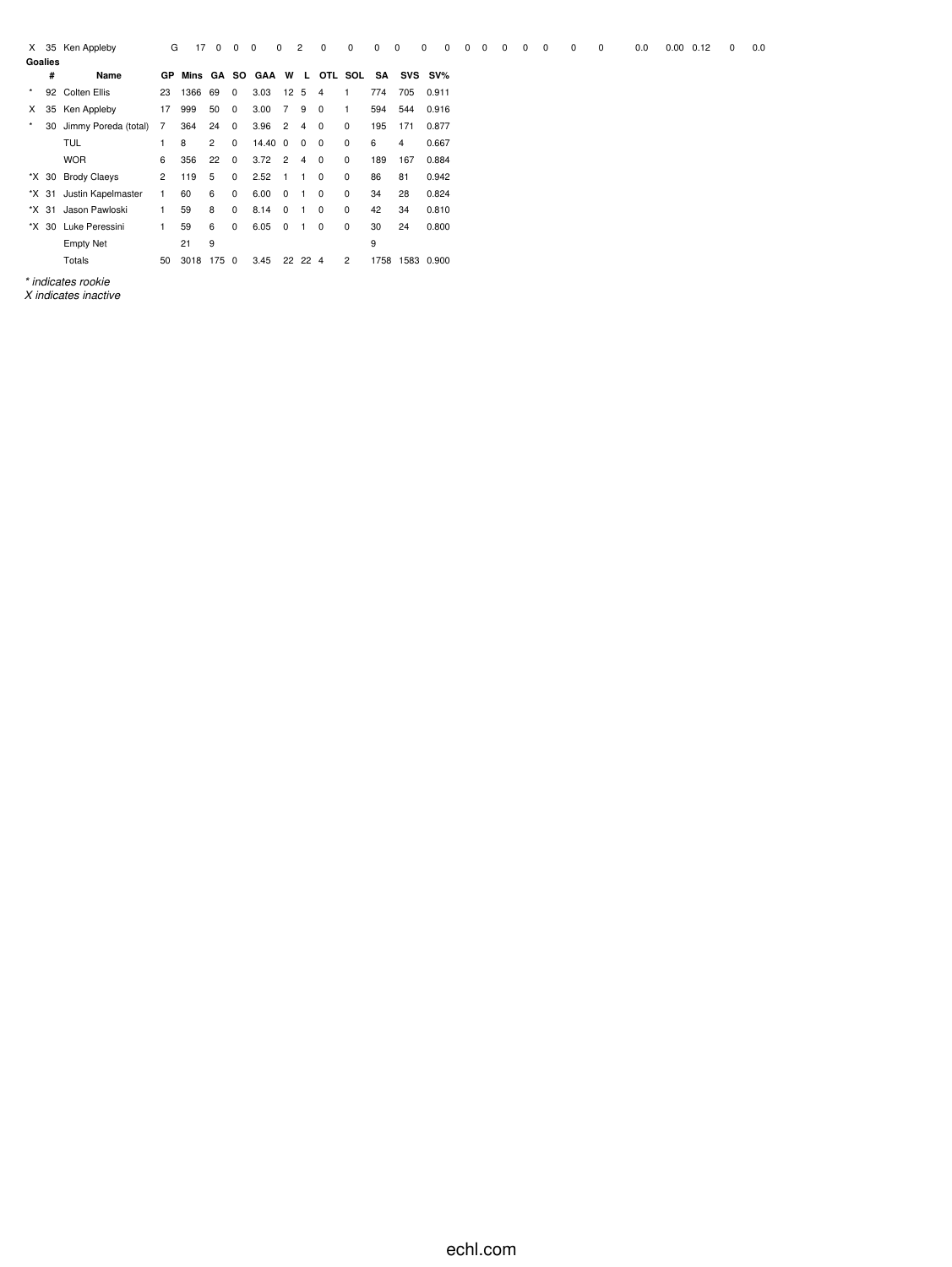| | | | | | | | | | | | | | | | | | | | | | | | | | | | |
|---|---|---|---|---|---|---|---|---|---|---|---|---|---|---|---|---|---|---|---|---|---|---|---|---|---|---|---|
| X | 35 | Ken Appleby | G | 17 | 0 | 0 | 0 | 0 | 2 | 0 | 0 | 0 | 0 | 0 | 0 | 0 | 0 | 0 | 0 | 0 | 0 | 0 | 0.0 | 0.00 | 0.12 | 0 | 0.0 |

**Goalies**

| | # | Name | GP | Mins | GA | SO | GAA | W | L | OTL | SOL | SA | SVS | SV% |
|---|---|---|---|---|---|---|---|---|---|---|---|---|---|---|
| * | 92 | Colten Ellis | 23 | 1366 | 69 | 0 | 3.03 | 12 | 5 | 4 | 1 | 774 | 705 | 0.911 |
| X | 35 | Ken Appleby | 17 | 999 | 50 | 0 | 3.00 | 7 | 9 | 0 | 1 | 594 | 544 | 0.916 |
| * | 30 | Jimmy Poreda (total) | 7 | 364 | 24 | 0 | 3.96 | 2 | 4 | 0 | 0 | 195 | 171 | 0.877 |
| | | TUL | 1 | 8 | 2 | 0 | 14.40 | 0 | 0 | 0 | 0 | 6 | 4 | 0.667 |
| | | WOR | 6 | 356 | 22 | 0 | 3.72 | 2 | 4 | 0 | 0 | 189 | 167 | 0.884 |
| *X | 30 | Brody Claeys | 2 | 119 | 5 | 0 | 2.52 | 1 | 1 | 0 | 0 | 86 | 81 | 0.942 |
| *X | 31 | Justin Kapelmaster | 1 | 60 | 6 | 0 | 6.00 | 0 | 1 | 0 | 0 | 34 | 28 | 0.824 |
| *X | 31 | Jason Pawloski | 1 | 59 | 8 | 0 | 8.14 | 0 | 1 | 0 | 0 | 42 | 34 | 0.810 |
| *X | 30 | Luke Peressini | 1 | 59 | 6 | 0 | 6.05 | 0 | 1 | 0 | 0 | 30 | 24 | 0.800 |
| | | Empty Net | | 21 | 9 | | | | | | | 9 | | |
| | | Totals | 50 | 3018 | 175 | 0 | 3.45 | 22 | 22 | 4 | 2 | 1758 | 1583 | 0.900 |

*\* indicates rookie*
*X indicates inactive*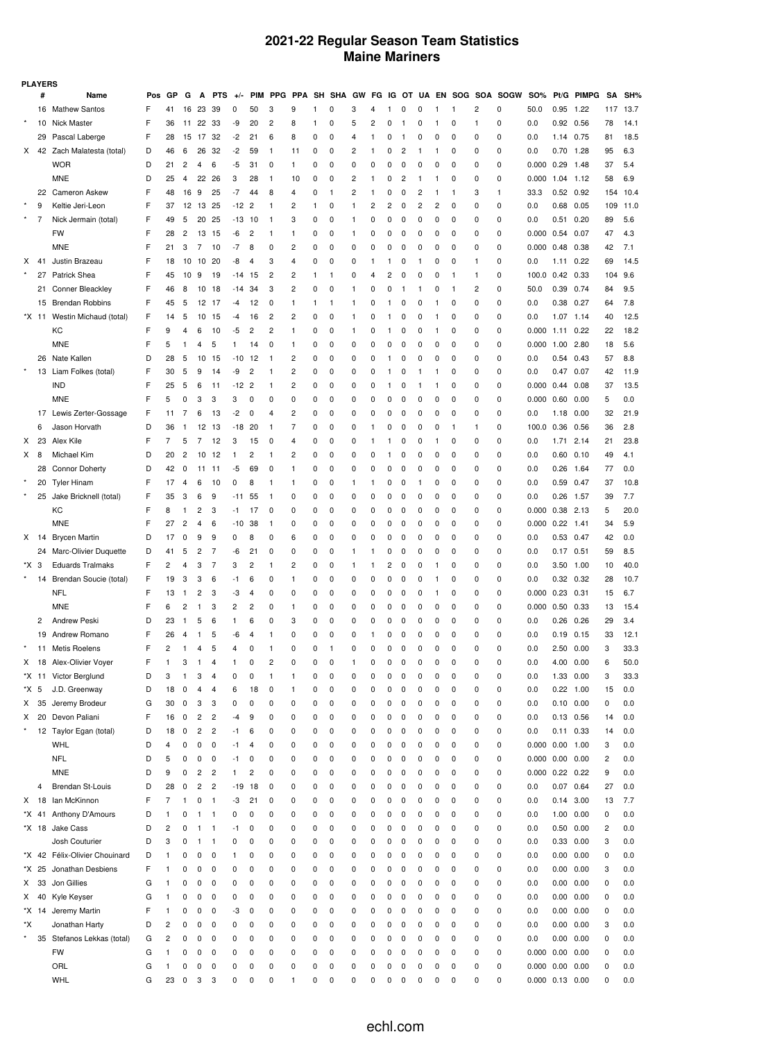# 2021-22 Regular Season Team Statistics
# Maine Mariners

**PLAYERS**

| | # | Name | Pos | GP | G | A | PTS | +/- | PIM | PPG | PPA | SH | SHA | GW | FG | IG | OT | UA | EN | SOG | SOA | SOGW | SO% | Pt/G | PIMPG | SA | SH% |
|---|---|---|---|---|---|---|---|---|---|---|---|---|---|---|---|---|---|---|---|---|---|---|---|---|---|---|---|
| | 16 | Mathew Santos | F | 41 | 16 | 23 | 39 | 0 | 50 | 3 | 9 | 1 | 0 | 3 | 4 | 1 | 0 | 0 | 1 | 1 | 2 | 0 | 50.0 | 0.95 | 1.22 | 117 | 13.7 |
| * | 10 | Nick Master | F | 36 | 11 | 22 | 33 | -9 | 20 | 2 | 8 | 1 | 0 | 5 | 2 | 0 | 1 | 0 | 1 | 0 | 1 | 0 | 0.0 | 0.92 | 0.56 | 78 | 14.1 |
| | 29 | Pascal Laberge | F | 28 | 15 | 17 | 32 | -2 | 21 | 6 | 8 | 0 | 0 | 4 | 1 | 0 | 1 | 0 | 0 | 0 | 0 | 0 | 0.0 | 1.14 | 0.75 | 81 | 18.5 |
| X | 42 | Zach Malatesta (total) | D | 46 | 6 | 26 | 32 | -2 | 59 | 1 | 11 | 0 | 0 | 2 | 1 | 0 | 2 | 1 | 1 | 0 | 0 | 0 | 0.0 | 0.70 | 1.28 | 95 | 6.3 |
| | | WOR | D | 21 | 2 | 4 | 6 | -5 | 31 | 0 | 1 | 0 | 0 | 0 | 0 | 0 | 0 | 0 | 0 | 0 | 0 | 0 | 0.000 | 0.29 | 1.48 | 37 | 5.4 |
| | | MNE | D | 25 | 4 | 22 | 26 | 3 | 28 | 1 | 10 | 0 | 0 | 2 | 1 | 0 | 2 | 1 | 1 | 0 | 0 | 0 | 0.000 | 1.04 | 1.12 | 58 | 6.9 |
| | 22 | Cameron Askew | F | 48 | 16 | 9 | 25 | -7 | 44 | 8 | 4 | 0 | 1 | 2 | 1 | 0 | 0 | 2 | 1 | 1 | 3 | 1 | 33.3 | 0.52 | 0.92 | 154 | 10.4 |
| * | 9 | Keltie Jeri-Leon | F | 37 | 12 | 13 | 25 | -12 | 2 | 1 | 2 | 1 | 0 | 1 | 2 | 2 | 0 | 2 | 2 | 0 | 0 | 0 | 0.0 | 0.68 | 0.05 | 109 | 11.0 |
| * | 7 | Nick Jermain (total) | F | 49 | 5 | 20 | 25 | -13 | 10 | 1 | 3 | 0 | 0 | 1 | 0 | 0 | 0 | 0 | 0 | 0 | 0 | 0 | 0.0 | 0.51 | 0.20 | 89 | 5.6 |
| | | FW | F | 28 | 2 | 13 | 15 | -6 | 2 | 1 | 1 | 0 | 0 | 1 | 0 | 0 | 0 | 0 | 0 | 0 | 0 | 0 | 0.000 | 0.54 | 0.07 | 47 | 4.3 |
| | | MNE | F | 21 | 3 | 7 | 10 | -7 | 8 | 0 | 2 | 0 | 0 | 0 | 0 | 0 | 0 | 0 | 0 | 0 | 0 | 0 | 0.000 | 0.48 | 0.38 | 42 | 7.1 |
| X | 41 | Justin Brazeau | F | 18 | 10 | 10 | 20 | -8 | 4 | 3 | 4 | 0 | 0 | 0 | 1 | 1 | 0 | 1 | 0 | 0 | 1 | 0 | 0.0 | 1.11 | 0.22 | 69 | 14.5 |
| * | 27 | Patrick Shea | F | 45 | 10 | 9 | 19 | -14 | 15 | 2 | 2 | 1 | 1 | 0 | 4 | 2 | 0 | 0 | 0 | 1 | 1 | 0 | 100.0 | 0.42 | 0.33 | 104 | 9.6 |
| | 21 | Conner Bleackley | F | 46 | 8 | 10 | 18 | -14 | 34 | 3 | 2 | 0 | 0 | 1 | 0 | 0 | 1 | 1 | 0 | 1 | 2 | 0 | 50.0 | 0.39 | 0.74 | 84 | 9.5 |
| | 15 | Brendan Robbins | F | 45 | 5 | 12 | 17 | -4 | 12 | 0 | 1 | 1 | 1 | 1 | 0 | 1 | 0 | 0 | 1 | 0 | 0 | 0 | 0.0 | 0.38 | 0.27 | 64 | 7.8 |
| *X | 11 | Westin Michaud (total) | F | 14 | 5 | 10 | 15 | -4 | 16 | 2 | 2 | 0 | 0 | 1 | 0 | 1 | 0 | 0 | 1 | 0 | 0 | 0 | 0.0 | 1.07 | 1.14 | 40 | 12.5 |
| | | KC | F | 9 | 4 | 6 | 10 | -5 | 2 | 2 | 1 | 0 | 0 | 1 | 0 | 1 | 0 | 0 | 1 | 0 | 0 | 0 | 0.000 | 1.11 | 0.22 | 22 | 18.2 |
| | | MNE | F | 5 | 1 | 4 | 5 | 1 | 14 | 0 | 1 | 0 | 0 | 0 | 0 | 0 | 0 | 0 | 0 | 0 | 0 | 0 | 0.000 | 1.00 | 2.80 | 18 | 5.6 |
| | 26 | Nate Kallen | D | 28 | 5 | 10 | 15 | -10 | 12 | 1 | 2 | 0 | 0 | 0 | 0 | 1 | 0 | 0 | 0 | 0 | 0 | 0 | 0.0 | 0.54 | 0.43 | 57 | 8.8 |
| * | 13 | Liam Folkes (total) | F | 30 | 5 | 9 | 14 | -9 | 2 | 1 | 2 | 0 | 0 | 0 | 0 | 1 | 0 | 1 | 1 | 0 | 0 | 0 | 0.0 | 0.47 | 0.07 | 42 | 11.9 |
| | | IND | F | 25 | 5 | 6 | 11 | -12 | 2 | 1 | 2 | 0 | 0 | 0 | 0 | 1 | 0 | 1 | 1 | 0 | 0 | 0 | 0.000 | 0.44 | 0.08 | 37 | 13.5 |
| | | MNE | F | 5 | 0 | 3 | 3 | 3 | 0 | 0 | 0 | 0 | 0 | 0 | 0 | 0 | 0 | 0 | 0 | 0 | 0 | 0 | 0.000 | 0.60 | 0.00 | 5 | 0.0 |
| | 17 | Lewis Zerter-Gossage | F | 11 | 7 | 6 | 13 | -2 | 0 | 4 | 2 | 0 | 0 | 0 | 0 | 0 | 0 | 0 | 0 | 0 | 0 | 0 | 0.0 | 1.18 | 0.00 | 32 | 21.9 |
| | 6 | Jason Horvath | D | 36 | 1 | 12 | 13 | -18 | 20 | 1 | 7 | 0 | 0 | 0 | 1 | 0 | 0 | 0 | 0 | 1 | 1 | 0 | 100.0 | 0.36 | 0.56 | 36 | 2.8 |
| X | 23 | Alex Kile | F | 7 | 5 | 7 | 12 | 3 | 15 | 0 | 4 | 0 | 0 | 0 | 1 | 1 | 0 | 0 | 1 | 0 | 0 | 0 | 0.0 | 1.71 | 2.14 | 21 | 23.8 |
| X | 8 | Michael Kim | D | 20 | 2 | 10 | 12 | 1 | 2 | 1 | 2 | 0 | 0 | 0 | 0 | 1 | 0 | 0 | 0 | 0 | 0 | 0 | 0.0 | 0.60 | 0.10 | 49 | 4.1 |
| | 28 | Connor Doherty | D | 42 | 0 | 11 | 11 | -5 | 69 | 0 | 1 | 0 | 0 | 0 | 0 | 0 | 0 | 0 | 0 | 0 | 0 | 0 | 0.0 | 0.26 | 1.64 | 77 | 0.0 |
| * | 20 | Tyler Hinam | F | 17 | 4 | 6 | 10 | 0 | 8 | 1 | 1 | 0 | 0 | 1 | 1 | 0 | 0 | 1 | 0 | 0 | 0 | 0 | 0.0 | 0.59 | 0.47 | 37 | 10.8 |
| * | 25 | Jake Bricknell (total) | F | 35 | 3 | 6 | 9 | -11 | 55 | 1 | 0 | 0 | 0 | 0 | 0 | 0 | 0 | 0 | 0 | 0 | 0 | 0 | 0.0 | 0.26 | 1.57 | 39 | 7.7 |
| | | KC | F | 8 | 1 | 2 | 3 | -1 | 17 | 0 | 0 | 0 | 0 | 0 | 0 | 0 | 0 | 0 | 0 | 0 | 0 | 0 | 0.000 | 0.38 | 2.13 | 5 | 20.0 |
| | | MNE | F | 27 | 2 | 4 | 6 | -10 | 38 | 1 | 0 | 0 | 0 | 0 | 0 | 0 | 0 | 0 | 0 | 0 | 0 | 0 | 0.000 | 0.22 | 1.41 | 34 | 5.9 |
| X | 14 | Brycen Martin | D | 17 | 0 | 9 | 9 | 0 | 8 | 0 | 6 | 0 | 0 | 0 | 0 | 0 | 0 | 0 | 0 | 0 | 0 | 0 | 0.0 | 0.53 | 0.47 | 42 | 0.0 |
| | 24 | Marc-Olivier Duquette | D | 41 | 5 | 2 | 7 | -6 | 21 | 0 | 0 | 0 | 0 | 1 | 1 | 0 | 0 | 0 | 0 | 0 | 0 | 0 | 0.0 | 0.17 | 0.51 | 59 | 8.5 |
| *X | 3 | Eduards Tralmaks | F | 2 | 4 | 3 | 7 | 3 | 2 | 1 | 2 | 0 | 0 | 1 | 1 | 2 | 0 | 0 | 1 | 0 | 0 | 0 | 0.0 | 3.50 | 1.00 | 10 | 40.0 |
| * | 14 | Brendan Soucie (total) | F | 19 | 3 | 3 | 6 | -1 | 6 | 0 | 1 | 0 | 0 | 0 | 0 | 0 | 0 | 0 | 1 | 0 | 0 | 0 | 0.0 | 0.32 | 0.32 | 28 | 10.7 |
| | | NFL | F | 13 | 1 | 2 | 3 | -3 | 4 | 0 | 0 | 0 | 0 | 0 | 0 | 0 | 0 | 0 | 1 | 0 | 0 | 0 | 0.000 | 0.23 | 0.31 | 15 | 6.7 |
| | | MNE | F | 6 | 2 | 1 | 3 | 2 | 2 | 0 | 1 | 0 | 0 | 0 | 0 | 0 | 0 | 0 | 0 | 0 | 0 | 0 | 0.000 | 0.50 | 0.33 | 13 | 15.4 |
| | 2 | Andrew Peski | D | 23 | 1 | 5 | 6 | 1 | 6 | 0 | 3 | 0 | 0 | 0 | 0 | 0 | 0 | 0 | 0 | 0 | 0 | 0 | 0.0 | 0.26 | 0.26 | 29 | 3.4 |
| | 19 | Andrew Romano | F | 26 | 4 | 1 | 5 | -6 | 4 | 1 | 0 | 0 | 0 | 0 | 1 | 0 | 0 | 0 | 0 | 0 | 0 | 0 | 0.0 | 0.19 | 0.15 | 33 | 12.1 |
| * | 11 | Metis Roelens | F | 2 | 1 | 4 | 5 | 4 | 0 | 1 | 0 | 0 | 1 | 0 | 0 | 0 | 0 | 0 | 0 | 0 | 0 | 0 | 0.0 | 2.50 | 0.00 | 3 | 33.3 |
| X | 18 | Alex-Olivier Voyer | F | 1 | 3 | 1 | 4 | 1 | 0 | 2 | 0 | 0 | 0 | 1 | 0 | 0 | 0 | 0 | 0 | 0 | 0 | 0 | 0.0 | 4.00 | 0.00 | 6 | 50.0 |
| *X | 11 | Victor Berglund | D | 3 | 1 | 3 | 4 | 0 | 0 | 1 | 1 | 0 | 0 | 0 | 0 | 0 | 0 | 0 | 0 | 0 | 0 | 0 | 0.0 | 1.33 | 0.00 | 3 | 33.3 |
| *X | 5 | J.D. Greenway | D | 18 | 0 | 4 | 4 | 6 | 18 | 0 | 1 | 0 | 0 | 0 | 0 | 0 | 0 | 0 | 0 | 0 | 0 | 0 | 0.0 | 0.22 | 1.00 | 15 | 0.0 |
| X | 35 | Jeremy Brodeur | G | 30 | 0 | 3 | 3 | 0 | 0 | 0 | 0 | 0 | 0 | 0 | 0 | 0 | 0 | 0 | 0 | 0 | 0 | 0 | 0.0 | 0.10 | 0.00 | 0 | 0.0 |
| X | 20 | Devon Paliani | F | 16 | 0 | 2 | 2 | -4 | 9 | 0 | 0 | 0 | 0 | 0 | 0 | 0 | 0 | 0 | 0 | 0 | 0 | 0 | 0.0 | 0.13 | 0.56 | 14 | 0.0 |
| * | 12 | Taylor Egan (total) | D | 18 | 0 | 2 | 2 | -1 | 6 | 0 | 0 | 0 | 0 | 0 | 0 | 0 | 0 | 0 | 0 | 0 | 0 | 0 | 0.0 | 0.11 | 0.33 | 14 | 0.0 |
| | | WHL | D | 4 | 0 | 0 | 0 | -1 | 4 | 0 | 0 | 0 | 0 | 0 | 0 | 0 | 0 | 0 | 0 | 0 | 0 | 0 | 0.000 | 0.00 | 1.00 | 3 | 0.0 |
| | | NFL | D | 5 | 0 | 0 | 0 | -1 | 0 | 0 | 0 | 0 | 0 | 0 | 0 | 0 | 0 | 0 | 0 | 0 | 0 | 0 | 0.000 | 0.00 | 0.00 | 2 | 0.0 |
| | | MNE | D | 9 | 0 | 2 | 2 | 1 | 2 | 0 | 0 | 0 | 0 | 0 | 0 | 0 | 0 | 0 | 0 | 0 | 0 | 0 | 0.000 | 0.22 | 0.22 | 9 | 0.0 |
| | 4 | Brendan St-Louis | D | 28 | 0 | 2 | 2 | -19 | 18 | 0 | 0 | 0 | 0 | 0 | 0 | 0 | 0 | 0 | 0 | 0 | 0 | 0 | 0.0 | 0.07 | 0.64 | 27 | 0.0 |
| X | 18 | Ian McKinnon | F | 7 | 1 | 0 | 1 | -3 | 21 | 0 | 0 | 0 | 0 | 0 | 0 | 0 | 0 | 0 | 0 | 0 | 0 | 0 | 0.0 | 0.14 | 3.00 | 13 | 7.7 |
| *X | 41 | Anthony D'Amours | D | 1 | 0 | 1 | 1 | 0 | 0 | 0 | 0 | 0 | 0 | 0 | 0 | 0 | 0 | 0 | 0 | 0 | 0 | 0 | 0.0 | 1.00 | 0.00 | 0 | 0.0 |
| *X | 18 | Jake Cass | D | 2 | 0 | 1 | 1 | -1 | 0 | 0 | 0 | 0 | 0 | 0 | 0 | 0 | 0 | 0 | 0 | 0 | 0 | 0 | 0.0 | 0.50 | 0.00 | 2 | 0.0 |
| | | Josh Couturier | D | 3 | 0 | 1 | 1 | 0 | 0 | 0 | 0 | 0 | 0 | 0 | 0 | 0 | 0 | 0 | 0 | 0 | 0 | 0 | 0.0 | 0.33 | 0.00 | 3 | 0.0 |
| *X | 42 | Félix-Olivier Chouinard | D | 1 | 0 | 0 | 0 | 1 | 0 | 0 | 0 | 0 | 0 | 0 | 0 | 0 | 0 | 0 | 0 | 0 | 0 | 0 | 0.0 | 0.00 | 0.00 | 0 | 0.0 |
| *X | 25 | Jonathan Desbiens | F | 1 | 0 | 0 | 0 | 0 | 0 | 0 | 0 | 0 | 0 | 0 | 0 | 0 | 0 | 0 | 0 | 0 | 0 | 0 | 0.0 | 0.00 | 0.00 | 3 | 0.0 |
| X | 33 | Jon Gillies | G | 1 | 0 | 0 | 0 | 0 | 0 | 0 | 0 | 0 | 0 | 0 | 0 | 0 | 0 | 0 | 0 | 0 | 0 | 0 | 0.0 | 0.00 | 0.00 | 0 | 0.0 |
| X | 40 | Kyle Keyser | G | 1 | 0 | 0 | 0 | 0 | 0 | 0 | 0 | 0 | 0 | 0 | 0 | 0 | 0 | 0 | 0 | 0 | 0 | 0 | 0.0 | 0.00 | 0.00 | 0 | 0.0 |
| *X | 14 | Jeremy Martin | F | 1 | 0 | 0 | 0 | -3 | 0 | 0 | 0 | 0 | 0 | 0 | 0 | 0 | 0 | 0 | 0 | 0 | 0 | 0 | 0.0 | 0.00 | 0.00 | 0 | 0.0 |
| *X | | Jonathan Harty | D | 2 | 0 | 0 | 0 | 0 | 0 | 0 | 0 | 0 | 0 | 0 | 0 | 0 | 0 | 0 | 0 | 0 | 0 | 0 | 0.0 | 0.00 | 0.00 | 3 | 0.0 |
| * | 35 | Stefanos Lekkas (total) | G | 2 | 0 | 0 | 0 | 0 | 0 | 0 | 0 | 0 | 0 | 0 | 0 | 0 | 0 | 0 | 0 | 0 | 0 | 0 | 0.0 | 0.00 | 0.00 | 0 | 0.0 |
| | | FW | G | 1 | 0 | 0 | 0 | 0 | 0 | 0 | 0 | 0 | 0 | 0 | 0 | 0 | 0 | 0 | 0 | 0 | 0 | 0 | 0.000 | 0.00 | 0.00 | 0 | 0.0 |
| | | ORL | G | 1 | 0 | 0 | 0 | 0 | 0 | 0 | 0 | 0 | 0 | 0 | 0 | 0 | 0 | 0 | 0 | 0 | 0 | 0 | 0.000 | 0.00 | 0.00 | 0 | 0.0 |
| | | WHL | G | 23 | 0 | 3 | 3 | 0 | 0 | 0 | 1 | 0 | 0 | 0 | 0 | 0 | 0 | 0 | 0 | 0 | 0 | 0 | 0.000 | 0.13 | 0.00 | 0 | 0.0 |

echl.com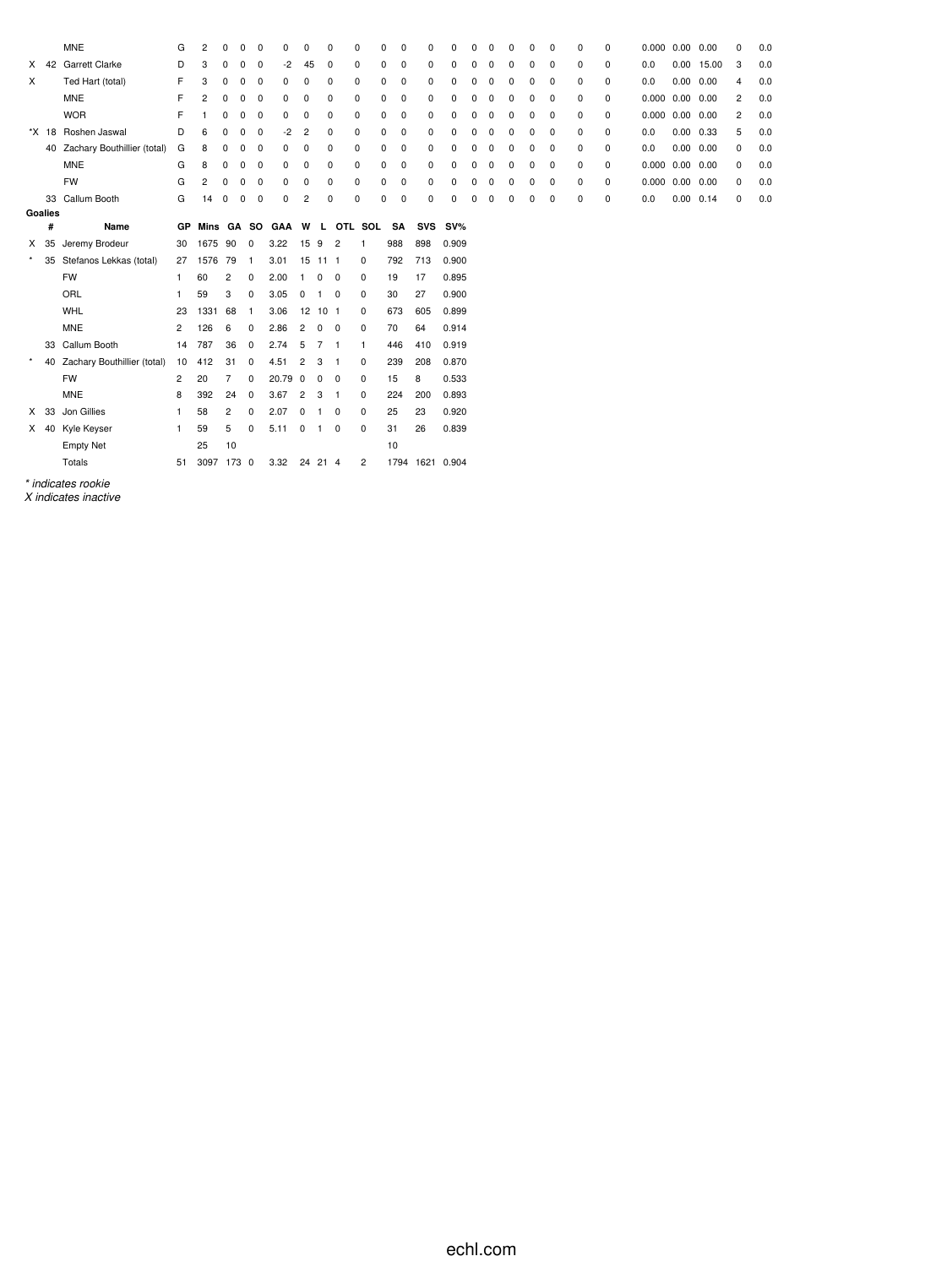| | | | | | | | | | | | | | | | | | | | | | | | | | | | | | |
|---|---|---|---|---|---|---|---|---|---|---|---|---|---|---|---|---|---|---|---|---|---|---|---|---|---|---|---|---|---|
| | | MNE | G | 2 | 0 | 0 | 0 | 0 | 0 | 0 | 0 | 0 | 0 | 0 | 0 | 0 | 0 | 0 | 0 | 0 | 0 | 0 | 0 | 0.000 | 0.00 | 0.00 | 0 | 0.0 |
| X | 42 | Garrett Clarke | D | 3 | 0 | 0 | 0 | -2 | 45 | 0 | 0 | 0 | 0 | 0 | 0 | 0 | 0 | 0 | 0 | 0 | 0 | 0 | 0 | 0.0 | 0.00 | 15.00 | 3 | 0.0 |
| X | | Ted Hart (total) | F | 3 | 0 | 0 | 0 | 0 | 0 | 0 | 0 | 0 | 0 | 0 | 0 | 0 | 0 | 0 | 0 | 0 | 0 | 0 | 0 | 0.0 | 0.00 | 0.00 | 4 | 0.0 |
| | | MNE | F | 2 | 0 | 0 | 0 | 0 | 0 | 0 | 0 | 0 | 0 | 0 | 0 | 0 | 0 | 0 | 0 | 0 | 0 | 0 | 0 | 0.000 | 0.00 | 0.00 | 2 | 0.0 |
| | | WOR | F | 1 | 0 | 0 | 0 | 0 | 0 | 0 | 0 | 0 | 0 | 0 | 0 | 0 | 0 | 0 | 0 | 0 | 0 | 0 | 0 | 0.000 | 0.00 | 0.00 | 2 | 0.0 |
| *X | 18 | Roshen Jaswal | D | 6 | 0 | 0 | 0 | -2 | 2 | 0 | 0 | 0 | 0 | 0 | 0 | 0 | 0 | 0 | 0 | 0 | 0 | 0 | 0 | 0.0 | 0.00 | 0.33 | 5 | 0.0 |
| | 40 | Zachary Bouthillier (total) | G | 8 | 0 | 0 | 0 | 0 | 0 | 0 | 0 | 0 | 0 | 0 | 0 | 0 | 0 | 0 | 0 | 0 | 0 | 0 | 0 | 0.0 | 0.00 | 0.00 | 0 | 0.0 |
| | | MNE | G | 8 | 0 | 0 | 0 | 0 | 0 | 0 | 0 | 0 | 0 | 0 | 0 | 0 | 0 | 0 | 0 | 0 | 0 | 0 | 0 | 0.000 | 0.00 | 0.00 | 0 | 0.0 |
| | | FW | G | 2 | 0 | 0 | 0 | 0 | 0 | 0 | 0 | 0 | 0 | 0 | 0 | 0 | 0 | 0 | 0 | 0 | 0 | 0 | 0 | 0.000 | 0.00 | 0.00 | 0 | 0.0 |
| | 33 | Callum Booth | G | 14 | 0 | 0 | 0 | 0 | 2 | 0 | 0 | 0 | 0 | 0 | 0 | 0 | 0 | 0 | 0 | 0 | 0 | 0 | 0 | 0.0 | 0.00 | 0.14 | 0 | 0.0 |

**Goalies**

| | # | Name | GP | Mins | GA | SO | GAA | W | L | OTL | SOL | SA | SVS | SV% |
|---|---|---|---|---|---|---|---|---|---|---|---|---|---|---|
| X | 35 | Jeremy Brodeur | 30 | 1675 | 90 | 0 | 3.22 | 15 | 9 | 2 | 1 | 988 | 898 | 0.909 |
| * | 35 | Stefanos Lekkas (total) | 27 | 1576 | 79 | 1 | 3.01 | 15 | 11 | 1 | 0 | 792 | 713 | 0.900 |
| | | FW | 1 | 60 | 2 | 0 | 2.00 | 1 | 0 | 0 | 0 | 19 | 17 | 0.895 |
| | | ORL | 1 | 59 | 3 | 0 | 3.05 | 0 | 1 | 0 | 0 | 30 | 27 | 0.900 |
| | | WHL | 23 | 1331 | 68 | 1 | 3.06 | 12 | 10 | 1 | 0 | 673 | 605 | 0.899 |
| | | MNE | 2 | 126 | 6 | 0 | 2.86 | 2 | 0 | 0 | 0 | 70 | 64 | 0.914 |
| | 33 | Callum Booth | 14 | 787 | 36 | 0 | 2.74 | 5 | 7 | 1 | 1 | 446 | 410 | 0.919 |
| * | 40 | Zachary Bouthillier (total) | 10 | 412 | 31 | 0 | 4.51 | 2 | 3 | 1 | 0 | 239 | 208 | 0.870 |
| | | FW | 2 | 20 | 7 | 0 | 20.79 | 0 | 0 | 0 | 0 | 15 | 8 | 0.533 |
| | | MNE | 8 | 392 | 24 | 0 | 3.67 | 2 | 3 | 1 | 0 | 224 | 200 | 0.893 |
| X | 33 | Jon Gillies | 1 | 58 | 2 | 0 | 2.07 | 0 | 1 | 0 | 0 | 25 | 23 | 0.920 |
| X | 40 | Kyle Keyser | 1 | 59 | 5 | 0 | 5.11 | 0 | 1 | 0 | 0 | 31 | 26 | 0.839 |
| | | Empty Net | | 25 | 10 | | | | | | | 10 | | |
| | | Totals | 51 | 3097 | 173 | 0 | 3.32 | 24 | 21 | 4 | 2 | 1794 | 1621 | 0.904 |

*\* indicates rookie*
*X indicates inactive*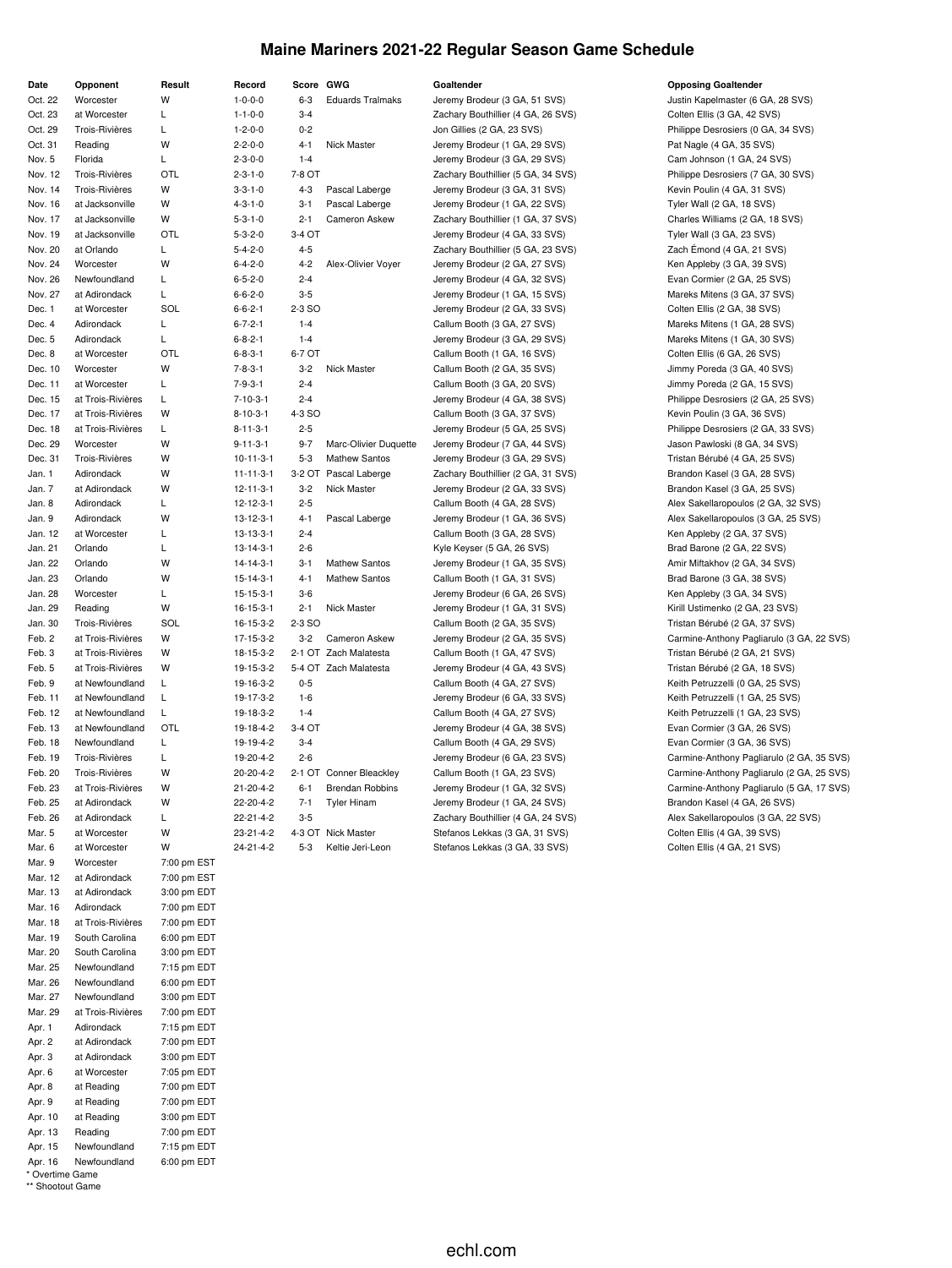# Maine Mariners 2021-22 Regular Season Game Schedule

| Date | Opponent | Result | Record | Score | GWG | Goaltender | Opposing Goaltender |
|---|---|---|---|---|---|---|---|
| Oct. 22 | Worcester | W | 1-0-0-0 | 6-3 | Eduards Tralmaks | Jeremy Brodeur (3 GA, 51 SVS) | Justin Kapelmaster (6 GA, 28 SVS) |
| Oct. 23 | at Worcester | L | 1-1-0-0 | 3-4 | | Zachary Bouthillier (4 GA, 26 SVS) | Colten Ellis (3 GA, 42 SVS) |
| Oct. 29 | Trois-Rivières | L | 1-2-0-0 | 0-2 | | Jon Gillies (2 GA, 23 SVS) | Philippe Desrosiers (0 GA, 34 SVS) |
| Oct. 31 | Reading | W | 2-2-0-0 | 4-1 | Nick Master | Jeremy Brodeur (1 GA, 29 SVS) | Pat Nagle (4 GA, 35 SVS) |
| Nov. 5 | Florida | L | 2-3-0-0 | 1-4 | | Jeremy Brodeur (3 GA, 29 SVS) | Cam Johnson (1 GA, 24 SVS) |
| Nov. 12 | Trois-Rivières | OTL | 2-3-1-0 | 7-8 OT | | Zachary Bouthillier (5 GA, 34 SVS) | Philippe Desrosiers (7 GA, 30 SVS) |
| Nov. 14 | Trois-Rivières | W | 3-3-1-0 | 4-3 | Pascal Laberge | Jeremy Brodeur (3 GA, 31 SVS) | Kevin Poulin (4 GA, 31 SVS) |
| Nov. 16 | at Jacksonville | W | 4-3-1-0 | 3-1 | Pascal Laberge | Jeremy Brodeur (1 GA, 22 SVS) | Tyler Wall (2 GA, 18 SVS) |
| Nov. 17 | at Jacksonville | W | 5-3-1-0 | 2-1 | Cameron Askew | Zachary Bouthillier (1 GA, 37 SVS) | Charles Williams (2 GA, 18 SVS) |
| Nov. 19 | at Jacksonville | OTL | 5-3-2-0 | 3-4 OT | | Jeremy Brodeur (4 GA, 33 SVS) | Tyler Wall (3 GA, 23 SVS) |
| Nov. 20 | at Orlando | L | 5-4-2-0 | 4-5 | | Zachary Bouthillier (5 GA, 23 SVS) | Zach Émond (4 GA, 21 SVS) |
| Nov. 24 | Worcester | W | 6-4-2-0 | 4-2 | Alex-Olivier Voyer | Jeremy Brodeur (2 GA, 27 SVS) | Ken Appleby (3 GA, 39 SVS) |
| Nov. 26 | Newfoundland | L | 6-5-2-0 | 2-4 | | Jeremy Brodeur (4 GA, 32 SVS) | Evan Cormier (2 GA, 25 SVS) |
| Nov. 27 | at Adirondack | L | 6-6-2-0 | 3-5 | | Jeremy Brodeur (1 GA, 15 SVS) | Mareks Mitens (3 GA, 37 SVS) |
| Dec. 1 | at Worcester | SOL | 6-6-2-1 | 2-3 SO | | Jeremy Brodeur (2 GA, 33 SVS) | Colten Ellis (2 GA, 38 SVS) |
| Dec. 4 | Adirondack | L | 6-7-2-1 | 1-4 | | Callum Booth (3 GA, 27 SVS) | Mareks Mitens (1 GA, 28 SVS) |
| Dec. 5 | Adirondack | L | 6-8-2-1 | 1-4 | | Jeremy Brodeur (3 GA, 29 SVS) | Mareks Mitens (1 GA, 30 SVS) |
| Dec. 8 | at Worcester | OTL | 6-8-3-1 | 6-7 OT | | Callum Booth (1 GA, 16 SVS) | Colten Ellis (6 GA, 26 SVS) |
| Dec. 10 | Worcester | W | 7-8-3-1 | 3-2 | Nick Master | Callum Booth (2 GA, 35 SVS) | Jimmy Poreda (3 GA, 40 SVS) |
| Dec. 11 | at Worcester | L | 7-9-3-1 | 2-4 | | Callum Booth (3 GA, 20 SVS) | Jimmy Poreda (2 GA, 15 SVS) |
| Dec. 15 | at Trois-Rivières | L | 7-10-3-1 | 2-4 | | Jeremy Brodeur (4 GA, 38 SVS) | Philippe Desrosiers (2 GA, 25 SVS) |
| Dec. 17 | at Trois-Rivières | W | 8-10-3-1 | 4-3 SO | | Callum Booth (3 GA, 37 SVS) | Kevin Poulin (3 GA, 36 SVS) |
| Dec. 18 | at Trois-Rivières | L | 8-11-3-1 | 2-5 | | Jeremy Brodeur (5 GA, 25 SVS) | Philippe Desrosiers (2 GA, 33 SVS) |
| Dec. 29 | Worcester | W | 9-11-3-1 | 9-7 | Marc-Olivier Duquette | Jeremy Brodeur (7 GA, 44 SVS) | Jason Pawloski (8 GA, 34 SVS) |
| Dec. 31 | Trois-Rivières | W | 10-11-3-1 | 5-3 | Mathew Santos | Jeremy Brodeur (3 GA, 29 SVS) | Tristan Bérubé (4 GA, 25 SVS) |
| Jan. 1 | Adirondack | W | 11-11-3-1 | 3-2 OT | Pascal Laberge | Zachary Bouthillier (2 GA, 31 SVS) | Brandon Kasel (3 GA, 28 SVS) |
| Jan. 7 | at Adirondack | W | 12-11-3-1 | 3-2 | Nick Master | Jeremy Brodeur (2 GA, 33 SVS) | Brandon Kasel (3 GA, 25 SVS) |
| Jan. 8 | Adirondack | L | 12-12-3-1 | 2-5 | | Callum Booth (4 GA, 28 SVS) | Alex Sakellaropoulos (2 GA, 32 SVS) |
| Jan. 9 | Adirondack | W | 13-12-3-1 | 4-1 | Pascal Laberge | Jeremy Brodeur (1 GA, 36 SVS) | Alex Sakellaropoulos (3 GA, 25 SVS) |
| Jan. 12 | at Worcester | L | 13-13-3-1 | 2-4 | | Callum Booth (3 GA, 28 SVS) | Ken Appleby (2 GA, 37 SVS) |
| Jan. 21 | Orlando | L | 13-14-3-1 | 2-6 | | Kyle Keyser (5 GA, 26 SVS) | Brad Barone (2 GA, 22 SVS) |
| Jan. 22 | Orlando | W | 14-14-3-1 | 3-1 | Mathew Santos | Jeremy Brodeur (1 GA, 35 SVS) | Amir Miftakhov (2 GA, 34 SVS) |
| Jan. 23 | Orlando | W | 15-14-3-1 | 4-1 | Mathew Santos | Callum Booth (1 GA, 31 SVS) | Brad Barone (3 GA, 38 SVS) |
| Jan. 28 | Worcester | L | 15-15-3-1 | 3-6 | | Jeremy Brodeur (6 GA, 26 SVS) | Ken Appleby (3 GA, 34 SVS) |
| Jan. 29 | Reading | W | 16-15-3-1 | 2-1 | Nick Master | Jeremy Brodeur (1 GA, 31 SVS) | Kirill Ustimenko (2 GA, 23 SVS) |
| Jan. 30 | Trois-Rivières | SOL | 16-15-3-2 | 2-3 SO | | Callum Booth (2 GA, 35 SVS) | Tristan Bérubé (2 GA, 37 SVS) |
| Feb. 2 | at Trois-Rivières | W | 17-15-3-2 | 3-2 | Cameron Askew | Jeremy Brodeur (2 GA, 35 SVS) | Carmine-Anthony Pagliarulo (3 GA, 22 SVS) |
| Feb. 3 | at Trois-Rivières | W | 18-15-3-2 | 2-1 OT | Zach Malatesta | Callum Booth (1 GA, 47 SVS) | Tristan Bérubé (2 GA, 21 SVS) |
| Feb. 5 | at Trois-Rivières | W | 19-15-3-2 | 5-4 OT | Zach Malatesta | Jeremy Brodeur (4 GA, 43 SVS) | Tristan Bérubé (2 GA, 18 SVS) |
| Feb. 9 | at Newfoundland | L | 19-16-3-2 | 0-5 | | Callum Booth (4 GA, 27 SVS) | Keith Petruzzelli (0 GA, 25 SVS) |
| Feb. 11 | at Newfoundland | L | 19-17-3-2 | 1-6 | | Jeremy Brodeur (6 GA, 33 SVS) | Keith Petruzzelli (1 GA, 25 SVS) |
| Feb. 12 | at Newfoundland | L | 19-18-3-2 | 1-4 | | Callum Booth (4 GA, 27 SVS) | Keith Petruzzelli (1 GA, 23 SVS) |
| Feb. 13 | at Newfoundland | OTL | 19-18-4-2 | 3-4 OT | | Jeremy Brodeur (4 GA, 38 SVS) | Evan Cormier (3 GA, 26 SVS) |
| Feb. 18 | Newfoundland | L | 19-19-4-2 | 3-4 | | Callum Booth (4 GA, 29 SVS) | Evan Cormier (3 GA, 36 SVS) |
| Feb. 19 | Trois-Rivières | L | 19-20-4-2 | 2-6 | | Jeremy Brodeur (6 GA, 23 SVS) | Carmine-Anthony Pagliarulo (2 GA, 35 SVS) |
| Feb. 20 | Trois-Rivières | W | 20-20-4-2 | 2-1 OT | Conner Bleackley | Callum Booth (1 GA, 23 SVS) | Carmine-Anthony Pagliarulo (2 GA, 25 SVS) |
| Feb. 23 | at Trois-Rivières | W | 21-20-4-2 | 6-1 | Brendan Robbins | Jeremy Brodeur (1 GA, 32 SVS) | Carmine-Anthony Pagliarulo (5 GA, 17 SVS) |
| Feb. 25 | at Adirondack | W | 22-20-4-2 | 7-1 | Tyler Hinam | Jeremy Brodeur (1 GA, 24 SVS) | Brandon Kasel (4 GA, 26 SVS) |
| Feb. 26 | at Adirondack | L | 22-21-4-2 | 3-5 | | Zachary Bouthillier (4 GA, 24 SVS) | Alex Sakellaropoulos (3 GA, 22 SVS) |
| Mar. 5 | at Worcester | W | 23-21-4-2 | 4-3 OT | Nick Master | Stefanos Lekkas (3 GA, 31 SVS) | Colten Ellis (4 GA, 39 SVS) |
| Mar. 6 | at Worcester | W | 24-21-4-2 | 5-3 | Keltie Jeri-Leon | Stefanos Lekkas (3 GA, 33 SVS) | Colten Ellis (4 GA, 21 SVS) |
| Mar. 9 | Worcester | 7:00 pm EST | | | | | |
| Mar. 12 | at Adirondack | 7:00 pm EST | | | | | |
| Mar. 13 | at Adirondack | 3:00 pm EDT | | | | | |
| Mar. 16 | Adirondack | 7:00 pm EDT | | | | | |
| Mar. 18 | at Trois-Rivières | 7:00 pm EDT | | | | | |
| Mar. 19 | South Carolina | 6:00 pm EDT | | | | | |
| Mar. 20 | South Carolina | 3:00 pm EDT | | | | | |
| Mar. 25 | Newfoundland | 7:15 pm EDT | | | | | |
| Mar. 26 | Newfoundland | 6:00 pm EDT | | | | | |
| Mar. 27 | Newfoundland | 3:00 pm EDT | | | | | |
| Mar. 29 | at Trois-Rivières | 7:00 pm EDT | | | | | |
| Apr. 1 | Adirondack | 7:15 pm EDT | | | | | |
| Apr. 2 | at Adirondack | 7:00 pm EDT | | | | | |
| Apr. 3 | at Adirondack | 3:00 pm EDT | | | | | |
| Apr. 6 | at Worcester | 7:05 pm EDT | | | | | |
| Apr. 8 | at Reading | 7:00 pm EDT | | | | | |
| Apr. 9 | at Reading | 7:00 pm EDT | | | | | |
| Apr. 10 | at Reading | 3:00 pm EDT | | | | | |
| Apr. 13 | Reading | 7:00 pm EDT | | | | | |
| Apr. 15 | Newfoundland | 7:15 pm EDT | | | | | |
| Apr. 16 | Newfoundland | 6:00 pm EDT | | | | | |

\* Overtime Game
\*\* Shootout Game

echl.com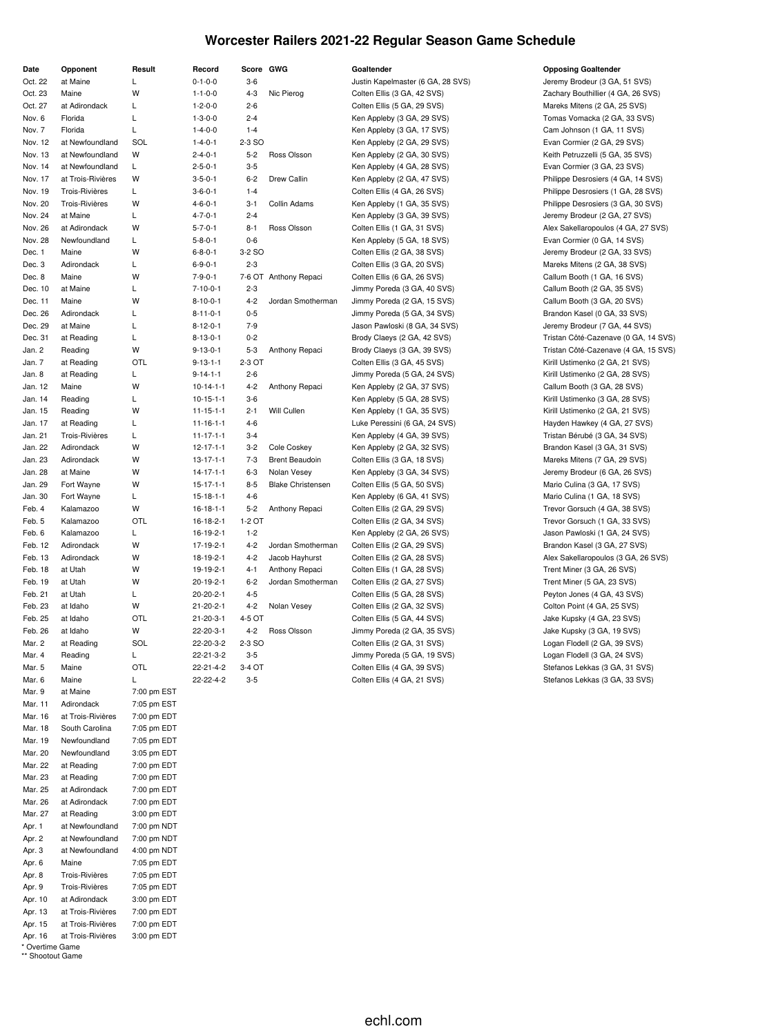# Worcester Railers 2021-22 Regular Season Game Schedule

| Date | Opponent | Result | Record | Score | GWG | Goaltender | Opposing Goaltender |
|---|---|---|---|---|---|---|---|
| Oct. 22 | at Maine | L | 0-1-0-0 | 3-6 | | Justin Kapelmaster (6 GA, 28 SVS) | Jeremy Brodeur (3 GA, 51 SVS) |
| Oct. 23 | Maine | W | 1-1-0-0 | 4-3 | Nic Pierog | Colten Ellis (3 GA, 42 SVS) | Zachary Bouthillier (4 GA, 26 SVS) |
| Oct. 27 | at Adirondack | L | 1-2-0-0 | 2-6 | | Colten Ellis (5 GA, 29 SVS) | Mareks Mitens (2 GA, 25 SVS) |
| Nov. 6 | Florida | L | 1-3-0-0 | 2-4 | | Ken Appleby (3 GA, 29 SVS) | Tomas Vomacka (2 GA, 33 SVS) |
| Nov. 7 | Florida | L | 1-4-0-0 | 1-4 | | Ken Appleby (3 GA, 17 SVS) | Cam Johnson (1 GA, 11 SVS) |
| Nov. 12 | at Newfoundland | SOL | 1-4-0-1 | 2-3 SO | | Ken Appleby (2 GA, 29 SVS) | Evan Cormier (2 GA, 29 SVS) |
| Nov. 13 | at Newfoundland | W | 2-4-0-1 | 5-2 | Ross Olsson | Ken Appleby (2 GA, 30 SVS) | Keith Petruzzelli (5 GA, 35 SVS) |
| Nov. 14 | at Newfoundland | L | 2-5-0-1 | 3-5 | | Ken Appleby (4 GA, 28 SVS) | Evan Cormier (3 GA, 23 SVS) |
| Nov. 17 | at Trois-Rivières | W | 3-5-0-1 | 6-2 | Drew Callin | Ken Appleby (2 GA, 47 SVS) | Philippe Desrosiers (4 GA, 14 SVS) |
| Nov. 19 | Trois-Rivières | L | 3-6-0-1 | 1-4 | | Colten Ellis (4 GA, 26 SVS) | Philippe Desrosiers (1 GA, 28 SVS) |
| Nov. 20 | Trois-Rivières | W | 4-6-0-1 | 3-1 | Collin Adams | Ken Appleby (1 GA, 35 SVS) | Philippe Desrosiers (3 GA, 30 SVS) |
| Nov. 24 | at Maine | L | 4-7-0-1 | 2-4 | | Ken Appleby (3 GA, 39 SVS) | Jeremy Brodeur (2 GA, 27 SVS) |
| Nov. 26 | at Adirondack | W | 5-7-0-1 | 8-1 | Ross Olsson | Colten Ellis (1 GA, 31 SVS) | Alex Sakellaropoulos (4 GA, 27 SVS) |
| Nov. 28 | Newfoundland | L | 5-8-0-1 | 0-6 | | Ken Appleby (5 GA, 18 SVS) | Evan Cormier (0 GA, 14 SVS) |
| Dec. 1 | Maine | W | 6-8-0-1 | 3-2 SO | | Colten Ellis (2 GA, 38 SVS) | Jeremy Brodeur (2 GA, 33 SVS) |
| Dec. 3 | Adirondack | L | 6-9-0-1 | 2-3 | | Colten Ellis (3 GA, 20 SVS) | Mareks Mitens (2 GA, 38 SVS) |
| Dec. 8 | Maine | W | 7-9-0-1 | 7-6 OT | Anthony Repaci | Colten Ellis (6 GA, 26 SVS) | Callum Booth (1 GA, 16 SVS) |
| Dec. 10 | at Maine | L | 7-10-0-1 | 2-3 | | Jimmy Poreda (3 GA, 40 SVS) | Callum Booth (2 GA, 35 SVS) |
| Dec. 11 | Maine | W | 8-10-0-1 | 4-2 | Jordan Smotherman | Jimmy Poreda (2 GA, 15 SVS) | Callum Booth (3 GA, 20 SVS) |
| Dec. 26 | Adirondack | L | 8-11-0-1 | 0-5 | | Jimmy Poreda (5 GA, 34 SVS) | Brandon Kasel (0 GA, 33 SVS) |
| Dec. 29 | at Maine | L | 8-12-0-1 | 7-9 | | Jason Pawloski (8 GA, 34 SVS) | Jeremy Brodeur (7 GA, 44 SVS) |
| Dec. 31 | at Reading | L | 8-13-0-1 | 0-2 | | Brody Claeys (2 GA, 42 SVS) | Tristan Côté-Cazenave (0 GA, 14 SVS) |
| Jan. 2 | Reading | W | 9-13-0-1 | 5-3 | Anthony Repaci | Brody Claeys (3 GA, 39 SVS) | Tristan Côté-Cazenave (4 GA, 15 SVS) |
| Jan. 7 | at Reading | OTL | 9-13-1-1 | 2-3 OT | | Colten Ellis (3 GA, 45 SVS) | Kirill Ustimenko (2 GA, 21 SVS) |
| Jan. 8 | at Reading | L | 9-14-1-1 | 2-6 | | Jimmy Poreda (5 GA, 24 SVS) | Kirill Ustimenko (2 GA, 28 SVS) |
| Jan. 12 | Maine | W | 10-14-1-1 | 4-2 | Anthony Repaci | Ken Appleby (2 GA, 37 SVS) | Callum Booth (3 GA, 28 SVS) |
| Jan. 14 | Reading | L | 10-15-1-1 | 3-6 | | Ken Appleby (5 GA, 28 SVS) | Kirill Ustimenko (3 GA, 28 SVS) |
| Jan. 15 | Reading | W | 11-15-1-1 | 2-1 | Will Cullen | Ken Appleby (1 GA, 35 SVS) | Kirill Ustimenko (2 GA, 21 SVS) |
| Jan. 17 | at Reading | L | 11-16-1-1 | 4-6 | | Luke Peressini (6 GA, 24 SVS) | Hayden Hawkey (4 GA, 27 SVS) |
| Jan. 21 | Trois-Rivières | L | 11-17-1-1 | 3-4 | | Ken Appleby (4 GA, 39 SVS) | Tristan Bérubé (3 GA, 34 SVS) |
| Jan. 22 | Adirondack | W | 12-17-1-1 | 3-2 | Cole Coskey | Ken Appleby (2 GA, 32 SVS) | Brandon Kasel (3 GA, 31 SVS) |
| Jan. 23 | Adirondack | W | 13-17-1-1 | 7-3 | Brent Beaudoin | Colten Ellis (3 GA, 18 SVS) | Mareks Mitens (7 GA, 29 SVS) |
| Jan. 28 | at Maine | W | 14-17-1-1 | 6-3 | Nolan Vesey | Ken Appleby (3 GA, 34 SVS) | Jeremy Brodeur (6 GA, 26 SVS) |
| Jan. 29 | Fort Wayne | W | 15-17-1-1 | 8-5 | Blake Christensen | Colten Ellis (5 GA, 50 SVS) | Mario Culina (3 GA, 17 SVS) |
| Jan. 30 | Fort Wayne | L | 15-18-1-1 | 4-6 | | Ken Appleby (6 GA, 41 SVS) | Mario Culina (1 GA, 18 SVS) |
| Feb. 4 | Kalamazoo | W | 16-18-1-1 | 5-2 | Anthony Repaci | Colten Ellis (2 GA, 29 SVS) | Trevor Gorsuch (4 GA, 38 SVS) |
| Feb. 5 | Kalamazoo | OTL | 16-18-2-1 | 1-2 OT | | Colten Ellis (2 GA, 34 SVS) | Trevor Gorsuch (1 GA, 33 SVS) |
| Feb. 6 | Kalamazoo | L | 16-19-2-1 | 1-2 | | Ken Appleby (2 GA, 26 SVS) | Jason Pawloski (1 GA, 24 SVS) |
| Feb. 12 | Adirondack | W | 17-19-2-1 | 4-2 | Jordan Smotherman | Colten Ellis (2 GA, 29 SVS) | Brandon Kasel (3 GA, 27 SVS) |
| Feb. 13 | Adirondack | W | 18-19-2-1 | 4-2 | Jacob Hayhurst | Colten Ellis (2 GA, 28 SVS) | Alex Sakellaropoulos (3 GA, 26 SVS) |
| Feb. 18 | at Utah | W | 19-19-2-1 | 4-1 | Anthony Repaci | Colten Ellis (1 GA, 28 SVS) | Trent Miner (3 GA, 26 SVS) |
| Feb. 19 | at Utah | W | 20-19-2-1 | 6-2 | Jordan Smotherman | Colten Ellis (2 GA, 27 SVS) | Trent Miner (5 GA, 23 SVS) |
| Feb. 21 | at Utah | L | 20-20-2-1 | 4-5 | | Colten Ellis (5 GA, 28 SVS) | Peyton Jones (4 GA, 43 SVS) |
| Feb. 23 | at Idaho | W | 21-20-2-1 | 4-2 | Nolan Vesey | Colten Ellis (2 GA, 32 SVS) | Colton Point (4 GA, 25 SVS) |
| Feb. 25 | at Idaho | OTL | 21-20-3-1 | 4-5 OT | | Colten Ellis (5 GA, 44 SVS) | Jake Kupsky (4 GA, 23 SVS) |
| Feb. 26 | at Idaho | W | 22-20-3-1 | 4-2 | Ross Olsson | Jimmy Poreda (2 GA, 35 SVS) | Jake Kupsky (3 GA, 19 SVS) |
| Mar. 2 | at Reading | SOL | 22-20-3-2 | 2-3 SO | | Colten Ellis (2 GA, 31 SVS) | Logan Flodell (2 GA, 39 SVS) |
| Mar. 4 | Reading | L | 22-21-3-2 | 3-5 | | Jimmy Poreda (5 GA, 19 SVS) | Logan Flodell (3 GA, 24 SVS) |
| Mar. 5 | Maine | OTL | 22-21-4-2 | 3-4 OT | | Colten Ellis (4 GA, 39 SVS) | Stefanos Lekkas (3 GA, 31 SVS) |
| Mar. 6 | Maine | L | 22-22-4-2 | 3-5 | | Colten Ellis (4 GA, 21 SVS) | Stefanos Lekkas (3 GA, 33 SVS) |
| Mar. 9 | at Maine | 7:00 pm EST | | | | | |
| Mar. 11 | Adirondack | 7:05 pm EST | | | | | |
| Mar. 16 | at Trois-Rivières | 7:00 pm EDT | | | | | |
| Mar. 18 | South Carolina | 7:05 pm EDT | | | | | |
| Mar. 19 | Newfoundland | 7:05 pm EDT | | | | | |
| Mar. 20 | Newfoundland | 3:05 pm EDT | | | | | |
| Mar. 22 | at Reading | 7:00 pm EDT | | | | | |
| Mar. 23 | at Reading | 7:00 pm EDT | | | | | |
| Mar. 25 | at Adirondack | 7:00 pm EDT | | | | | |
| Mar. 26 | at Adirondack | 7:00 pm EDT | | | | | |
| Mar. 27 | at Reading | 3:00 pm EDT | | | | | |
| Apr. 1 | at Newfoundland | 7:00 pm NDT | | | | | |
| Apr. 2 | at Newfoundland | 7:00 pm NDT | | | | | |
| Apr. 3 | at Newfoundland | 4:00 pm NDT | | | | | |
| Apr. 6 | Maine | 7:05 pm EDT | | | | | |
| Apr. 8 | Trois-Rivières | 7:05 pm EDT | | | | | |
| Apr. 9 | Trois-Rivières | 7:05 pm EDT | | | | | |
| Apr. 10 | at Adirondack | 3:00 pm EDT | | | | | |
| Apr. 13 | at Trois-Rivières | 7:00 pm EDT | | | | | |
| Apr. 15 | at Trois-Rivières | 7:00 pm EDT | | | | | |
| Apr. 16 | at Trois-Rivières | 3:00 pm EDT | | | | | |

\* Overtime Game
\*\* Shootout Game

echl.com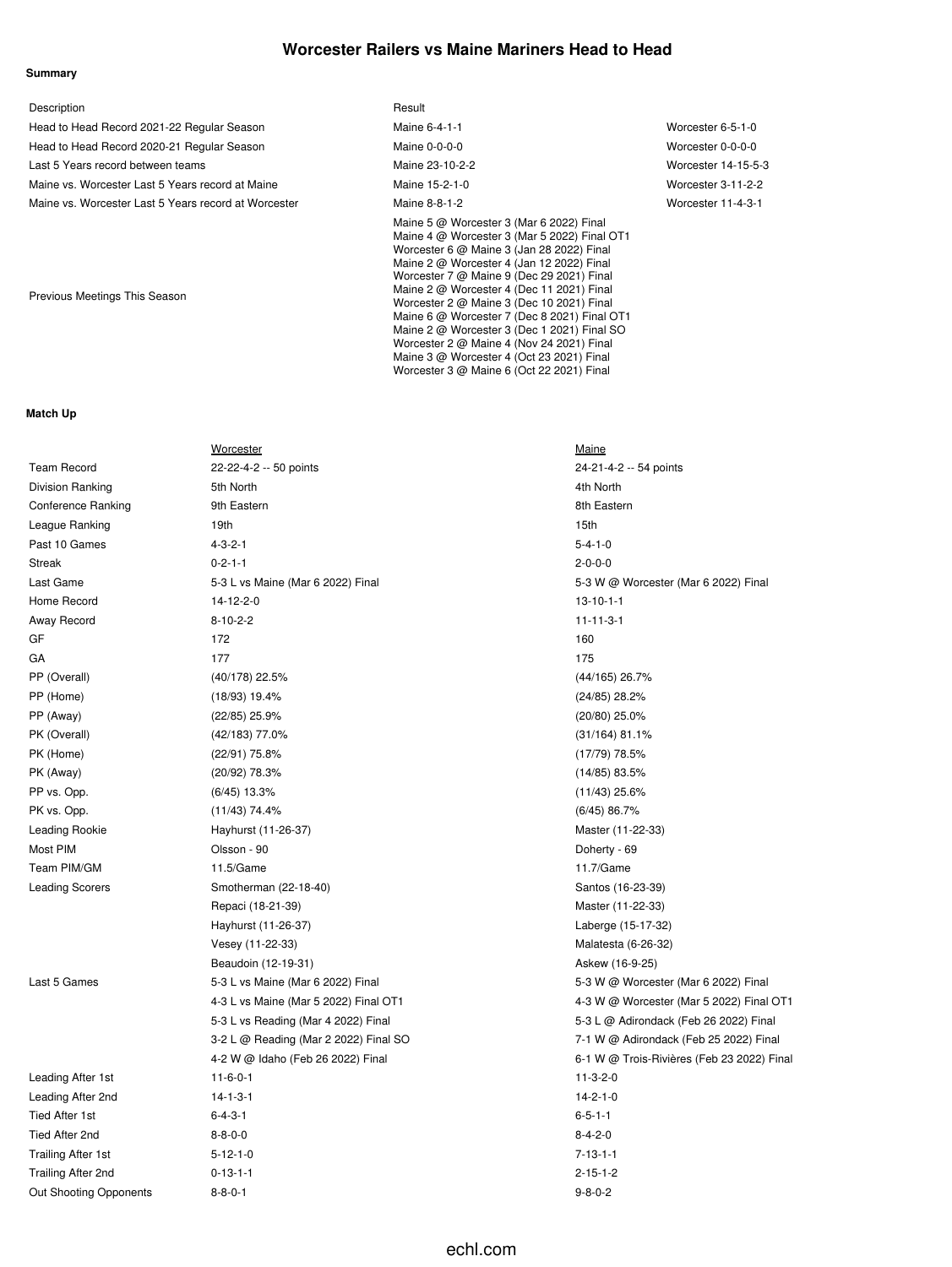# Worcester Railers vs Maine Mariners Head to Head

### Summary

| Description | Result | |
|---|---|---|
| Head to Head Record 2021-22 Regular Season | Maine 6-4-1-1 | Worcester 6-5-1-0 |
| Head to Head Record 2020-21 Regular Season | Maine 0-0-0-0 | Worcester 0-0-0-0 |
| Last 5 Years record between teams | Maine 23-10-2-2 | Worcester 14-15-5-3 |
| Maine vs. Worcester Last 5 Years record at Maine | Maine 15-2-1-0 | Worcester 3-11-2-2 |
| Maine vs. Worcester Last 5 Years record at Worcester | Maine 8-8-1-2 | Worcester 11-4-3-1 |
| Previous Meetings This Season | Maine 5 @ Worcester 3 (Mar 6 2022) Final<br>Maine 4 @ Worcester 3 (Mar 5 2022) Final OT1<br>Worcester 6 @ Maine 3 (Jan 28 2022) Final<br>Maine 2 @ Worcester 4 (Jan 12 2022) Final<br>Worcester 7 @ Maine 9 (Dec 29 2021) Final<br>Maine 2 @ Worcester 4 (Dec 11 2021) Final<br>Worcester 2 @ Maine 3 (Dec 10 2021) Final<br>Maine 6 @ Worcester 7 (Dec 8 2021) Final OT1<br>Maine 2 @ Worcester 3 (Dec 1 2021) Final SO<br>Worcester 2 @ Maine 4 (Nov 24 2021) Final<br>Maine 3 @ Worcester 4 (Oct 23 2021) Final<br>Worcester 3 @ Maine 6 (Oct 22 2021) Final | |

### Match Up

| | Worcester | Maine |
|---|---|---|
| Team Record | 22-22-4-2 -- 50 points | 24-21-4-2 -- 54 points |
| Division Ranking | 5th North | 4th North |
| Conference Ranking | 9th Eastern | 8th Eastern |
| League Ranking | 19th | 15th |
| Past 10 Games | 4-3-2-1 | 5-4-1-0 |
| Streak | 0-2-1-1 | 2-0-0-0 |
| Last Game | 5-3 L vs Maine (Mar 6 2022) Final | 5-3 W @ Worcester (Mar 6 2022) Final |
| Home Record | 14-12-2-0 | 13-10-1-1 |
| Away Record | 8-10-2-2 | 11-11-3-1 |
| GF | 172 | 160 |
| GA | 177 | 175 |
| PP (Overall) | (40/178) 22.5% | (44/165) 26.7% |
| PP (Home) | (18/93) 19.4% | (24/85) 28.2% |
| PP (Away) | (22/85) 25.9% | (20/80) 25.0% |
| PK (Overall) | (42/183) 77.0% | (31/164) 81.1% |
| PK (Home) | (22/91) 75.8% | (17/79) 78.5% |
| PK (Away) | (20/92) 78.3% | (14/85) 83.5% |
| PP vs. Opp. | (6/45) 13.3% | (11/43) 25.6% |
| PK vs. Opp. | (11/43) 74.4% | (6/45) 86.7% |
| Leading Rookie | Hayhurst (11-26-37) | Master (11-22-33) |
| Most PIM | Olsson - 90 | Doherty - 69 |
| Team PIM/GM | 11.5/Game | 11.7/Game |
| Leading Scorers | Smotherman (22-18-40) | Santos (16-23-39) |
| | Repaci (18-21-39) | Master (11-22-33) |
| | Hayhurst (11-26-37) | Laberge (15-17-32) |
| | Vesey (11-22-33) | Malatesta (6-26-32) |
| | Beaudoin (12-19-31) | Askew (16-9-25) |
| Last 5 Games | 5-3 L vs Maine (Mar 6 2022) Final | 5-3 W @ Worcester (Mar 6 2022) Final |
| | 4-3 L vs Maine (Mar 5 2022) Final OT1 | 4-3 W @ Worcester (Mar 5 2022) Final OT1 |
| | 5-3 L vs Reading (Mar 4 2022) Final | 5-3 L @ Adirondack (Feb 26 2022) Final |
| | 3-2 L @ Reading (Mar 2 2022) Final SO | 7-1 W @ Adirondack (Feb 25 2022) Final |
| | 4-2 W @ Idaho (Feb 26 2022) Final | 6-1 W @ Trois-Rivières (Feb 23 2022) Final |
| Leading After 1st | 11-6-0-1 | 11-3-2-0 |
| Leading After 2nd | 14-1-3-1 | 14-2-1-0 |
| Tied After 1st | 6-4-3-1 | 6-5-1-1 |
| Tied After 2nd | 8-8-0-0 | 8-4-2-0 |
| Trailing After 1st | 5-12-1-0 | 7-13-1-1 |
| Trailing After 2nd | 0-13-1-1 | 2-15-1-2 |
| Out Shooting Opponents | 8-8-0-1 | 9-8-0-2 |

echl.com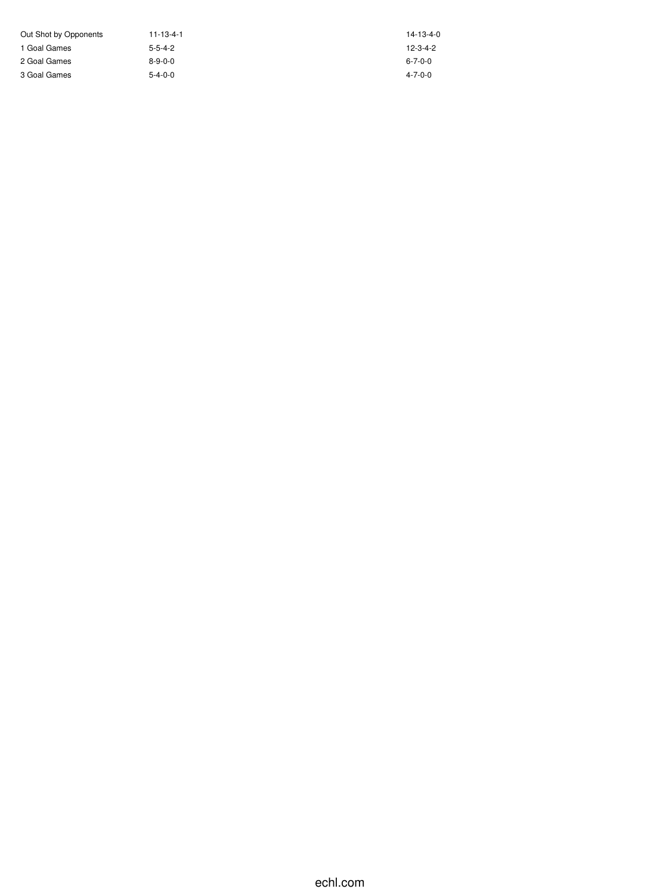| | | |
|---|---|---|
| Out Shot by Opponents | 11-13-4-1 | 14-13-4-0 |
| 1 Goal Games | 5-5-4-2 | 12-3-4-2 |
| 2 Goal Games | 8-9-0-0 | 6-7-0-0 |
| 3 Goal Games | 5-4-0-0 | 4-7-0-0 |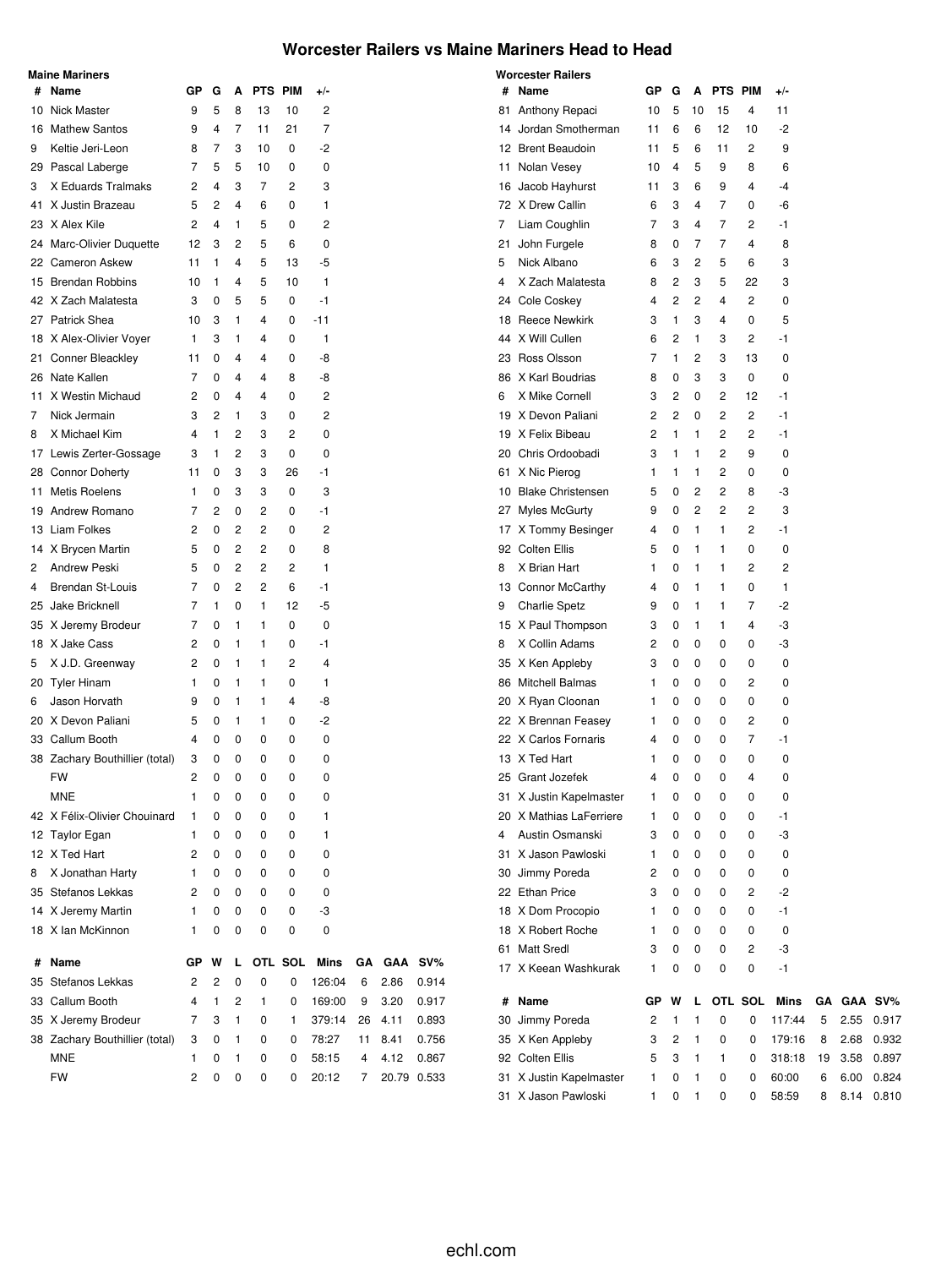# Worcester Railers vs Maine Mariners Head to Head

## Maine Mariners

| # | Name | GP | G | A | PTS | PIM | +/- |
|---|---|---|---|---|---|---|---|
| 10 | Nick Master | 9 | 5 | 8 | 13 | 10 | 2 |
| 16 | Mathew Santos | 9 | 4 | 7 | 11 | 21 | 7 |
| 9 | Keltie Jeri-Leon | 8 | 7 | 3 | 10 | 0 | -2 |
| 29 | Pascal Laberge | 7 | 5 | 5 | 10 | 0 | 0 |
| 3 | X Eduards Tralmaks | 2 | 4 | 3 | 7 | 2 | 3 |
| 41 | X Justin Brazeau | 5 | 2 | 4 | 6 | 0 | 1 |
| 23 | X Alex Kile | 2 | 4 | 1 | 5 | 0 | 2 |
| 24 | Marc-Olivier Duquette | 12 | 3 | 2 | 5 | 6 | 0 |
| 22 | Cameron Askew | 11 | 1 | 4 | 5 | 13 | -5 |
| 15 | Brendan Robbins | 10 | 1 | 4 | 5 | 10 | 1 |
| 42 | X Zach Malatesta | 3 | 0 | 5 | 5 | 0 | -1 |
| 27 | Patrick Shea | 10 | 3 | 1 | 4 | 0 | -11 |
| 18 | X Alex-Olivier Voyer | 1 | 3 | 1 | 4 | 0 | 1 |
| 21 | Conner Bleackley | 11 | 0 | 4 | 4 | 0 | -8 |
| 26 | Nate Kallen | 7 | 0 | 4 | 4 | 8 | -8 |
| 11 | X Westin Michaud | 2 | 0 | 4 | 4 | 0 | 2 |
| 7 | Nick Jermain | 3 | 2 | 1 | 3 | 0 | 2 |
| 8 | X Michael Kim | 4 | 1 | 2 | 3 | 2 | 0 |
| 17 | Lewis Zerter-Gossage | 3 | 1 | 2 | 3 | 0 | 0 |
| 28 | Connor Doherty | 11 | 0 | 3 | 3 | 26 | -1 |
| 11 | Metis Roelens | 1 | 0 | 3 | 3 | 0 | 3 |
| 19 | Andrew Romano | 7 | 2 | 0 | 2 | 0 | -1 |
| 13 | Liam Folkes | 2 | 0 | 2 | 2 | 0 | 2 |
| 14 | X Brycen Martin | 5 | 0 | 2 | 2 | 0 | 8 |
| 2 | Andrew Peski | 5 | 0 | 2 | 2 | 2 | 1 |
| 4 | Brendan St-Louis | 7 | 0 | 2 | 2 | 6 | -1 |
| 25 | Jake Bricknell | 7 | 1 | 0 | 1 | 12 | -5 |
| 35 | X Jeremy Brodeur | 7 | 0 | 1 | 1 | 0 | 0 |
| 18 | X Jake Cass | 2 | 0 | 1 | 1 | 0 | -1 |
| 5 | X J.D. Greenway | 2 | 0 | 1 | 1 | 2 | 4 |
| 20 | Tyler Hinam | 1 | 0 | 1 | 1 | 0 | 1 |
| 6 | Jason Horvath | 9 | 0 | 1 | 1 | 4 | -8 |
| 20 | X Devon Paliani | 5 | 0 | 1 | 1 | 0 | -2 |
| 33 | Callum Booth | 4 | 0 | 0 | 0 | 0 | 0 |
| 38 | Zachary Bouthillier (total) | 3 | 0 | 0 | 0 | 0 | 0 |
| | FW | 2 | 0 | 0 | 0 | 0 | 0 |
| | MNE | 1 | 0 | 0 | 0 | 0 | 0 |
| 42 | X Félix-Olivier Chouinard | 1 | 0 | 0 | 0 | 0 | 1 |
| 12 | Taylor Egan | 1 | 0 | 0 | 0 | 0 | 1 |
| 12 | X Ted Hart | 2 | 0 | 0 | 0 | 0 | 0 |
| 8 | X Jonathan Harty | 1 | 0 | 0 | 0 | 0 | 0 |
| 35 | Stefanos Lekkas | 2 | 0 | 0 | 0 | 0 | 0 |
| 14 | X Jeremy Martin | 1 | 0 | 0 | 0 | 0 | -3 |
| 18 | X Ian McKinnon | 1 | 0 | 0 | 0 | 0 | 0 |

| # | Name | GP | W | L | OTL | SOL | Mins | GA | GAA | SV% |
|---|---|---|---|---|---|---|---|---|---|---|
| 35 | Stefanos Lekkas | 2 | 2 | 0 | 0 | 0 | 126:04 | 6 | 2.86 | 0.914 |
| 33 | Callum Booth | 4 | 1 | 2 | 1 | 0 | 169:00 | 9 | 3.20 | 0.917 |
| 35 | X Jeremy Brodeur | 7 | 3 | 1 | 0 | 1 | 379:14 | 26 | 4.11 | 0.893 |
| 38 | Zachary Bouthillier (total) | 3 | 0 | 1 | 0 | 0 | 78:27 | 11 | 8.41 | 0.756 |
| | MNE | 1 | 0 | 1 | 0 | 0 | 58:15 | 4 | 4.12 | 0.867 |
| | FW | 2 | 0 | 0 | 0 | 0 | 20:12 | 7 | 20.79 | 0.533 |

## Worcester Railers

| # | Name | GP | G | A | PTS | PIM | +/- |
|---|---|---|---|---|---|---|---|
| 81 | Anthony Repaci | 10 | 5 | 10 | 15 | 4 | 11 |
| 14 | Jordan Smotherman | 11 | 6 | 6 | 12 | 10 | -2 |
| 12 | Brent Beaudoin | 11 | 5 | 6 | 11 | 2 | 9 |
| 11 | Nolan Vesey | 10 | 4 | 5 | 9 | 8 | 6 |
| 16 | Jacob Hayhurst | 11 | 3 | 6 | 9 | 4 | -4 |
| 72 | X Drew Callin | 6 | 3 | 4 | 7 | 0 | -6 |
| 7 | Liam Coughlin | 7 | 3 | 4 | 7 | 2 | -1 |
| 21 | John Furgele | 8 | 0 | 7 | 7 | 4 | 8 |
| 5 | Nick Albano | 6 | 3 | 2 | 5 | 6 | 3 |
| 4 | X Zach Malatesta | 8 | 2 | 3 | 5 | 22 | 3 |
| 24 | Cole Coskey | 4 | 2 | 2 | 4 | 2 | 0 |
| 18 | Reece Newkirk | 3 | 1 | 3 | 4 | 0 | 5 |
| 44 | X Will Cullen | 6 | 2 | 1 | 3 | 2 | -1 |
| 23 | Ross Olsson | 7 | 1 | 2 | 3 | 13 | 0 |
| 86 | X Karl Boudrias | 8 | 0 | 3 | 3 | 0 | 0 |
| 6 | X Mike Cornell | 3 | 2 | 0 | 2 | 12 | -1 |
| 19 | X Devon Paliani | 2 | 2 | 0 | 2 | 2 | -1 |
| 19 | X Felix Bibeau | 2 | 1 | 1 | 2 | 2 | -1 |
| 20 | Chris Ordoobadi | 3 | 1 | 1 | 2 | 9 | 0 |
| 61 | X Nic Pierog | 1 | 1 | 1 | 2 | 0 | 0 |
| 10 | Blake Christensen | 5 | 0 | 2 | 2 | 8 | -3 |
| 27 | Myles McGurty | 9 | 0 | 2 | 2 | 2 | 3 |
| 17 | X Tommy Besinger | 4 | 0 | 1 | 1 | 2 | -1 |
| 92 | Colten Ellis | 5 | 0 | 1 | 1 | 0 | 0 |
| 8 | X Brian Hart | 1 | 0 | 1 | 1 | 2 | 2 |
| 13 | Connor McCarthy | 4 | 0 | 1 | 1 | 0 | 1 |
| 9 | Charlie Spetz | 9 | 0 | 1 | 1 | 7 | -2 |
| 15 | X Paul Thompson | 3 | 0 | 1 | 1 | 4 | -3 |
| 8 | X Collin Adams | 2 | 0 | 0 | 0 | 0 | -3 |
| 35 | X Ken Appleby | 3 | 0 | 0 | 0 | 0 | 0 |
| 86 | Mitchell Balmas | 1 | 0 | 0 | 0 | 2 | 0 |
| 20 | X Ryan Cloonan | 1 | 0 | 0 | 0 | 0 | 0 |
| 22 | X Brennan Feasey | 1 | 0 | 0 | 0 | 2 | 0 |
| 22 | X Carlos Fornaris | 4 | 0 | 0 | 0 | 7 | -1 |
| 13 | X Ted Hart | 1 | 0 | 0 | 0 | 0 | 0 |
| 25 | Grant Jozefek | 4 | 0 | 0 | 0 | 4 | 0 |
| 31 | X Justin Kapelmaster | 1 | 0 | 0 | 0 | 0 | 0 |
| 20 | X Mathias LaFerriere | 1 | 0 | 0 | 0 | 0 | -1 |
| 4 | Austin Osmanski | 3 | 0 | 0 | 0 | 0 | -3 |
| 31 | X Jason Pawloski | 1 | 0 | 0 | 0 | 0 | 0 |
| 30 | Jimmy Poreda | 2 | 0 | 0 | 0 | 0 | 0 |
| 22 | Ethan Price | 3 | 0 | 0 | 0 | 2 | -2 |
| 18 | X Dom Procopio | 1 | 0 | 0 | 0 | 0 | -1 |
| 18 | X Robert Roche | 1 | 0 | 0 | 0 | 0 | 0 |
| 61 | Matt Sredl | 3 | 0 | 0 | 0 | 2 | -3 |
| 17 | X Keean Washkurak | 1 | 0 | 0 | 0 | 0 | -1 |

| # | Name | GP | W | L | OTL | SOL | Mins | GA | GAA | SV% |
|---|---|---|---|---|---|---|---|---|---|---|
| 30 | Jimmy Poreda | 2 | 1 | 1 | 0 | 0 | 117:44 | 5 | 2.55 | 0.917 |
| 35 | X Ken Appleby | 3 | 2 | 1 | 0 | 0 | 179:16 | 8 | 2.68 | 0.932 |
| 92 | Colten Ellis | 5 | 3 | 1 | 1 | 0 | 318:18 | 19 | 3.58 | 0.897 |
| 31 | X Justin Kapelmaster | 1 | 0 | 1 | 0 | 0 | 60:00 | 6 | 6.00 | 0.824 |
| 31 | X Jason Pawloski | 1 | 0 | 1 | 0 | 0 | 58:59 | 8 | 8.14 | 0.810 |

echl.com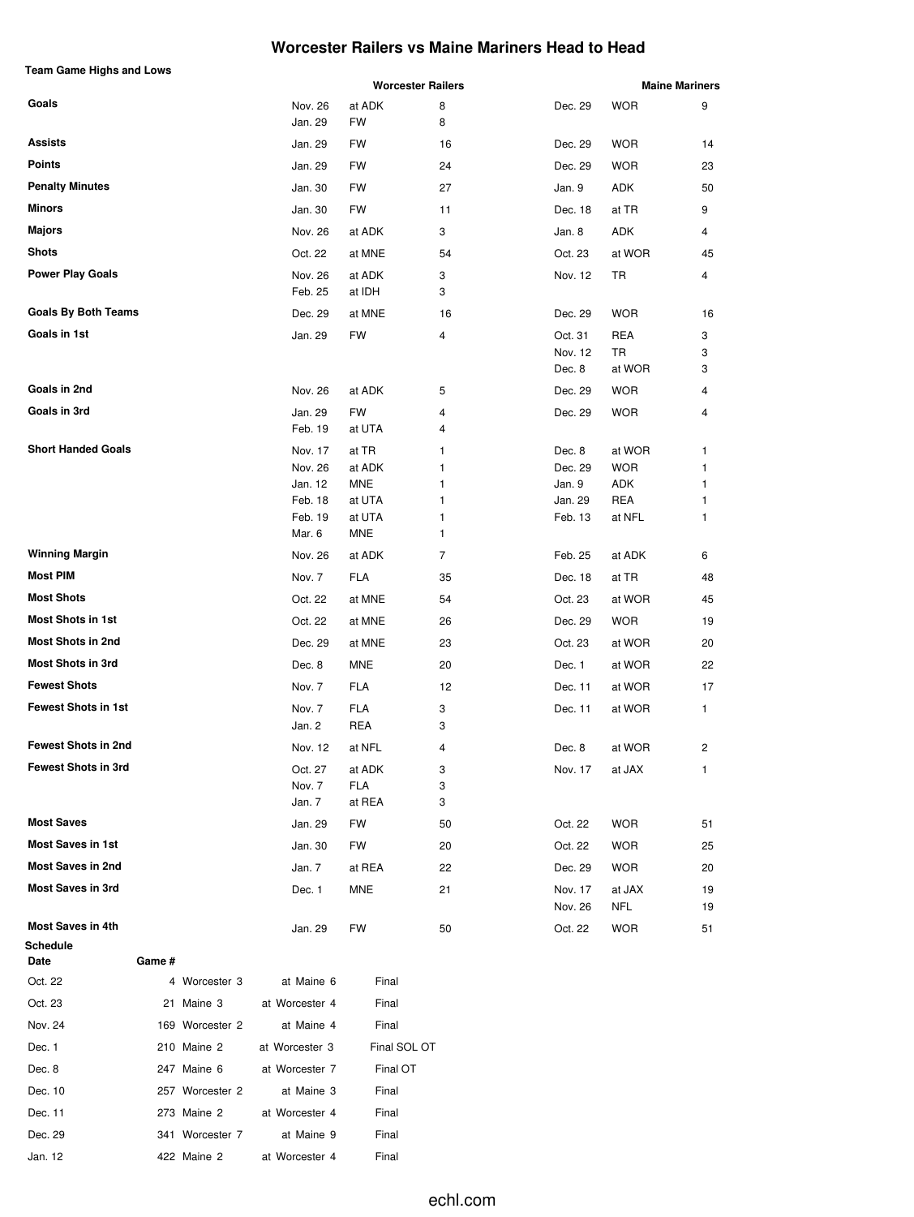# Worcester Railers vs Maine Mariners Head to Head

## Team Game Highs and Lows

| | Worcester Railers | | | Maine Mariners | | |
|---|---|---|---|---|---|---|
| **Goals** | Nov. 26 | at ADK | 8 | Dec. 29 | WOR | 9 |
| | Jan. 29 | FW | 8 | | | |
| **Assists** | Jan. 29 | FW | 16 | Dec. 29 | WOR | 14 |
| **Points** | Jan. 29 | FW | 24 | Dec. 29 | WOR | 23 |
| **Penalty Minutes** | Jan. 30 | FW | 27 | Jan. 9 | ADK | 50 |
| **Minors** | Jan. 30 | FW | 11 | Dec. 18 | at TR | 9 |
| **Majors** | Nov. 26 | at ADK | 3 | Jan. 8 | ADK | 4 |
| **Shots** | Oct. 22 | at MNE | 54 | Oct. 23 | at WOR | 45 |
| **Power Play Goals** | Nov. 26 | at ADK | 3 | Nov. 12 | TR | 4 |
| | Feb. 25 | at IDH | 3 | | | |
| **Goals By Both Teams** | Dec. 29 | at MNE | 16 | Dec. 29 | WOR | 16 |
| **Goals in 1st** | Jan. 29 | FW | 4 | Oct. 31 | REA | 3 |
| | | | | Nov. 12 | TR | 3 |
| | | | | Dec. 8 | at WOR | 3 |
| **Goals in 2nd** | Nov. 26 | at ADK | 5 | Dec. 29 | WOR | 4 |
| **Goals in 3rd** | Jan. 29 | FW | 4 | Dec. 29 | WOR | 4 |
| | Feb. 19 | at UTA | 4 | | | |
| **Short Handed Goals** | Nov. 17 | at TR | 1 | Dec. 8 | at WOR | 1 |
| | Nov. 26 | at ADK | 1 | Dec. 29 | WOR | 1 |
| | Jan. 12 | MNE | 1 | Jan. 9 | ADK | 1 |
| | Feb. 18 | at UTA | 1 | Jan. 29 | REA | 1 |
| | Feb. 19 | at UTA | 1 | Feb. 13 | at NFL | 1 |
| | Mar. 6 | MNE | 1 | | | |
| **Winning Margin** | Nov. 26 | at ADK | 7 | Feb. 25 | at ADK | 6 |
| **Most PIM** | Nov. 7 | FLA | 35 | Dec. 18 | at TR | 48 |
| **Most Shots** | Oct. 22 | at MNE | 54 | Oct. 23 | at WOR | 45 |
| **Most Shots in 1st** | Oct. 22 | at MNE | 26 | Dec. 29 | WOR | 19 |
| **Most Shots in 2nd** | Dec. 29 | at MNE | 23 | Oct. 23 | at WOR | 20 |
| **Most Shots in 3rd** | Dec. 8 | MNE | 20 | Dec. 1 | at WOR | 22 |
| **Fewest Shots** | Nov. 7 | FLA | 12 | Dec. 11 | at WOR | 17 |
| **Fewest Shots in 1st** | Nov. 7 | FLA | 3 | Dec. 11 | at WOR | 1 |
| | Jan. 2 | REA | 3 | | | |
| **Fewest Shots in 2nd** | Nov. 12 | at NFL | 4 | Dec. 8 | at WOR | 2 |
| **Fewest Shots in 3rd** | Oct. 27 | at ADK | 3 | Nov. 17 | at JAX | 1 |
| | Nov. 7 | FLA | 3 | | | |
| | Jan. 7 | at REA | 3 | | | |
| **Most Saves** | Jan. 29 | FW | 50 | Oct. 22 | WOR | 51 |
| **Most Saves in 1st** | Jan. 30 | FW | 20 | Oct. 22 | WOR | 25 |
| **Most Saves in 2nd** | Jan. 7 | at REA | 22 | Dec. 29 | WOR | 20 |
| **Most Saves in 3rd** | Dec. 1 | MNE | 21 | Nov. 17 | at JAX | 19 |
| | | | | Nov. 26 | NFL | 19 |
| **Most Saves in 4th** | Jan. 29 | FW | 50 | Oct. 22 | WOR | 51 |

## Schedule

| Date | Game # | Visitor | Home | Result |
|---|---|---|---|---|
| Oct. 22 | 4 | Worcester 3 | at Maine 6 | Final |
| Oct. 23 | 21 | Maine 3 | at Worcester 4 | Final |
| Nov. 24 | 169 | Worcester 2 | at Maine 4 | Final |
| Dec. 1 | 210 | Maine 2 | at Worcester 3 | Final SOL OT |
| Dec. 8 | 247 | Maine 6 | at Worcester 7 | Final OT |
| Dec. 10 | 257 | Worcester 2 | at Maine 3 | Final |
| Dec. 11 | 273 | Maine 2 | at Worcester 4 | Final |
| Dec. 29 | 341 | Worcester 7 | at Maine 9 | Final |
| Jan. 12 | 422 | Maine 2 | at Worcester 4 | Final |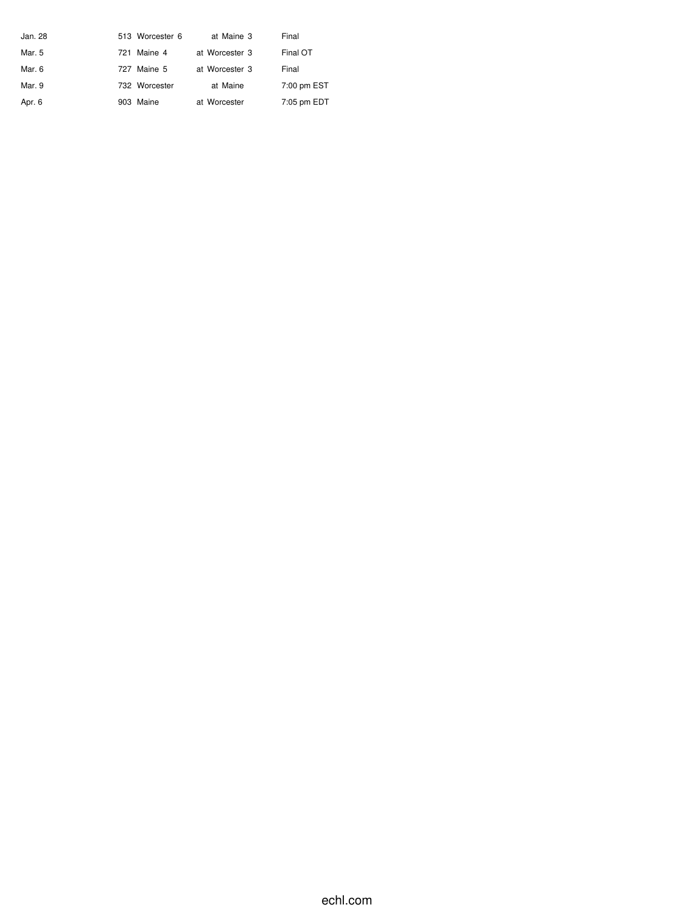| | | | | |
|---|---|---|---|---|
| Jan. 28 | 513 | Worcester 6 | at Maine 3 | Final |
| Mar. 5 | 721 | Maine 4 | at Worcester 3 | Final OT |
| Mar. 6 | 727 | Maine 5 | at Worcester 3 | Final |
| Mar. 9 | 732 | Worcester | at Maine | 7:00 pm EST |
| Apr. 6 | 903 | Maine | at Worcester | 7:05 pm EDT |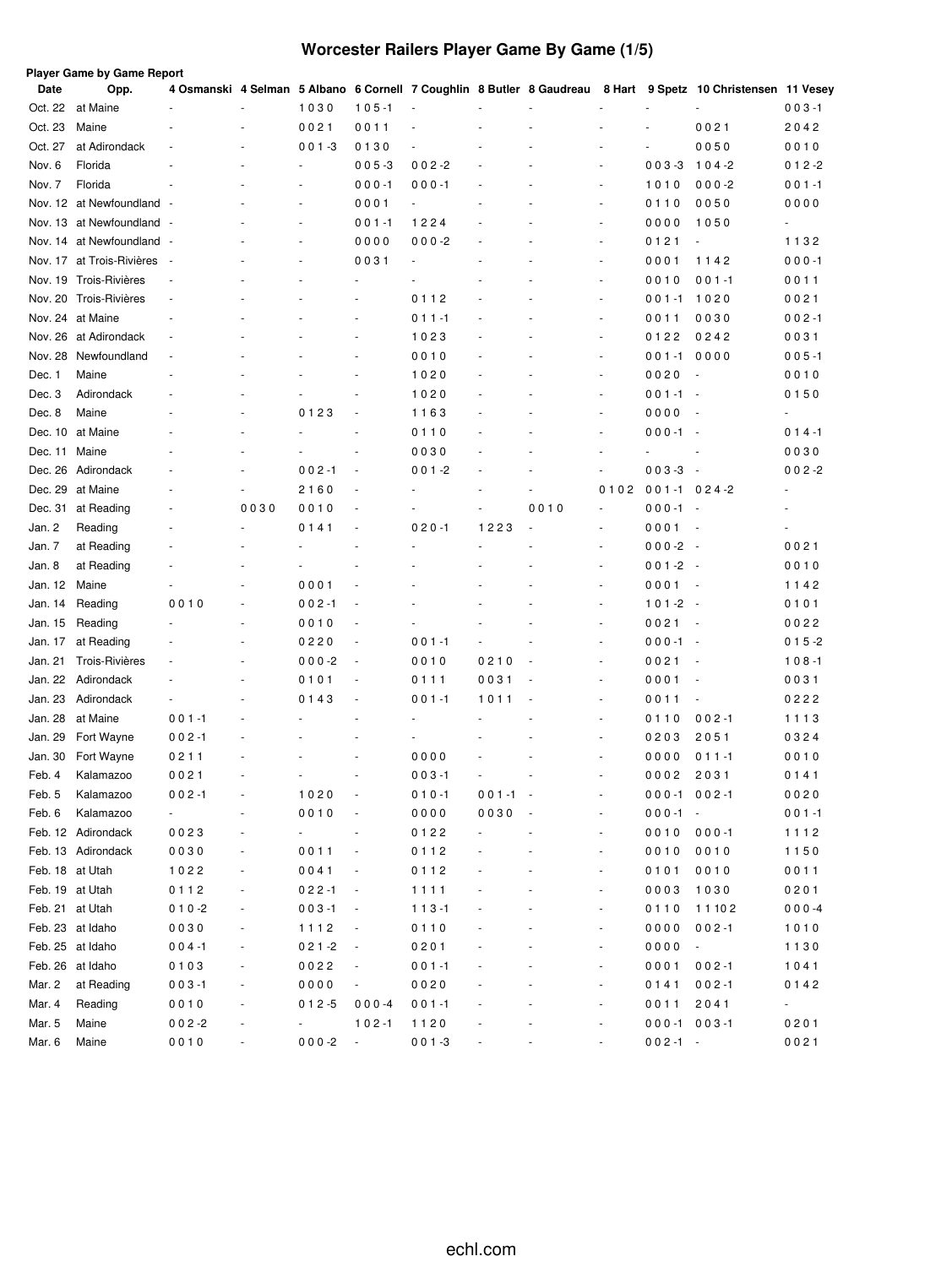# Worcester Railers Player Game By Game (1/5)

**Player Game by Game Report**

| Date | Opp. | 4 Osmanski | 4 Selman | 5 Albano | 6 Cornell | 7 Coughlin | 8 Butler | 8 Gaudreau | 8 Hart | 9 Spetz | 10 Christensen | 11 Vesey |
|---|---|---|---|---|---|---|---|---|---|---|---|---|
| Oct. 22 | at Maine | - | - | 1 0 3 0 | 1 0 5 -1 | - | - | - | - | - | - | 0 0 3 -1 |
| Oct. 23 | Maine | - | - | 0 0 2 1 | 0 0 1 1 | - | - | - | - | - | 0 0 2 1 | 2 0 4 2 |
| Oct. 27 | at Adirondack | - | - | 0 0 1 -3 | 0 1 3 0 | - | - | - | - | - | 0 0 5 0 | 0 0 1 0 |
| Nov. 6 | Florida | - | - | - | 0 0 5 -3 | 0 0 2 -2 | - | - | - | 0 0 3 -3 | 1 0 4 -2 | 0 1 2 -2 |
| Nov. 7 | Florida | - | - | - | 0 0 0 -1 | 0 0 0 -1 | - | - | - | 1 0 1 0 | 0 0 0 -2 | 0 0 1 -1 |
| Nov. 12 | at Newfoundland | - | - | - | 0 0 0 1 | - | - | - | - | 0 1 1 0 | 0 0 5 0 | 0 0 0 0 |
| Nov. 13 | at Newfoundland | - | - | - | 0 0 1 -1 | 1 2 2 4 | - | - | - | 0 0 0 0 | 1 0 5 0 | - |
| Nov. 14 | at Newfoundland | - | - | - | 0 0 0 0 | 0 0 0 -2 | - | - | - | 0 1 2 1 | - | 1 1 3 2 |
| Nov. 17 | at Trois-Rivières | - | - | - | 0 0 3 1 | - | - | - | - | 0 0 0 1 | 1 1 4 2 | 0 0 0 -1 |
| Nov. 19 | Trois-Rivières | - | - | - | - | - | - | - | - | 0 0 1 0 | 0 0 1 -1 | 0 0 1 1 |
| Nov. 20 | Trois-Rivières | - | - | - | - | 0 1 1 2 | - | - | - | 0 0 1 -1 | 1 0 2 0 | 0 0 2 1 |
| Nov. 24 | at Maine | - | - | - | - | 0 1 1 -1 | - | - | - | 0 0 1 1 | 0 0 3 0 | 0 0 2 -1 |
| Nov. 26 | at Adirondack | - | - | - | - | 1 0 2 3 | - | - | - | 0 1 2 2 | 0 2 4 2 | 0 0 3 1 |
| Nov. 28 | Newfoundland | - | - | - | - | 0 0 1 0 | - | - | - | 0 0 1 -1 | 0 0 0 0 | 0 0 5 -1 |
| Dec. 1 | Maine | - | - | - | - | 1 0 2 0 | - | - | - | 0 0 2 0 | - | 0 0 1 0 |
| Dec. 3 | Adirondack | - | - | - | - | 1 0 2 0 | - | - | - | 0 0 1 -1 | - | 0 1 5 0 |
| Dec. 8 | Maine | - | - | 0 1 2 3 | - | 1 1 6 3 | - | - | - | 0 0 0 0 | - | - |
| Dec. 10 | at Maine | - | - | - | - | 0 1 1 0 | - | - | - | 0 0 0 -1 | - | 0 1 4 -1 |
| Dec. 11 | Maine | - | - | - | - | 0 0 3 0 | - | - | - | - | - | 0 0 3 0 |
| Dec. 26 | Adirondack | - | - | 0 0 2 -1 | - | 0 0 1 -2 | - | - | - | 0 0 3 -3 | - | 0 0 2 -2 |
| Dec. 29 | at Maine | - | - | 2 1 6 0 | - | - | - | - | 0 1 0 2 | 0 0 1 -1 | 0 2 4 -2 | - |
| Dec. 31 | at Reading | - | 0 0 3 0 | 0 0 1 0 | - | - | - | 0 0 1 0 | - | 0 0 0 -1 | - | - |
| Jan. 2 | Reading | - | - | 0 1 4 1 | - | 0 2 0 -1 | 1 2 2 3 | - | - | 0 0 0 1 | - | - |
| Jan. 7 | at Reading | - | - | - | - | - | - | - | - | 0 0 0 -2 | - | 0 0 2 1 |
| Jan. 8 | at Reading | - | - | - | - | - | - | - | - | 0 0 1 -2 | - | 0 0 1 0 |
| Jan. 12 | Maine | - | - | 0 0 0 1 | - | - | - | - | - | 0 0 0 1 | - | 1 1 4 2 |
| Jan. 14 | Reading | 0 0 1 0 | - | 0 0 2 -1 | - | - | - | - | - | 1 0 1 -2 | - | 0 1 0 1 |
| Jan. 15 | Reading | - | - | 0 0 1 0 | - | - | - | - | - | 0 0 2 1 | - | 0 0 2 2 |
| Jan. 17 | at Reading | - | - | 0 2 2 0 | - | 0 0 1 -1 | - | - | - | 0 0 0 -1 | - | 0 1 5 -2 |
| Jan. 21 | Trois-Rivières | - | - | 0 0 0 -2 | - | 0 0 1 0 | 0 2 1 0 | - | - | 0 0 2 1 | - | 1 0 8 -1 |
| Jan. 22 | Adirondack | - | - | 0 1 0 1 | - | 0 1 1 1 | 0 0 3 1 | - | - | 0 0 0 1 | - | 0 0 3 1 |
| Jan. 23 | Adirondack | - | - | 0 1 4 3 | - | 0 0 1 -1 | 1 0 1 1 | - | - | 0 0 1 1 | - | 0 2 2 2 |
| Jan. 28 | at Maine | 0 0 1 -1 | - | - | - | - | - | - | - | 0 1 1 0 | 0 0 2 -1 | 1 1 1 3 |
| Jan. 29 | Fort Wayne | 0 0 2 -1 | - | - | - | - | - | - | - | 0 2 0 3 | 2 0 5 1 | 0 3 2 4 |
| Jan. 30 | Fort Wayne | 0 2 1 1 | - | - | - | 0 0 0 0 | - | - | - | 0 0 0 0 | 0 1 1 -1 | 0 0 1 0 |
| Feb. 4 | Kalamazoo | 0 0 2 1 | - | - | - | 0 0 3 -1 | - | - | - | 0 0 0 2 | 2 0 3 1 | 0 1 4 1 |
| Feb. 5 | Kalamazoo | 0 0 2 -1 | - | 1 0 2 0 | - | 0 1 0 -1 | 0 0 1 -1 | - | - | 0 0 0 -1 | 0 0 2 -1 | 0 0 2 0 |
| Feb. 6 | Kalamazoo | - | - | 0 0 1 0 | - | 0 0 0 0 | 0 0 3 0 | - | - | 0 0 0 -1 | - | 0 0 1 -1 |
| Feb. 12 | Adirondack | 0 0 2 3 | - | - | - | 0 1 2 2 | - | - | - | 0 0 1 0 | 0 0 0 -1 | 1 1 1 2 |
| Feb. 13 | Adirondack | 0 0 3 0 | - | 0 0 1 1 | - | 0 1 1 2 | - | - | - | 0 0 1 0 | 0 0 1 0 | 1 1 5 0 |
| Feb. 18 | at Utah | 1 0 2 2 | - | 0 0 4 1 | - | 0 1 1 2 | - | - | - | 0 1 0 1 | 0 0 1 0 | 0 0 1 1 |
| Feb. 19 | at Utah | 0 1 1 2 | - | 0 2 2 -1 | - | 1 1 1 1 | - | - | - | 0 0 0 3 | 1 0 3 0 | 0 2 0 1 |
| Feb. 21 | at Utah | 0 1 0 -2 | - | 0 0 3 -1 | - | 1 1 3 -1 | - | - | - | 0 1 1 0 | 1 1 10 2 | 0 0 0 -4 |
| Feb. 23 | at Idaho | 0 0 3 0 | - | 1 1 1 2 | - | 0 1 1 0 | - | - | - | 0 0 0 0 | 0 0 2 -1 | 1 0 1 0 |
| Feb. 25 | at Idaho | 0 0 4 -1 | - | 0 2 1 -2 | - | 0 2 0 1 | - | - | - | 0 0 0 0 | - | 1 1 3 0 |
| Feb. 26 | at Idaho | 0 1 0 3 | - | 0 0 2 2 | - | 0 0 1 -1 | - | - | - | 0 0 0 1 | 0 0 2 -1 | 1 0 4 1 |
| Mar. 2 | at Reading | 0 0 3 -1 | - | 0 0 0 0 | - | 0 0 2 0 | - | - | - | 0 1 4 1 | 0 0 2 -1 | 0 1 4 2 |
| Mar. 4 | Reading | 0 0 1 0 | - | 0 1 2 -5 | 0 0 0 -4 | 0 0 1 -1 | - | - | - | 0 0 1 1 | 2 0 4 1 | - |
| Mar. 5 | Maine | 0 0 2 -2 | - | - | 1 0 2 -1 | 1 1 2 0 | - | - | - | 0 0 0 -1 | 0 0 3 -1 | 0 2 0 1 |
| Mar. 6 | Maine | 0 0 1 0 | - | 0 0 0 -2 | - | 0 0 1 -3 | - | - | - | 0 0 2 -1 | - | 0 0 2 1 |

echl.com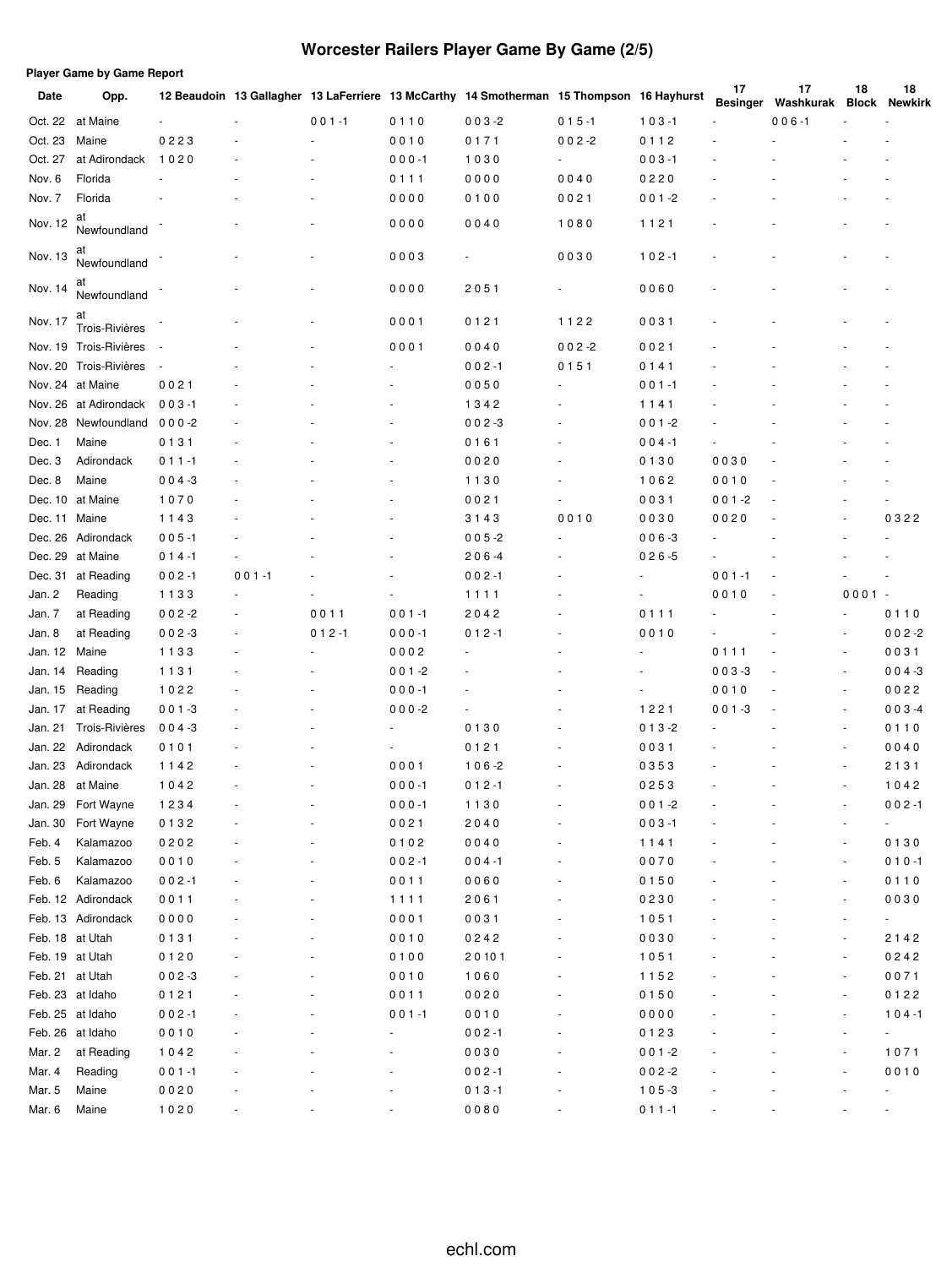# Worcester Railers Player Game By Game (2/5)

**Player Game by Game Report**

| Date | Opp. | 12 Beaudoin | 13 Gallagher | 13 LaFerriere | 13 McCarthy | 14 Smotherman | 15 Thompson | 16 Hayhurst | 17 Besinger | 17 Washkurak | 18 Block | 18 Newkirk |
|---|---|---|---|---|---|---|---|---|---|---|---|---|
| Oct. 22 | at Maine | - | - | 0 0 1 -1 | 0 1 1 0 | 0 0 3 -2 | 0 1 5 -1 | 1 0 3 -1 | - | 0 0 6 -1 | - | - |
| Oct. 23 | Maine | 0 2 2 3 | - | - | 0 0 1 0 | 0 1 7 1 | 0 0 2 -2 | 0 1 1 2 | - | - | - | - |
| Oct. 27 | at Adirondack | 1 0 2 0 | - | - | 0 0 0 -1 | 1 0 3 0 | - | 0 0 3 -1 | - | - | - | - |
| Nov. 6 | Florida | - | - | - | 0 1 1 1 | 0 0 0 0 | 0 0 4 0 | 0 2 2 0 | - | - | - | - |
| Nov. 7 | Florida | - | - | - | 0 0 0 0 | 0 1 0 0 | 0 0 2 1 | 0 0 1 -2 | - | - | - | - |
| Nov. 12 | at Newfoundland | - | - | - | 0 0 0 0 | 0 0 4 0 | 1 0 8 0 | 1 1 2 1 | - | - | - | - |
| Nov. 13 | at Newfoundland | - | - | - | 0 0 0 3 | - | 0 0 3 0 | 1 0 2 -1 | - | - | - | - |
| Nov. 14 | at Newfoundland | - | - | - | 0 0 0 0 | 2 0 5 1 | - | 0 0 6 0 | - | - | - | - |
| Nov. 17 | at Trois-Rivières | - | - | - | 0 0 0 1 | 0 1 2 1 | 1 1 2 2 | 0 0 3 1 | - | - | - | - |
| Nov. 19 | Trois-Rivières | - | - | - | 0 0 0 1 | 0 0 4 0 | 0 0 2 -2 | 0 0 2 1 | - | - | - | - |
| Nov. 20 | Trois-Rivières | - | - | - | - | 0 0 2 -1 | 0 1 5 1 | 0 1 4 1 | - | - | - | - |
| Nov. 24 | at Maine | 0 0 2 1 | - | - | - | 0 0 5 0 | - | 0 0 1 -1 | - | - | - | - |
| Nov. 26 | at Adirondack | 0 0 3 -1 | - | - | - | 1 3 4 2 | - | 1 1 4 1 | - | - | - | - |
| Nov. 28 | Newfoundland | 0 0 0 -2 | - | - | - | 0 0 2 -3 | - | 0 0 1 -2 | - | - | - | - |
| Dec. 1 | Maine | 0 1 3 1 | - | - | - | 0 1 6 1 | - | 0 0 4 -1 | - | - | - | - |
| Dec. 3 | Adirondack | 0 1 1 -1 | - | - | - | 0 0 2 0 | - | 0 1 3 0 | 0 0 3 0 | - | - | - |
| Dec. 8 | Maine | 0 0 4 -3 | - | - | - | 1 1 3 0 | - | 1 0 6 2 | 0 0 1 0 | - | - | - |
| Dec. 10 | at Maine | 1 0 7 0 | - | - | - | 0 0 2 1 | - | 0 0 3 1 | 0 0 1 -2 | - | - | - |
| Dec. 11 | Maine | 1 1 4 3 | - | - | - | 3 1 4 3 | 0 0 1 0 | 0 0 3 0 | 0 0 2 0 | - | - | 0 3 2 2 |
| Dec. 26 | Adirondack | 0 0 5 -1 | - | - | - | 0 0 5 -2 | - | 0 0 6 -3 | - | - | - | - |
| Dec. 29 | at Maine | 0 1 4 -1 | - | - | - | 2 0 6 -4 | - | 0 2 6 -5 | - | - | - | - |
| Dec. 31 | at Reading | 0 0 2 -1 | 0 0 1 -1 | - | - | 0 0 2 -1 | - | - | 0 0 1 -1 | - | - | - |
| Jan. 2 | Reading | 1 1 3 3 | - | - | - | 1 1 1 1 | - | - | 0 0 1 0 | - | 0 0 0 1 | - |
| Jan. 7 | at Reading | 0 0 2 -2 | - | 0 0 1 1 | 0 0 1 -1 | 2 0 4 2 | - | 0 1 1 1 | - | - | - | 0 1 1 0 |
| Jan. 8 | at Reading | 0 0 2 -3 | - | 0 1 2 -1 | 0 0 0 -1 | 0 1 2 -1 | - | 0 0 1 0 | - | - | - | 0 0 2 -2 |
| Jan. 12 | Maine | 1 1 3 3 | - | - | 0 0 0 2 | - | - | - | 0 1 1 1 | - | - | 0 0 3 1 |
| Jan. 14 | Reading | 1 1 3 1 | - | - | 0 0 1 -2 | - | - | - | 0 0 3 -3 | - | - | 0 0 4 -3 |
| Jan. 15 | Reading | 1 0 2 2 | - | - | 0 0 0 -1 | - | - | - | 0 0 1 0 | - | - | 0 0 2 2 |
| Jan. 17 | at Reading | 0 0 1 -3 | - | - | 0 0 0 -2 | - | - | 1 2 2 1 | 0 0 1 -3 | - | - | 0 0 3 -4 |
| Jan. 21 | Trois-Rivières | 0 0 4 -3 | - | - | - | 0 1 3 0 | - | 0 1 3 -2 | - | - | - | 0 1 1 0 |
| Jan. 22 | Adirondack | 0 1 0 1 | - | - | - | 0 1 2 1 | - | 0 0 3 1 | - | - | - | 0 0 4 0 |
| Jan. 23 | Adirondack | 1 1 4 2 | - | - | 0 0 0 1 | 1 0 6 -2 | - | 0 3 5 3 | - | - | - | 2 1 3 1 |
| Jan. 28 | at Maine | 1 0 4 2 | - | - | 0 0 0 -1 | 0 1 2 -1 | - | 0 2 5 3 | - | - | - | 1 0 4 2 |
| Jan. 29 | Fort Wayne | 1 2 3 4 | - | - | 0 0 0 -1 | 1 1 3 0 | - | 0 0 1 -2 | - | - | - | 0 0 2 -1 |
| Jan. 30 | Fort Wayne | 0 1 3 2 | - | - | 0 0 2 1 | 2 0 4 0 | - | 0 0 3 -1 | - | - | - | - |
| Feb. 4 | Kalamazoo | 0 2 0 2 | - | - | 0 1 0 2 | 0 0 4 0 | - | 1 1 4 1 | - | - | - | 0 1 3 0 |
| Feb. 5 | Kalamazoo | 0 0 1 0 | - | - | 0 0 2 -1 | 0 0 4 -1 | - | 0 0 7 0 | - | - | - | 0 1 0 -1 |
| Feb. 6 | Kalamazoo | 0 0 2 -1 | - | - | 0 0 1 1 | 0 0 6 0 | - | 0 1 5 0 | - | - | - | 0 1 1 0 |
| Feb. 12 | Adirondack | 0 0 1 1 | - | - | 1 1 1 1 | 2 0 6 1 | - | 0 2 3 0 | - | - | - | 0 0 3 0 |
| Feb. 13 | Adirondack | 0 0 0 0 | - | - | 0 0 0 1 | 0 0 3 1 | - | 1 0 5 1 | - | - | - | - |
| Feb. 18 | at Utah | 0 1 3 1 | - | - | 0 0 1 0 | 0 2 4 2 | - | 0 0 3 0 | - | - | - | 2 1 4 2 |
| Feb. 19 | at Utah | 0 1 2 0 | - | - | 0 1 0 0 | 2 0 10 1 | - | 1 0 5 1 | - | - | - | 0 2 4 2 |
| Feb. 21 | at Utah | 0 0 2 -3 | - | - | 0 0 1 0 | 1 0 6 0 | - | 1 1 5 2 | - | - | - | 0 0 7 1 |
| Feb. 23 | at Idaho | 0 1 2 1 | - | - | 0 0 1 1 | 0 0 2 0 | - | 0 1 5 0 | - | - | - | 0 1 2 2 |
| Feb. 25 | at Idaho | 0 0 2 -1 | - | - | 0 0 1 -1 | 0 0 1 0 | - | 0 0 0 0 | - | - | - | 1 0 4 -1 |
| Feb. 26 | at Idaho | 0 0 1 0 | - | - | - | 0 0 2 -1 | - | 0 1 2 3 | - | - | - | - |
| Mar. 2 | at Reading | 1 0 4 2 | - | - | - | 0 0 3 0 | - | 0 0 1 -2 | - | - | - | 1 0 7 1 |
| Mar. 4 | Reading | 0 0 1 -1 | - | - | - | 0 0 2 -1 | - | 0 0 2 -2 | - | - | - | 0 0 1 0 |
| Mar. 5 | Maine | 0 0 2 0 | - | - | - | 0 1 3 -1 | - | 1 0 5 -3 | - | - | - | - |
| Mar. 6 | Maine | 1 0 2 0 | - | - | - | 0 0 8 0 | - | 0 1 1 -1 | - | - | - | - |

echl.com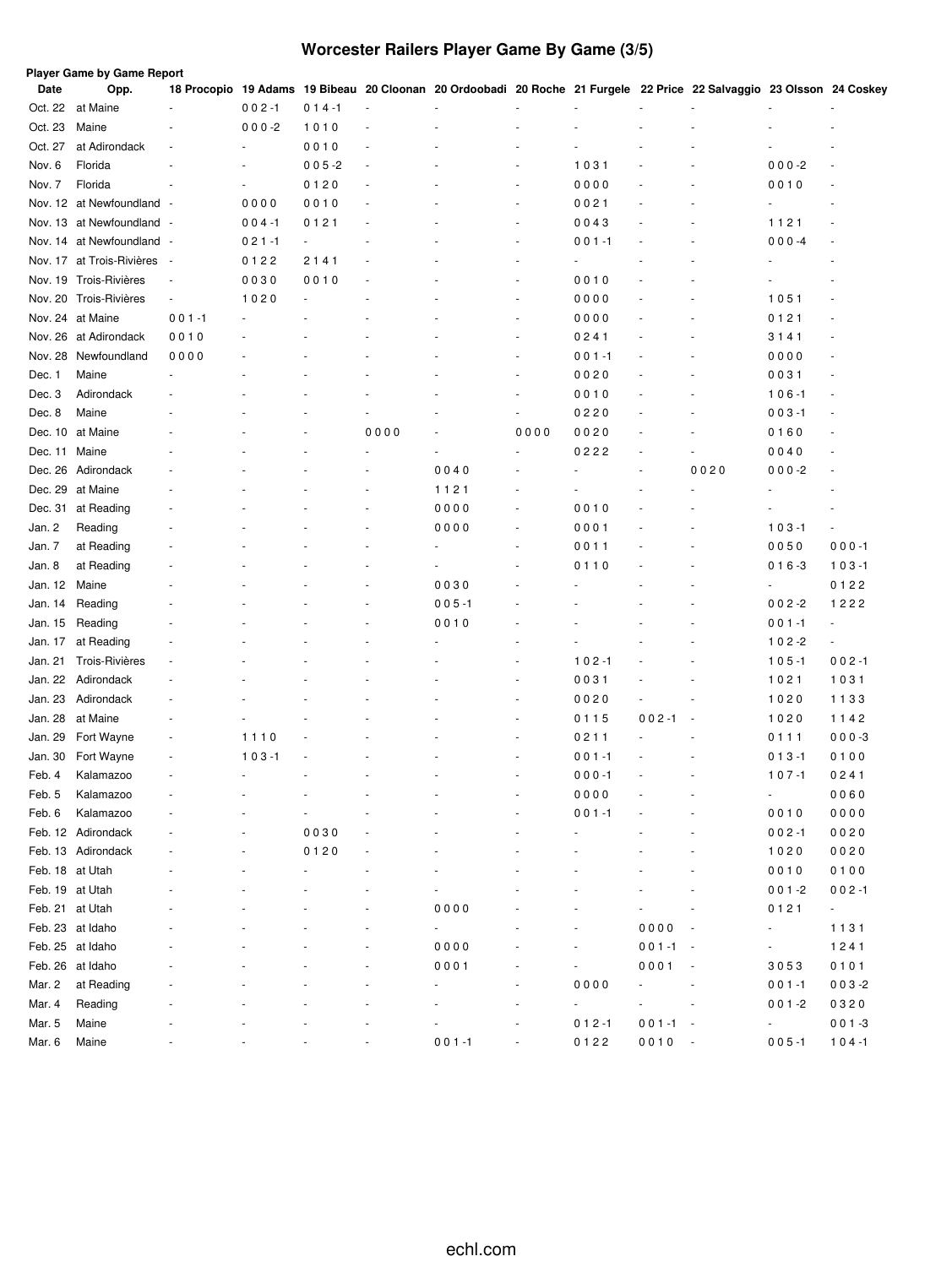# Worcester Railers Player Game By Game (3/5)

**Player Game by Game Report**

| Date | Opp. | 18 Procopio | 19 Adams | 19 Bibeau | 20 Cloonan | 20 Ordoobadi | 20 Roche | 21 Furgele | 22 Price | 22 Salvaggio | 23 Olsson | 24 Coskey |
|---|---|---|---|---|---|---|---|---|---|---|---|---|
| Oct. 22 | at Maine | - | 0 0 2 -1 | 0 1 4 -1 | - | - | - | - | - | - | - | - |
| Oct. 23 | Maine | - | 0 0 0 -2 | 1 0 1 0 | - | - | - | - | - | - | - | - |
| Oct. 27 | at Adirondack | - | - | 0 0 1 0 | - | - | - | - | - | - | - | - |
| Nov. 6 | Florida | - | - | 0 0 5 -2 | - | - | - | 1 0 3 1 | - | - | 0 0 0 -2 | - |
| Nov. 7 | Florida | - | - | 0 1 2 0 | - | - | - | 0 0 0 0 | - | - | 0 0 1 0 | - |
| Nov. 12 | at Newfoundland | - | 0 0 0 0 | 0 0 1 0 | - | - | - | 0 0 2 1 | - | - | - | - |
| Nov. 13 | at Newfoundland | - | 0 0 4 -1 | 0 1 2 1 | - | - | - | 0 0 4 3 | - | - | 1 1 2 1 | - |
| Nov. 14 | at Newfoundland | - | 0 2 1 -1 | - | - | - | - | 0 0 1 -1 | - | - | 0 0 0 -4 | - |
| Nov. 17 | at Trois-Rivières | - | 0 1 2 2 | 2 1 4 1 | - | - | - | - | - | - | - | - |
| Nov. 19 | Trois-Rivières | - | 0 0 3 0 | 0 0 1 0 | - | - | - | 0 0 1 0 | - | - | - | - |
| Nov. 20 | Trois-Rivières | - | 1 0 2 0 | - | - | - | - | 0 0 0 0 | - | - | 1 0 5 1 | - |
| Nov. 24 | at Maine | 0 0 1 -1 | - | - | - | - | - | 0 0 0 0 | - | - | 0 1 2 1 | - |
| Nov. 26 | at Adirondack | 0 0 1 0 | - | - | - | - | - | 0 2 4 1 | - | - | 3 1 4 1 | - |
| Nov. 28 | Newfoundland | 0 0 0 0 | - | - | - | - | - | 0 0 1 -1 | - | - | 0 0 0 0 | - |
| Dec. 1 | Maine | - | - | - | - | - | - | 0 0 2 0 | - | - | 0 0 3 1 | - |
| Dec. 3 | Adirondack | - | - | - | - | - | - | 0 0 1 0 | - | - | 1 0 6 -1 | - |
| Dec. 8 | Maine | - | - | - | - | - | - | 0 2 2 0 | - | - | 0 0 3 -1 | - |
| Dec. 10 | at Maine | - | - | - | 0 0 0 0 | - | 0 0 0 0 | 0 0 2 0 | - | - | 0 1 6 0 | - |
| Dec. 11 | Maine | - | - | - | - | - | - | 0 2 2 2 | - | - | 0 0 4 0 | - |
| Dec. 26 | Adirondack | - | - | - | - | 0 0 4 0 | - | - | - | 0 0 2 0 | 0 0 0 -2 | - |
| Dec. 29 | at Maine | - | - | - | - | 1 1 2 1 | - | - | - | - | - | - |
| Dec. 31 | at Reading | - | - | - | - | 0 0 0 0 | - | 0 0 1 0 | - | - | - | - |
| Jan. 2 | Reading | - | - | - | - | 0 0 0 0 | - | 0 0 0 1 | - | - | 1 0 3 -1 | - |
| Jan. 7 | at Reading | - | - | - | - | - | - | 0 0 1 1 | - | - | 0 0 5 0 | 0 0 0 -1 |
| Jan. 8 | at Reading | - | - | - | - | - | - | 0 1 1 0 | - | - | 0 1 6 -3 | 1 0 3 -1 |
| Jan. 12 | Maine | - | - | - | - | 0 0 3 0 | - | - | - | - | - | 0 1 2 2 |
| Jan. 14 | Reading | - | - | - | - | 0 0 5 -1 | - | - | - | - | 0 0 2 -2 | 1 2 2 2 |
| Jan. 15 | Reading | - | - | - | - | 0 0 1 0 | - | - | - | - | 0 0 1 -1 | - |
| Jan. 17 | at Reading | - | - | - | - | - | - | - | - | - | 1 0 2 -2 | - |
| Jan. 21 | Trois-Rivières | - | - | - | - | - | - | 1 0 2 -1 | - | - | 1 0 5 -1 | 0 0 2 -1 |
| Jan. 22 | Adirondack | - | - | - | - | - | - | 0 0 3 1 | - | - | 1 0 2 1 | 1 0 3 1 |
| Jan. 23 | Adirondack | - | - | - | - | - | - | 0 0 2 0 | - | - | 1 0 2 0 | 1 1 3 3 |
| Jan. 28 | at Maine | - | - | - | - | - | - | 0 1 1 5 | 0 0 2 -1 | - | 1 0 2 0 | 1 1 4 2 |
| Jan. 29 | Fort Wayne | - | 1 1 1 0 | - | - | - | - | 0 2 1 1 | - | - | 0 1 1 1 | 0 0 0 -3 |
| Jan. 30 | Fort Wayne | - | 1 0 3 -1 | - | - | - | - | 0 0 1 -1 | - | - | 0 1 3 -1 | 0 1 0 0 |
| Feb. 4 | Kalamazoo | - | - | - | - | - | - | 0 0 0 -1 | - | - | 1 0 7 -1 | 0 2 4 1 |
| Feb. 5 | Kalamazoo | - | - | - | - | - | - | 0 0 0 0 | - | - | - | 0 0 6 0 |
| Feb. 6 | Kalamazoo | - | - | - | - | - | - | 0 0 1 -1 | - | - | 0 0 1 0 | 0 0 0 0 |
| Feb. 12 | Adirondack | - | - | 0 0 3 0 | - | - | - | - | - | - | 0 0 2 -1 | 0 0 2 0 |
| Feb. 13 | Adirondack | - | - | 0 1 2 0 | - | - | - | - | - | - | 1 0 2 0 | 0 0 2 0 |
| Feb. 18 | at Utah | - | - | - | - | - | - | - | - | - | 0 0 1 0 | 0 1 0 0 |
| Feb. 19 | at Utah | - | - | - | - | - | - | - | - | - | 0 0 1 -2 | 0 0 2 -1 |
| Feb. 21 | at Utah | - | - | - | - | 0 0 0 0 | - | - | - | - | 0 1 2 1 | - |
| Feb. 23 | at Idaho | - | - | - | - | - | - | - | 0 0 0 0 | - | - | 1 1 3 1 |
| Feb. 25 | at Idaho | - | - | - | - | 0 0 0 0 | - | - | 0 0 1 -1 | - | - | 1 2 4 1 |
| Feb. 26 | at Idaho | - | - | - | - | 0 0 0 1 | - | - | 0 0 0 1 | - | 3 0 5 3 | 0 1 0 1 |
| Mar. 2 | at Reading | - | - | - | - | - | - | 0 0 0 0 | - | - | 0 0 1 -1 | 0 0 3 -2 |
| Mar. 4 | Reading | - | - | - | - | - | - | - | - | - | 0 0 1 -2 | 0 3 2 0 |
| Mar. 5 | Maine | - | - | - | - | - | - | 0 1 2 -1 | 0 0 1 -1 | - | - | 0 0 1 -3 |
| Mar. 6 | Maine | - | - | - | - | 0 0 1 -1 | - | 0 1 2 2 | 0 0 1 0 | - | 0 0 5 -1 | 1 0 4 -1 |

echl.com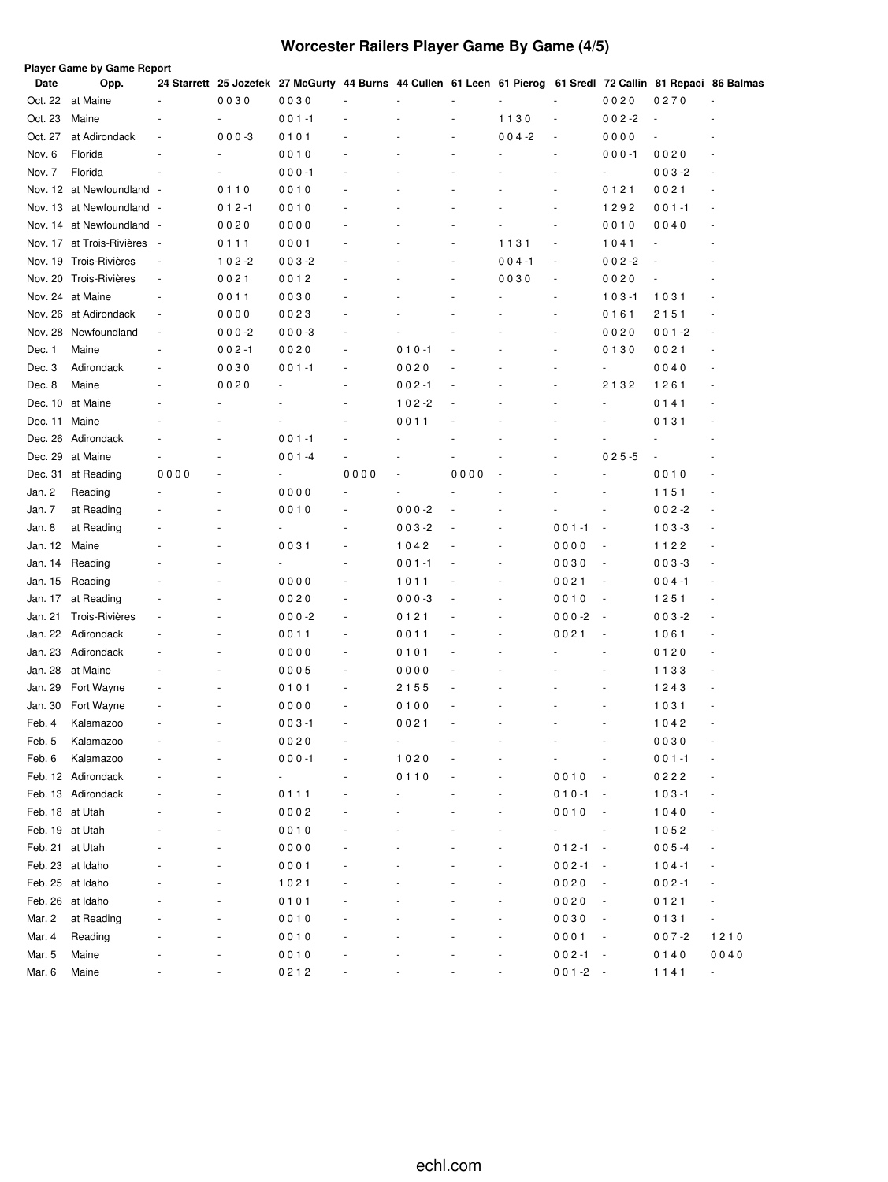# Worcester Railers Player Game By Game (4/5)

**Player Game by Game Report**

| Date | Opp. | 24 Starrett | 25 Jozefek | 27 McGurty | 44 Burns | 44 Cullen | 61 Leen | 61 Pierog | 61 Sredl | 72 Callin | 81 Repaci | 86 Balmas |
|---|---|---|---|---|---|---|---|---|---|---|---|---|
| Oct. 22 | at Maine | - | 0 0 3 0 | 0 0 3 0 | - | - | - | - | - | 0 0 2 0 | 0 2 7 0 | - |
| Oct. 23 | Maine | - | - | 0 0 1 -1 | - | - | - | 1 1 3 0 | - | 0 0 2 -2 | - | - |
| Oct. 27 | at Adirondack | - | 0 0 0 -3 | 0 1 0 1 | - | - | - | 0 0 4 -2 | - | 0 0 0 0 | - | - |
| Nov. 6 | Florida | - | - | 0 0 1 0 | - | - | - | - | - | 0 0 0 -1 | 0 0 2 0 | - |
| Nov. 7 | Florida | - | - | 0 0 0 -1 | - | - | - | - | - | - | 0 0 3 -2 | - |
| Nov. 12 | at Newfoundland | - | 0 1 1 0 | 0 0 1 0 | - | - | - | - | - | 0 1 2 1 | 0 0 2 1 | - |
| Nov. 13 | at Newfoundland | - | 0 1 2 -1 | 0 0 1 0 | - | - | - | - | - | 1 2 9 2 | 0 0 1 -1 | - |
| Nov. 14 | at Newfoundland | - | 0 0 2 0 | 0 0 0 0 | - | - | - | - | - | 0 0 1 0 | 0 0 4 0 | - |
| Nov. 17 | at Trois-Rivières | - | 0 1 1 1 | 0 0 0 1 | - | - | - | 1 1 3 1 | - | 1 0 4 1 | - | - |
| Nov. 19 | Trois-Rivières | - | 1 0 2 -2 | 0 0 3 -2 | - | - | - | 0 0 4 -1 | - | 0 0 2 -2 | - | - |
| Nov. 20 | Trois-Rivières | - | 0 0 2 1 | 0 0 1 2 | - | - | - | 0 0 3 0 | - | 0 0 2 0 | - | - |
| Nov. 24 | at Maine | - | 0 0 1 1 | 0 0 3 0 | - | - | - | - | - | 1 0 3 -1 | 1 0 3 1 | - |
| Nov. 26 | at Adirondack | - | 0 0 0 0 | 0 0 2 3 | - | - | - | - | - | 0 1 6 1 | 2 1 5 1 | - |
| Nov. 28 | Newfoundland | - | 0 0 0 -2 | 0 0 0 -3 | - | - | - | - | - | 0 0 2 0 | 0 0 1 -2 | - |
| Dec. 1 | Maine | - | 0 0 2 -1 | 0 0 2 0 | - | 0 1 0 -1 | - | - | - | 0 1 3 0 | 0 0 2 1 | - |
| Dec. 3 | Adirondack | - | 0 0 3 0 | 0 0 1 -1 | - | 0 0 2 0 | - | - | - | - | 0 0 4 0 | - |
| Dec. 8 | Maine | - | 0 0 2 0 | - | - | 0 0 2 -1 | - | - | - | 2 1 3 2 | 1 2 6 1 | - |
| Dec. 10 | at Maine | - | - | - | - | 1 0 2 -2 | - | - | - | - | 0 1 4 1 | - |
| Dec. 11 | Maine | - | - | - | - | 0 0 1 1 | - | - | - | - | 0 1 3 1 | - |
| Dec. 26 | Adirondack | - | - | 0 0 1 -1 | - | - | - | - | - | - | - | - |
| Dec. 29 | at Maine | - | - | 0 0 1 -4 | - | - | - | - | - | 0 2 5 -5 | - | - |
| Dec. 31 | at Reading | 0 0 0 0 | - | - | 0 0 0 0 | - | 0 0 0 0 | - | - | - | 0 0 1 0 | - |
| Jan. 2 | Reading | - | - | 0 0 0 0 | - | - | - | - | - | - | 1 1 5 1 | - |
| Jan. 7 | at Reading | - | - | 0 0 1 0 | - | 0 0 0 -2 | - | - | - | - | 0 0 2 -2 | - |
| Jan. 8 | at Reading | - | - | - | - | 0 0 3 -2 | - | - | 0 0 1 -1 | - | 1 0 3 -3 | - |
| Jan. 12 | Maine | - | - | 0 0 3 1 | - | 1 0 4 2 | - | - | 0 0 0 0 | - | 1 1 2 2 | - |
| Jan. 14 | Reading | - | - | - | - | 0 0 1 -1 | - | - | 0 0 3 0 | - | 0 0 3 -3 | - |
| Jan. 15 | Reading | - | - | 0 0 0 0 | - | 1 0 1 1 | - | - | 0 0 2 1 | - | 0 0 4 -1 | - |
| Jan. 17 | at Reading | - | - | 0 0 2 0 | - | 0 0 0 -3 | - | - | 0 0 1 0 | - | 1 2 5 1 | - |
| Jan. 21 | Trois-Rivières | - | - | 0 0 0 -2 | - | 0 1 2 1 | - | - | 0 0 0 -2 | - | 0 0 3 -2 | - |
| Jan. 22 | Adirondack | - | - | 0 0 1 1 | - | 0 0 1 1 | - | - | 0 0 2 1 | - | 1 0 6 1 | - |
| Jan. 23 | Adirondack | - | - | 0 0 0 0 | - | 0 1 0 1 | - | - | - | - | 0 1 2 0 | - |
| Jan. 28 | at Maine | - | - | 0 0 0 5 | - | 0 0 0 0 | - | - | - | - | 1 1 3 3 | - |
| Jan. 29 | Fort Wayne | - | - | 0 1 0 1 | - | 2 1 5 5 | - | - | - | - | 1 2 4 3 | - |
| Jan. 30 | Fort Wayne | - | - | 0 0 0 0 | - | 0 1 0 0 | - | - | - | - | 1 0 3 1 | - |
| Feb. 4 | Kalamazoo | - | - | 0 0 3 -1 | - | 0 0 2 1 | - | - | - | - | 1 0 4 2 | - |
| Feb. 5 | Kalamazoo | - | - | 0 0 2 0 | - | - | - | - | - | - | 0 0 3 0 | - |
| Feb. 6 | Kalamazoo | - | - | 0 0 0 -1 | - | 1 0 2 0 | - | - | - | - | 0 0 1 -1 | - |
| Feb. 12 | Adirondack | - | - | - | - | 0 1 1 0 | - | - | 0 0 1 0 | - | 0 2 2 2 | - |
| Feb. 13 | Adirondack | - | - | 0 1 1 1 | - | - | - | - | 0 1 0 -1 | - | 1 0 3 -1 | - |
| Feb. 18 | at Utah | - | - | 0 0 0 2 | - | - | - | - | 0 0 1 0 | - | 1 0 4 0 | - |
| Feb. 19 | at Utah | - | - | 0 0 1 0 | - | - | - | - | - | - | 1 0 5 2 | - |
| Feb. 21 | at Utah | - | - | 0 0 0 0 | - | - | - | - | 0 1 2 -1 | - | 0 0 5 -4 | - |
| Feb. 23 | at Idaho | - | - | 0 0 0 1 | - | - | - | - | 0 0 2 -1 | - | 1 0 4 -1 | - |
| Feb. 25 | at Idaho | - | - | 1 0 2 1 | - | - | - | - | 0 0 2 0 | - | 0 0 2 -1 | - |
| Feb. 26 | at Idaho | - | - | 0 1 0 1 | - | - | - | - | 0 0 2 0 | - | 0 1 2 1 | - |
| Mar. 2 | at Reading | - | - | 0 0 1 0 | - | - | - | - | 0 0 3 0 | - | 0 1 3 1 | - |
| Mar. 4 | Reading | - | - | 0 0 1 0 | - | - | - | - | 0 0 0 1 | - | 0 0 7 -2 | 1 2 1 0 |
| Mar. 5 | Maine | - | - | 0 0 1 0 | - | - | - | - | 0 0 2 -1 | - | 0 1 4 0 | 0 0 4 0 |
| Mar. 6 | Maine | - | - | 0 2 1 2 | - | - | - | - | 0 0 1 -2 | - | 1 1 4 1 | - |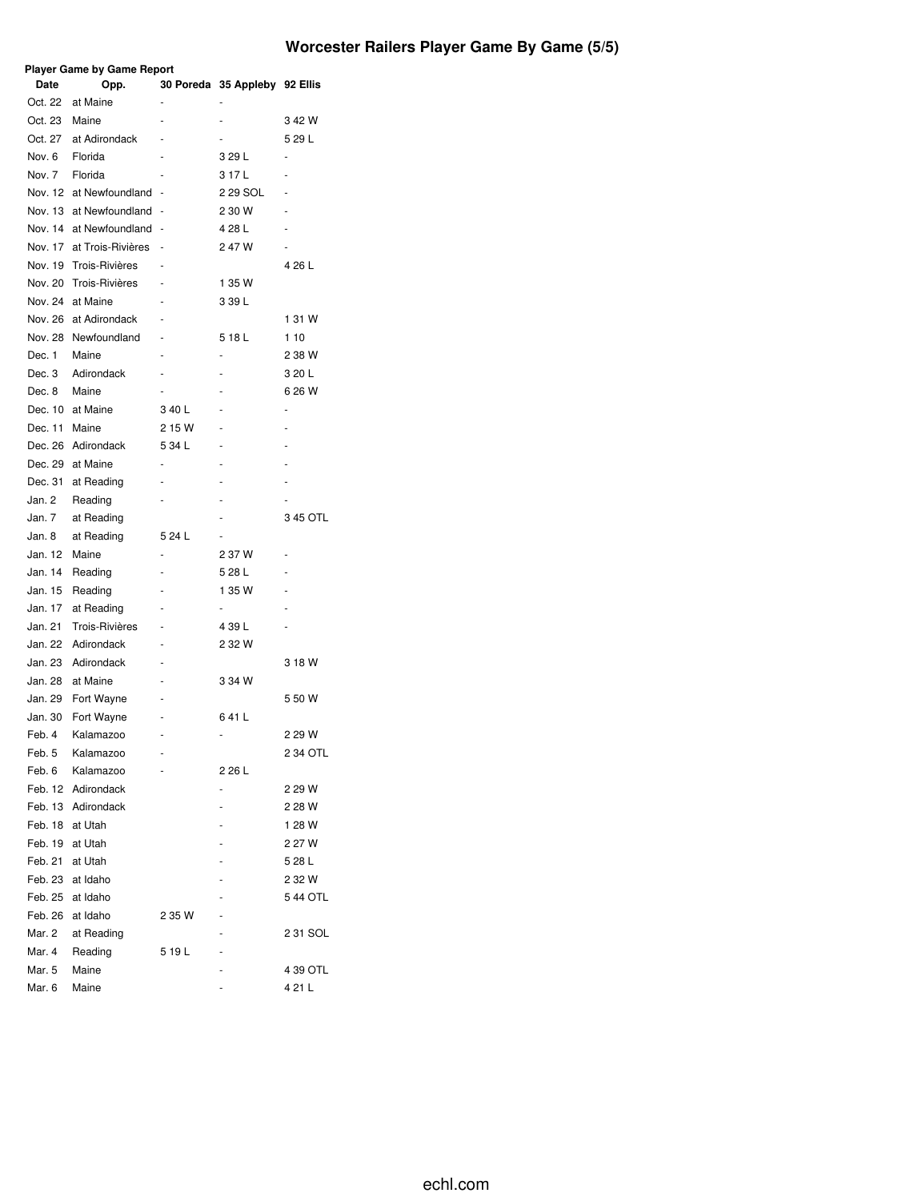# Worcester Railers Player Game By Game (5/5)

**Player Game by Game Report**

| Date | Opp. | 30 Poreda | 35 Appleby | 92 Ellis |
|---|---|---|---|---|
| Oct. 22 | at Maine | - | - | |
| Oct. 23 | Maine | - | - | 3 42 W |
| Oct. 27 | at Adirondack | - | - | 5 29 L |
| Nov. 6 | Florida | - | 3 29 L | - |
| Nov. 7 | Florida | - | 3 17 L | - |
| Nov. 12 | at Newfoundland | - | 2 29 SOL | - |
| Nov. 13 | at Newfoundland | - | 2 30 W | - |
| Nov. 14 | at Newfoundland | - | 4 28 L | - |
| Nov. 17 | at Trois-Rivières | - | 2 47 W | - |
| Nov. 19 | Trois-Rivières | - | | 4 26 L |
| Nov. 20 | Trois-Rivières | - | 1 35 W | |
| Nov. 24 | at Maine | - | 3 39 L | |
| Nov. 26 | at Adirondack | - | | 1 31 W |
| Nov. 28 | Newfoundland | - | 5 18 L | 1 10 |
| Dec. 1 | Maine | - | - | 2 38 W |
| Dec. 3 | Adirondack | - | - | 3 20 L |
| Dec. 8 | Maine | - | - | 6 26 W |
| Dec. 10 | at Maine | 3 40 L | - | - |
| Dec. 11 | Maine | 2 15 W | - | - |
| Dec. 26 | Adirondack | 5 34 L | - | - |
| Dec. 29 | at Maine | - | - | - |
| Dec. 31 | at Reading | - | - | - |
| Jan. 2 | Reading | - | - | - |
| Jan. 7 | at Reading | | - | 3 45 OTL |
| Jan. 8 | at Reading | 5 24 L | - | |
| Jan. 12 | Maine | - | 2 37 W | - |
| Jan. 14 | Reading | - | 5 28 L | - |
| Jan. 15 | Reading | - | 1 35 W | - |
| Jan. 17 | at Reading | - | - | - |
| Jan. 21 | Trois-Rivières | - | 4 39 L | - |
| Jan. 22 | Adirondack | - | 2 32 W | |
| Jan. 23 | Adirondack | - | | 3 18 W |
| Jan. 28 | at Maine | - | 3 34 W | |
| Jan. 29 | Fort Wayne | - | | 5 50 W |
| Jan. 30 | Fort Wayne | - | 6 41 L | |
| Feb. 4 | Kalamazoo | - | - | 2 29 W |
| Feb. 5 | Kalamazoo | - | | 2 34 OTL |
| Feb. 6 | Kalamazoo | - | 2 26 L | |
| Feb. 12 | Adirondack | | - | 2 29 W |
| Feb. 13 | Adirondack | | - | 2 28 W |
| Feb. 18 | at Utah | | - | 1 28 W |
| Feb. 19 | at Utah | | - | 2 27 W |
| Feb. 21 | at Utah | | - | 5 28 L |
| Feb. 23 | at Idaho | | - | 2 32 W |
| Feb. 25 | at Idaho | | - | 5 44 OTL |
| Feb. 26 | at Idaho | 2 35 W | - | |
| Mar. 2 | at Reading | | - | 2 31 SOL |
| Mar. 4 | Reading | 5 19 L | - | |
| Mar. 5 | Maine | | - | 4 39 OTL |
| Mar. 6 | Maine | | - | 4 21 L |

echl.com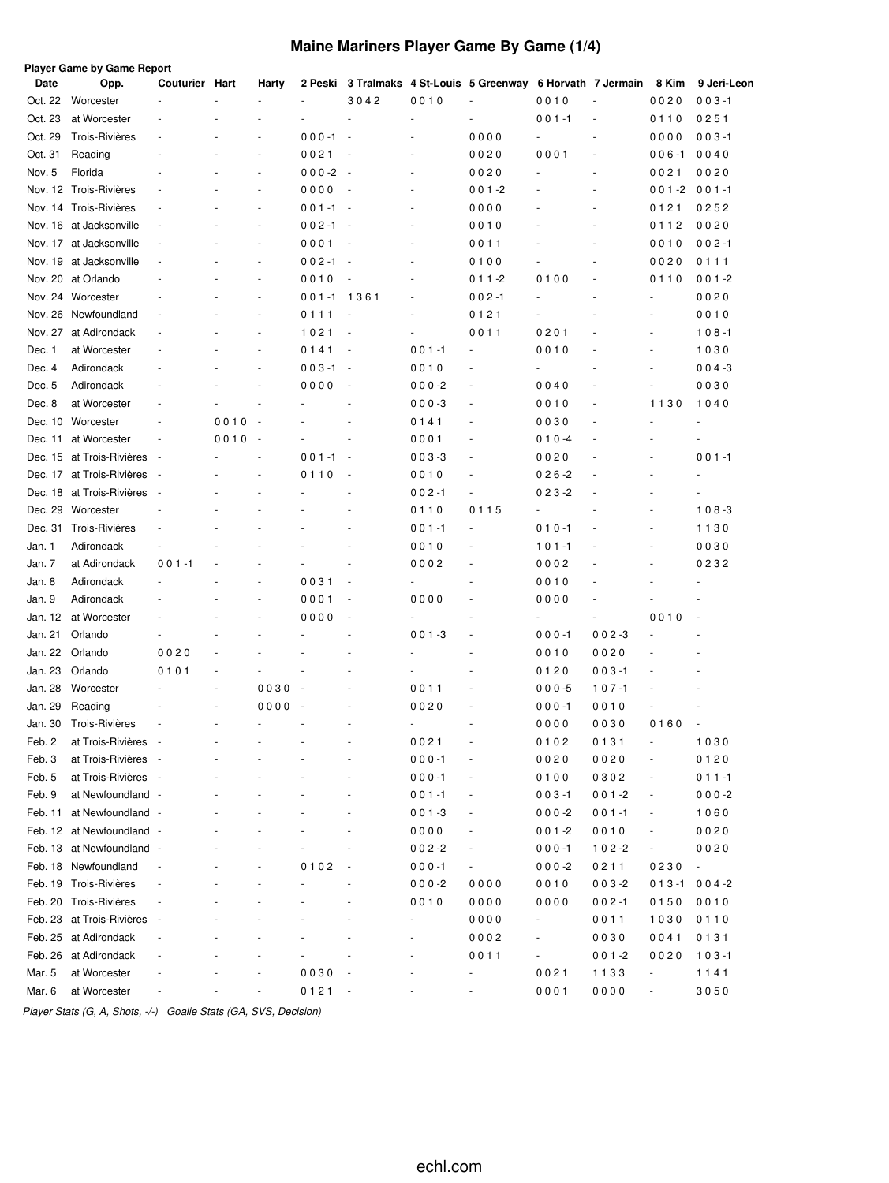# Maine Mariners Player Game By Game (1/4)

**Player Game by Game Report**

| Date | Opp. | Couturier | Hart | Harty | 2 Peski | 3 Tralmaks | 4 St-Louis | 5 Greenway | 6 Horvath | 7 Jermain | 8 Kim | 9 Jeri-Leon |
|---|---|---|---|---|---|---|---|---|---|---|---|---|
| Oct. 22 | Worcester | - | - | - | - | 3 0 4 2 | 0 0 1 0 | - | 0 0 1 0 | - | 0 0 2 0 | 0 0 3 -1 |
| Oct. 23 | at Worcester | - | - | - | - | - | - | - | 0 0 1 -1 | - | 0 1 1 0 | 0 2 5 1 |
| Oct. 29 | Trois-Rivières | - | - | - | 0 0 0 -1 | - | - | 0 0 0 0 | - | - | 0 0 0 0 | 0 0 3 -1 |
| Oct. 31 | Reading | - | - | - | 0 0 2 1 | - | - | 0 0 2 0 | 0 0 0 1 | - | 0 0 6 -1 | 0 0 4 0 |
| Nov. 5 | Florida | - | - | - | 0 0 0 -2 | - | - | 0 0 2 0 | - | - | 0 0 2 1 | 0 0 2 0 |
| Nov. 12 | Trois-Rivières | - | - | - | 0 0 0 0 | - | - | 0 0 1 -2 | - | - | 0 0 1 -2 | 0 0 1 -1 |
| Nov. 14 | Trois-Rivières | - | - | - | 0 0 1 -1 | - | - | 0 0 0 0 | - | - | 0 1 2 1 | 0 2 5 2 |
| Nov. 16 | at Jacksonville | - | - | - | 0 0 2 -1 | - | - | 0 0 1 0 | - | - | 0 1 1 2 | 0 0 2 0 |
| Nov. 17 | at Jacksonville | - | - | - | 0 0 0 1 | - | - | 0 0 1 1 | - | - | 0 0 1 0 | 0 0 2 -1 |
| Nov. 19 | at Jacksonville | - | - | - | 0 0 2 -1 | - | - | 0 1 0 0 | - | - | 0 0 2 0 | 0 1 1 1 |
| Nov. 20 | at Orlando | - | - | - | 0 0 1 0 | - | - | 0 1 1 -2 | 0 1 0 0 | - | 0 1 1 0 | 0 0 1 -2 |
| Nov. 24 | Worcester | - | - | - | 0 0 1 -1 | 1 3 6 1 | - | 0 0 2 -1 | - | - | - | 0 0 2 0 |
| Nov. 26 | Newfoundland | - | - | - | 0 1 1 1 | - | - | 0 1 2 1 | - | - | - | 0 0 1 0 |
| Nov. 27 | at Adirondack | - | - | - | 1 0 2 1 | - | - | 0 0 1 1 | 0 2 0 1 | - | - | 1 0 8 -1 |
| Dec. 1 | at Worcester | - | - | - | 0 1 4 1 | - | 0 0 1 -1 | - | 0 0 1 0 | - | - | 1 0 3 0 |
| Dec. 4 | Adirondack | - | - | - | 0 0 3 -1 | - | 0 0 1 0 | - | - | - | - | 0 0 4 -3 |
| Dec. 5 | Adirondack | - | - | - | 0 0 0 0 | - | 0 0 0 -2 | - | 0 0 4 0 | - | - | 0 0 3 0 |
| Dec. 8 | at Worcester | - | - | - | - | - | 0 0 0 -3 | - | 0 0 1 0 | - | 1 1 3 0 | 1 0 4 0 |
| Dec. 10 | Worcester | - | 0 0 1 0 | - | - | - | 0 1 4 1 | - | 0 0 3 0 | - | - | - |
| Dec. 11 | at Worcester | - | 0 0 1 0 | - | - | - | 0 0 0 1 | - | 0 1 0 -4 | - | - | - |
| Dec. 15 | at Trois-Rivières | - | - | - | 0 0 1 -1 | - | 0 0 3 -3 | - | 0 0 2 0 | - | - | 0 0 1 -1 |
| Dec. 17 | at Trois-Rivières | - | - | - | 0 1 1 0 | - | 0 0 1 0 | - | 0 2 6 -2 | - | - | - |
| Dec. 18 | at Trois-Rivières | - | - | - | - | - | 0 0 2 -1 | - | 0 2 3 -2 | - | - | - |
| Dec. 29 | Worcester | - | - | - | - | - | 0 1 1 0 | 0 1 1 5 | - | - | - | 1 0 8 -3 |
| Dec. 31 | Trois-Rivières | - | - | - | - | - | 0 0 1 -1 | - | 0 1 0 -1 | - | - | 1 1 3 0 |
| Jan. 1 | Adirondack | - | - | - | - | - | 0 0 1 0 | - | 1 0 1 -1 | - | - | 0 0 3 0 |
| Jan. 7 | at Adirondack | 0 0 1 -1 | - | - | - | - | 0 0 0 2 | - | 0 0 0 2 | - | - | 0 2 3 2 |
| Jan. 8 | Adirondack | - | - | - | 0 0 3 1 | - | - | - | 0 0 1 0 | - | - | - |
| Jan. 9 | Adirondack | - | - | - | 0 0 0 1 | - | 0 0 0 0 | - | 0 0 0 0 | - | - | - |
| Jan. 12 | at Worcester | - | - | - | 0 0 0 0 | - | - | - | - | - | 0 0 1 0 | - |
| Jan. 21 | Orlando | - | - | - | - | - | 0 0 1 -3 | - | 0 0 0 -1 | 0 0 2 -3 | - | - |
| Jan. 22 | Orlando | 0 0 2 0 | - | - | - | - | - | - | 0 0 1 0 | 0 0 2 0 | - | - |
| Jan. 23 | Orlando | 0 1 0 1 | - | - | - | - | - | - | 0 1 2 0 | 0 0 3 -1 | - | - |
| Jan. 28 | Worcester | - | - | 0 0 3 0 | - | - | 0 0 1 1 | - | 0 0 0 -5 | 1 0 7 -1 | - | - |
| Jan. 29 | Reading | - | - | 0 0 0 0 | - | - | 0 0 2 0 | - | 0 0 0 -1 | 0 0 1 0 | - | - |
| Jan. 30 | Trois-Rivières | - | - | - | - | - | - | - | 0 0 0 0 | 0 0 3 0 | 0 1 6 0 | - |
| Feb. 2 | at Trois-Rivières | - | - | - | - | - | 0 0 2 1 | - | 0 1 0 2 | 0 1 3 1 | - | 1 0 3 0 |
| Feb. 3 | at Trois-Rivières | - | - | - | - | - | 0 0 0 -1 | - | 0 0 2 0 | 0 0 2 0 | - | 0 1 2 0 |
| Feb. 5 | at Trois-Rivières | - | - | - | - | - | 0 0 0 -1 | - | 0 1 0 0 | 0 3 0 2 | - | 0 1 1 -1 |
| Feb. 9 | at Newfoundland | - | - | - | - | - | 0 0 1 -1 | - | 0 0 3 -1 | 0 0 1 -2 | - | 0 0 0 -2 |
| Feb. 11 | at Newfoundland | - | - | - | - | - | 0 0 1 -3 | - | 0 0 0 -2 | 0 0 1 -1 | - | 1 0 6 0 |
| Feb. 12 | at Newfoundland | - | - | - | - | - | 0 0 0 0 | - | 0 0 1 -2 | 0 0 1 0 | - | 0 0 2 0 |
| Feb. 13 | at Newfoundland | - | - | - | - | - | 0 0 2 -2 | - | 0 0 0 -1 | 1 0 2 -2 | - | 0 0 2 0 |
| Feb. 18 | Newfoundland | - | - | - | 0 1 0 2 | - | 0 0 0 -1 | - | 0 0 0 -2 | 0 2 1 1 | 0 2 3 0 | - |
| Feb. 19 | Trois-Rivières | - | - | - | - | - | 0 0 0 -2 | 0 0 0 0 | 0 0 1 0 | 0 0 3 -2 | 0 1 3 -1 | 0 0 4 -2 |
| Feb. 20 | Trois-Rivières | - | - | - | - | - | 0 0 1 0 | 0 0 0 0 | 0 0 0 0 | 0 0 2 -1 | 0 1 5 0 | 0 0 1 0 |
| Feb. 23 | at Trois-Rivières | - | - | - | - | - | - | 0 0 0 0 | - | 0 0 1 1 | 1 0 3 0 | 0 1 1 0 |
| Feb. 25 | at Adirondack | - | - | - | - | - | - | 0 0 0 2 | - | 0 0 3 0 | 0 0 4 1 | 0 1 3 1 |
| Feb. 26 | at Adirondack | - | - | - | - | - | - | 0 0 1 1 | - | 0 0 1 -2 | 0 0 2 0 | 1 0 3 -1 |
| Mar. 5 | at Worcester | - | - | - | 0 0 3 0 | - | - | - | 0 0 2 1 | 1 1 3 3 | - | 1 1 4 1 |
| Mar. 6 | at Worcester | - | - | - | 0 1 2 1 | - | - | - | 0 0 0 1 | 0 0 0 0 | - | 3 0 5 0 |

*Player Stats (G, A, Shots, -/-)   Goalie Stats (GA, SVS, Decision)*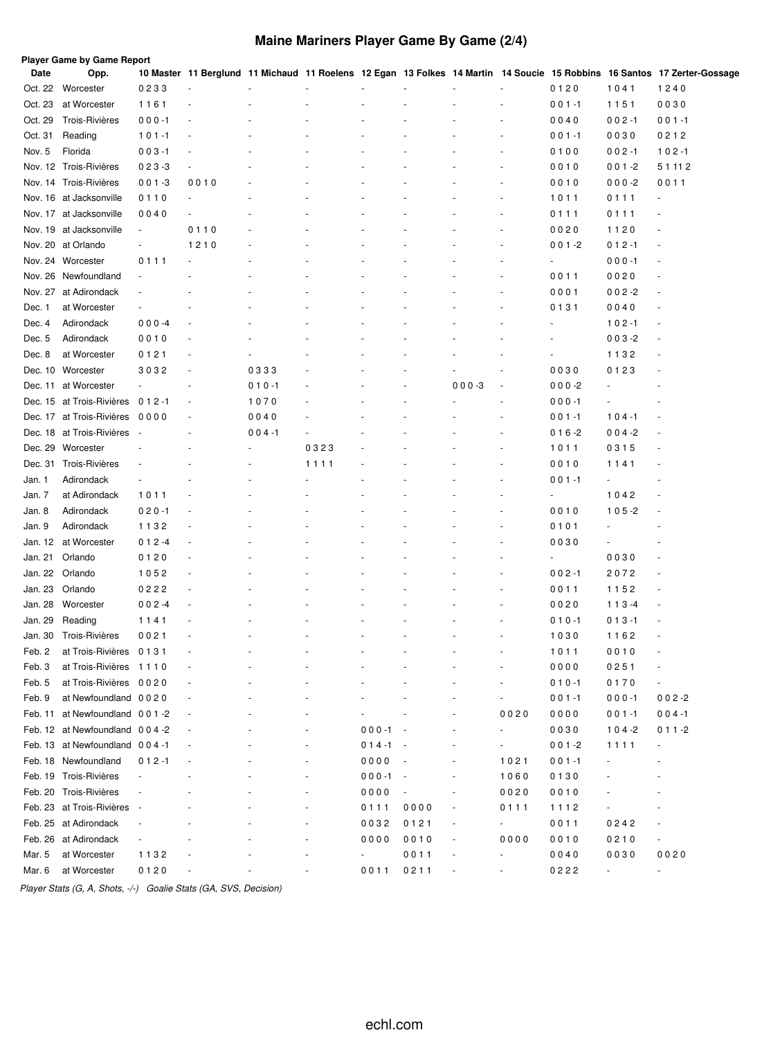# Maine Mariners Player Game By Game (2/4)

**Player Game by Game Report**

| Date | Opp. | 10 Master | 11 Berglund | 11 Michaud | 11 Roelens | 12 Egan | 13 Folkes | 14 Martin | 14 Soucie | 15 Robbins | 16 Santos | 17 Zerter-Gossage |
|---|---|---|---|---|---|---|---|---|---|---|---|---|
| Oct. 22 | Worcester | 0 2 3 3 | - | - | - | - | - | - | - | 0 1 2 0 | 1 0 4 1 | 1 2 4 0 |
| Oct. 23 | at Worcester | 1 1 6 1 | - | - | - | - | - | - | - | 0 0 1 -1 | 1 1 5 1 | 0 0 3 0 |
| Oct. 29 | Trois-Rivières | 0 0 0 -1 | - | - | - | - | - | - | - | 0 0 4 0 | 0 0 2 -1 | 0 0 1 -1 |
| Oct. 31 | Reading | 1 0 1 -1 | - | - | - | - | - | - | - | 0 0 1 -1 | 0 0 3 0 | 0 2 1 2 |
| Nov. 5 | Florida | 0 0 3 -1 | - | - | - | - | - | - | - | 0 1 0 0 | 0 0 2 -1 | 1 0 2 -1 |
| Nov. 12 | Trois-Rivières | 0 2 3 -3 | - | - | - | - | - | - | - | 0 0 1 0 | 0 0 1 -2 | 5 1 11 2 |
| Nov. 14 | Trois-Rivières | 0 0 1 -3 | 0 0 1 0 | - | - | - | - | - | - | 0 0 1 0 | 0 0 0 -2 | 0 0 1 1 |
| Nov. 16 | at Jacksonville | 0 1 1 0 | - | - | - | - | - | - | - | 1 0 1 1 | 0 1 1 1 | - |
| Nov. 17 | at Jacksonville | 0 0 4 0 | - | - | - | - | - | - | - | 0 1 1 1 | 0 1 1 1 | - |
| Nov. 19 | at Jacksonville | - | 0 1 1 0 | - | - | - | - | - | - | 0 0 2 0 | 1 1 2 0 | - |
| Nov. 20 | at Orlando | - | 1 2 1 0 | - | - | - | - | - | - | 0 0 1 -2 | 0 1 2 -1 | - |
| Nov. 24 | Worcester | 0 1 1 1 | - | - | - | - | - | - | - | - | 0 0 0 -1 | - |
| Nov. 26 | Newfoundland | - | - | - | - | - | - | - | - | 0 0 1 1 | 0 0 2 0 | - |
| Nov. 27 | at Adirondack | - | - | - | - | - | - | - | - | 0 0 0 1 | 0 0 2 -2 | - |
| Dec. 1 | at Worcester | - | - | - | - | - | - | - | - | 0 1 3 1 | 0 0 4 0 | - |
| Dec. 4 | Adirondack | 0 0 0 -4 | - | - | - | - | - | - | - | - | 1 0 2 -1 | - |
| Dec. 5 | Adirondack | 0 0 1 0 | - | - | - | - | - | - | - | - | 0 0 3 -2 | - |
| Dec. 8 | at Worcester | 0 1 2 1 | - | - | - | - | - | - | - | - | 1 1 3 2 | - |
| Dec. 10 | Worcester | 3 0 3 2 | - | 0 3 3 3 | - | - | - | - | - | 0 0 3 0 | 0 1 2 3 | - |
| Dec. 11 | at Worcester | - | - | 0 1 0 -1 | - | - | - | 0 0 0 -3 | - | 0 0 0 -2 | - | - |
| Dec. 15 | at Trois-Rivières | 0 1 2 -1 | - | 1 0 7 0 | - | - | - | - | - | 0 0 0 -1 | - | - |
| Dec. 17 | at Trois-Rivières | 0 0 0 0 | - | 0 0 4 0 | - | - | - | - | - | 0 0 1 -1 | 1 0 4 -1 | - |
| Dec. 18 | at Trois-Rivières | - | - | 0 0 4 -1 | - | - | - | - | - | 0 1 6 -2 | 0 0 4 -2 | - |
| Dec. 29 | Worcester | - | - | - | 0 3 2 3 | - | - | - | - | 1 0 1 1 | 0 3 1 5 | - |
| Dec. 31 | Trois-Rivières | - | - | - | 1 1 1 1 | - | - | - | - | 0 0 1 0 | 1 1 4 1 | - |
| Jan. 1 | Adirondack | - | - | - | - | - | - | - | - | 0 0 1 -1 | - | - |
| Jan. 7 | at Adirondack | 1 0 1 1 | - | - | - | - | - | - | - | - | 1 0 4 2 | - |
| Jan. 8 | Adirondack | 0 2 0 -1 | - | - | - | - | - | - | - | 0 0 1 0 | 1 0 5 -2 | - |
| Jan. 9 | Adirondack | 1 1 3 2 | - | - | - | - | - | - | - | 0 1 0 1 | - | - |
| Jan. 12 | at Worcester | 0 1 2 -4 | - | - | - | - | - | - | - | 0 0 3 0 | - | - |
| Jan. 21 | Orlando | 0 1 2 0 | - | - | - | - | - | - | - | - | 0 0 3 0 | - |
| Jan. 22 | Orlando | 1 0 5 2 | - | - | - | - | - | - | - | 0 0 2 -1 | 2 0 7 2 | - |
| Jan. 23 | Orlando | 0 2 2 2 | - | - | - | - | - | - | - | 0 0 1 1 | 1 1 5 2 | - |
| Jan. 28 | Worcester | 0 0 2 -4 | - | - | - | - | - | - | - | 0 0 2 0 | 1 1 3 -4 | - |
| Jan. 29 | Reading | 1 1 4 1 | - | - | - | - | - | - | - | 0 1 0 -1 | 0 1 3 -1 | - |
| Jan. 30 | Trois-Rivières | 0 0 2 1 | - | - | - | - | - | - | - | 1 0 3 0 | 1 1 6 2 | - |
| Feb. 2 | at Trois-Rivières | 0 1 3 1 | - | - | - | - | - | - | - | 1 0 1 1 | 0 0 1 0 | - |
| Feb. 3 | at Trois-Rivières | 1 1 1 0 | - | - | - | - | - | - | - | 0 0 0 0 | 0 2 5 1 | - |
| Feb. 5 | at Trois-Rivières | 0 0 2 0 | - | - | - | - | - | - | - | 0 1 0 -1 | 0 1 7 0 | - |
| Feb. 9 | at Newfoundland | 0 0 2 0 | - | - | - | - | - | - | - | 0 0 1 -1 | 0 0 0 -1 | 0 0 2 -2 |
| Feb. 11 | at Newfoundland | 0 0 1 -2 | - | - | - | - | - | - | 0 0 2 0 | 0 0 0 0 | 0 0 1 -1 | 0 0 4 -1 |
| Feb. 12 | at Newfoundland | 0 0 4 -2 | - | - | - | 0 0 0 -1 | - | - | - | 0 0 3 0 | 1 0 4 -2 | 0 1 1 -2 |
| Feb. 13 | at Newfoundland | 0 0 4 -1 | - | - | - | 0 1 4 -1 | - | - | - | 0 0 1 -2 | 1 1 1 1 | - |
| Feb. 18 | Newfoundland | 0 1 2 -1 | - | - | - | 0 0 0 0 | - | - | 1 0 2 1 | 0 0 1 -1 | - | - |
| Feb. 19 | Trois-Rivières | - | - | - | - | 0 0 0 -1 | - | - | 1 0 6 0 | 0 1 3 0 | - | - |
| Feb. 20 | Trois-Rivières | - | - | - | - | 0 0 0 0 | - | - | 0 0 2 0 | 0 0 1 0 | - | - |
| Feb. 23 | at Trois-Rivières | - | - | - | - | 0 1 1 1 | 0 0 0 0 | - | 0 1 1 1 | 1 1 1 2 | - | - |
| Feb. 25 | at Adirondack | - | - | - | - | 0 0 3 2 | 0 1 2 1 | - | - | 0 0 1 1 | 0 2 4 2 | - |
| Feb. 26 | at Adirondack | - | - | - | - | 0 0 0 0 | 0 0 1 0 | - | 0 0 0 0 | 0 0 1 0 | 0 2 1 0 | - |
| Mar. 5 | at Worcester | 1 1 3 2 | - | - | - | - | 0 0 1 1 | - | - | 0 0 4 0 | 0 0 3 0 | 0 0 2 0 |
| Mar. 6 | at Worcester | 0 1 2 0 | - | - | - | 0 0 1 1 | 0 2 1 1 | - | - | 0 2 2 2 | - | - |

*Player Stats (G, A, Shots, -/-)   Goalie Stats (GA, SVS, Decision)*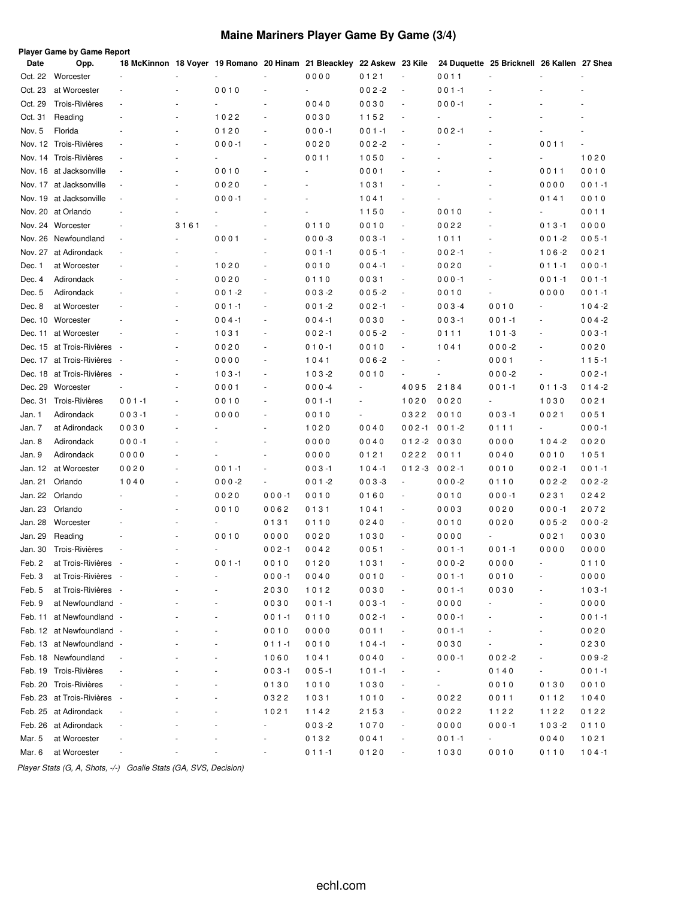# Maine Mariners Player Game By Game (3/4)

**Player Game by Game Report**

| Date | Opp. | 18 McKinnon | 18 Voyer | 19 Romano | 20 Hinam | 21 Bleackley | 22 Askew | 23 Kile | 24 Duquette | 25 Bricknell | 26 Kallen | 27 Shea |
|---|---|---|---|---|---|---|---|---|---|---|---|---|
| Oct. 22 | Worcester | - | - | - | - | 0 0 0 0 | 0 1 2 1 | - | 0 0 1 1 | - | - | - |
| Oct. 23 | at Worcester | - | - | 0 0 1 0 | - | - | 0 0 2 -2 | - | 0 0 1 -1 | - | - | - |
| Oct. 29 | Trois-Rivières | - | - | - | - | 0 0 4 0 | 0 0 3 0 | - | 0 0 0 -1 | - | - | - |
| Oct. 31 | Reading | - | - | 1 0 2 2 | - | 0 0 3 0 | 1 1 5 2 | - | - | - | - | - |
| Nov. 5 | Florida | - | - | 0 1 2 0 | - | 0 0 0 -1 | 0 0 1 -1 | - | 0 0 2 -1 | - | - | - |
| Nov. 12 | Trois-Rivières | - | - | 0 0 0 -1 | - | 0 0 2 0 | 0 0 2 -2 | - | - | - | 0 0 1 1 | - |
| Nov. 14 | Trois-Rivières | - | - | - | - | 0 0 1 1 | 1 0 5 0 | - | - | - | - | 1 0 2 0 |
| Nov. 16 | at Jacksonville | - | - | 0 0 1 0 | - | - | 0 0 0 1 | - | - | - | 0 0 1 1 | 0 0 1 0 |
| Nov. 17 | at Jacksonville | - | - | 0 0 2 0 | - | - | 1 0 3 1 | - | - | - | 0 0 0 0 | 0 0 1 -1 |
| Nov. 19 | at Jacksonville | - | - | 0 0 0 -1 | - | - | 1 0 4 1 | - | - | - | 0 1 4 1 | 0 0 1 0 |
| Nov. 20 | at Orlando | - | - | - | - | - | 1 1 5 0 | - | 0 0 1 0 | - | - | 0 0 1 1 |
| Nov. 24 | Worcester | - | 3 1 6 1 | - | - | 0 1 1 0 | 0 0 1 0 | - | 0 0 2 2 | - | 0 1 3 -1 | 0 0 0 0 |
| Nov. 26 | Newfoundland | - | - | 0 0 0 1 | - | 0 0 0 -3 | 0 0 3 -1 | - | 1 0 1 1 | - | 0 0 1 -2 | 0 0 5 -1 |
| Nov. 27 | at Adirondack | - | - | - | - | 0 0 1 -1 | 0 0 5 -1 | - | 0 0 2 -1 | - | 1 0 6 -2 | 0 0 2 1 |
| Dec. 1 | at Worcester | - | - | 1 0 2 0 | - | 0 0 1 0 | 0 0 4 -1 | - | 0 0 2 0 | - | 0 1 1 -1 | 0 0 0 -1 |
| Dec. 4 | Adirondack | - | - | 0 0 2 0 | - | 0 1 1 0 | 0 0 3 1 | - | 0 0 0 -1 | - | 0 0 1 -1 | 0 0 1 -1 |
| Dec. 5 | Adirondack | - | - | 0 0 1 -2 | - | 0 0 3 -2 | 0 0 5 -2 | - | 0 0 1 0 | - | 0 0 0 0 | 0 0 1 -1 |
| Dec. 8 | at Worcester | - | - | 0 0 1 -1 | - | 0 0 1 -2 | 0 0 2 -1 | - | 0 0 3 -4 | 0 0 1 0 | - | 1 0 4 -2 |
| Dec. 10 | Worcester | - | - | 0 0 4 -1 | - | 0 0 4 -1 | 0 0 3 0 | - | 0 0 3 -1 | 0 0 1 -1 | - | 0 0 4 -2 |
| Dec. 11 | at Worcester | - | - | 1 0 3 1 | - | 0 0 2 -1 | 0 0 5 -2 | - | 0 1 1 1 | 1 0 1 -3 | - | 0 0 3 -1 |
| Dec. 15 | at Trois-Rivières | - | - | 0 0 2 0 | - | 0 1 0 -1 | 0 0 1 0 | - | 1 0 4 1 | 0 0 0 -2 | - | 0 0 2 0 |
| Dec. 17 | at Trois-Rivières | - | - | 0 0 0 0 | - | 1 0 4 1 | 0 0 6 -2 | - | - | 0 0 0 1 | - | 1 1 5 -1 |
| Dec. 18 | at Trois-Rivières | - | - | 1 0 3 -1 | - | 1 0 3 -2 | 0 0 1 0 | - | - | 0 0 0 -2 | - | 0 0 2 -1 |
| Dec. 29 | Worcester | - | - | 0 0 0 1 | - | 0 0 0 -4 | - | 4 0 9 5 | 2 1 8 4 | 0 0 1 -1 | 0 1 1 -3 | 0 1 4 -2 |
| Dec. 31 | Trois-Rivières | 0 0 1 -1 | - | 0 0 1 0 | - | 0 0 1 -1 | - | 1 0 2 0 | 0 0 2 0 | - | 1 0 3 0 | 0 0 2 1 |
| Jan. 1 | Adirondack | 0 0 3 -1 | - | 0 0 0 0 | - | 0 0 1 0 | - | 0 3 2 2 | 0 0 1 0 | 0 0 3 -1 | 0 0 2 1 | 0 0 5 1 |
| Jan. 7 | at Adirondack | 0 0 3 0 | - | - | - | 1 0 2 0 | 0 0 4 0 | 0 0 2 -1 | 0 0 1 -2 | 0 1 1 1 | - | 0 0 0 -1 |
| Jan. 8 | Adirondack | 0 0 0 -1 | - | - | - | 0 0 0 0 | 0 0 4 0 | 0 1 2 -2 | 0 0 3 0 | 0 0 0 0 | 1 0 4 -2 | 0 0 2 0 |
| Jan. 9 | Adirondack | 0 0 0 0 | - | - | - | 0 0 0 0 | 0 1 2 1 | 0 2 2 2 | 0 0 1 1 | 0 0 4 0 | 0 0 1 0 | 1 0 5 1 |
| Jan. 12 | at Worcester | 0 0 2 0 | - | 0 0 1 -1 | - | 0 0 3 -1 | 1 0 4 -1 | 0 1 2 -3 | 0 0 2 -1 | 0 0 1 0 | 0 0 2 -1 | 0 0 1 -1 |
| Jan. 21 | Orlando | 1 0 4 0 | - | 0 0 0 -2 | - | 0 0 1 -2 | 0 0 3 -3 | - | 0 0 0 -2 | 0 1 1 0 | 0 0 2 -2 | 0 0 2 -2 |
| Jan. 22 | Orlando | - | - | 0 0 2 0 | 0 0 0 -1 | 0 0 1 0 | 0 1 6 0 | - | 0 0 1 0 | 0 0 0 -1 | 0 2 3 1 | 0 2 4 2 |
| Jan. 23 | Orlando | - | - | 0 0 1 0 | 0 0 6 2 | 0 1 3 1 | 1 0 4 1 | - | 0 0 0 3 | 0 0 2 0 | 0 0 0 -1 | 2 0 7 2 |
| Jan. 28 | Worcester | - | - | - | 0 1 3 1 | 0 1 1 0 | 0 2 4 0 | - | 0 0 1 0 | 0 0 2 0 | 0 0 5 -2 | 0 0 0 -2 |
| Jan. 29 | Reading | - | - | 0 0 1 0 | 0 0 0 0 | 0 0 2 0 | 1 0 3 0 | - | 0 0 0 0 | - | 0 0 2 1 | 0 0 3 0 |
| Jan. 30 | Trois-Rivières | - | - | - | 0 0 2 -1 | 0 0 4 2 | 0 0 5 1 | - | 0 0 1 -1 | 0 0 1 -1 | 0 0 0 0 | 0 0 0 0 |
| Feb. 2 | at Trois-Rivières | - | - | 0 0 1 -1 | 0 0 1 0 | 0 1 2 0 | 1 0 3 1 | - | 0 0 0 -2 | 0 0 0 0 | - | 0 1 1 0 |
| Feb. 3 | at Trois-Rivières | - | - | - | 0 0 0 -1 | 0 0 4 0 | 0 0 1 0 | - | 0 0 1 -1 | 0 0 1 0 | - | 0 0 0 0 |
| Feb. 5 | at Trois-Rivières | - | - | - | 2 0 3 0 | 1 0 1 2 | 0 0 3 0 | - | 0 0 1 -1 | 0 0 3 0 | - | 1 0 3 -1 |
| Feb. 9 | at Newfoundland | - | - | - | 0 0 3 0 | 0 0 1 -1 | 0 0 3 -1 | - | 0 0 0 0 | - | - | 0 0 0 0 |
| Feb. 11 | at Newfoundland | - | - | - | 0 0 1 -1 | 0 1 1 0 | 0 0 2 -1 | - | 0 0 0 -1 | - | - | 0 0 1 -1 |
| Feb. 12 | at Newfoundland | - | - | - | 0 0 1 0 | 0 0 0 0 | 0 0 1 1 | - | 0 0 1 -1 | - | - | 0 0 2 0 |
| Feb. 13 | at Newfoundland | - | - | - | 0 1 1 -1 | 0 0 1 0 | 1 0 4 -1 | - | 0 0 3 0 | - | - | 0 2 3 0 |
| Feb. 18 | Newfoundland | - | - | - | 1 0 6 0 | 1 0 4 1 | 0 0 4 0 | - | 0 0 0 -1 | 0 0 2 -2 | - | 0 0 9 -2 |
| Feb. 19 | Trois-Rivières | - | - | - | 0 0 3 -1 | 0 0 5 -1 | 1 0 1 -1 | - | - | 0 1 4 0 | - | 0 0 1 -1 |
| Feb. 20 | Trois-Rivières | - | - | - | 0 1 3 0 | 1 0 1 0 | 1 0 3 0 | - | - | 0 0 1 0 | 0 1 3 0 | 0 0 1 0 |
| Feb. 23 | at Trois-Rivières | - | - | - | 0 3 2 2 | 1 0 3 1 | 1 0 1 0 | - | 0 0 2 2 | 0 0 1 1 | 0 1 1 2 | 1 0 4 0 |
| Feb. 25 | at Adirondack | - | - | - | 1 0 2 1 | 1 1 4 2 | 2 1 5 3 | - | 0 0 2 2 | 1 1 2 2 | 1 1 2 2 | 0 1 2 2 |
| Feb. 26 | at Adirondack | - | - | - | - | 0 0 3 -2 | 1 0 7 0 | - | 0 0 0 0 | 0 0 0 -1 | 1 0 3 -2 | 0 1 1 0 |
| Mar. 5 | at Worcester | - | - | - | - | 0 1 3 2 | 0 0 4 1 | - | 0 0 1 -1 | - | 0 0 4 0 | 1 0 2 1 |
| Mar. 6 | at Worcester | - | - | - | - | 0 1 1 -1 | 0 1 2 0 | - | 1 0 3 0 | 0 0 1 0 | 0 1 1 0 | 1 0 4 -1 |

*Player Stats (G, A, Shots, -/-) Goalie Stats (GA, SVS, Decision)*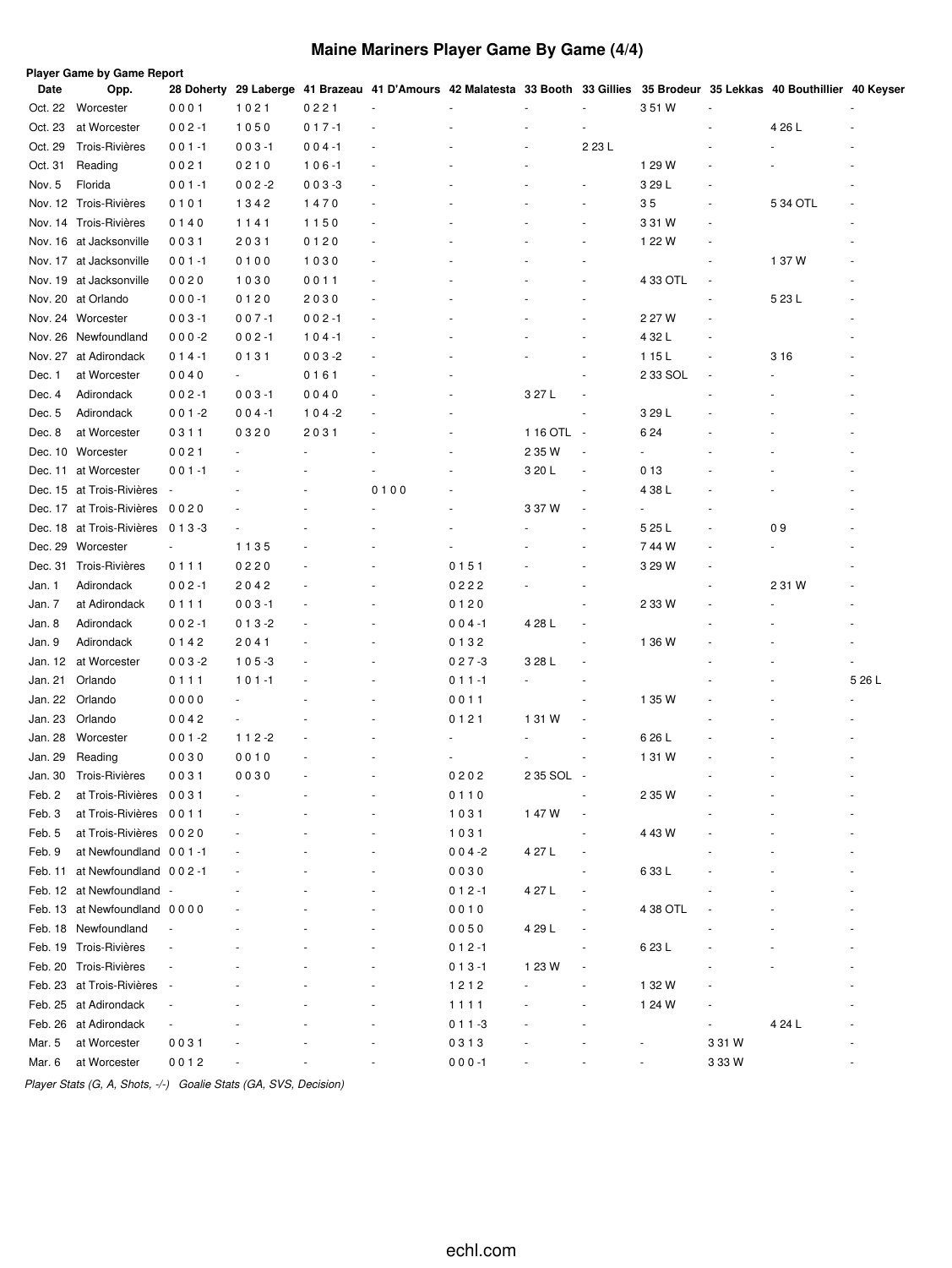# Maine Mariners Player Game By Game (4/4)

**Player Game by Game Report**

| Date | Opp. | 28 Doherty | 29 Laberge | 41 Brazeau | 41 D'Amours | 42 Malatesta | 33 Booth | 33 Gillies | 35 Brodeur | 35 Lekkas | 40 Bouthillier | 40 Keyser |
|---|---|---|---|---|---|---|---|---|---|---|---|---|
| Oct. 22 | Worcester | 0 0 0 1 | 1 0 2 1 | 0 2 2 1 | - | - | - | - | 3 51 W | - | | - |
| Oct. 23 | at Worcester | 0 0 2 -1 | 1 0 5 0 | 0 1 7 -1 | - | - | - | - | | - | 4 26 L | - |
| Oct. 29 | Trois-Rivières | 0 0 1 -1 | 0 0 3 -1 | 0 0 4 -1 | - | - | - | 2 23 L | | - | - | - |
| Oct. 31 | Reading | 0 0 2 1 | 0 2 1 0 | 1 0 6 -1 | - | - | - | - | 1 29 W | - | - | - |
| Nov. 5 | Florida | 0 0 1 -1 | 0 0 2 -2 | 0 0 3 -3 | - | - | - | - | 3 29 L | - | | - |
| Nov. 12 | Trois-Rivières | 0 1 0 1 | 1 3 4 2 | 1 4 7 0 | - | - | - | - | 3 5 | - | 5 34 OTL | - |
| Nov. 14 | Trois-Rivières | 0 1 4 0 | 1 1 4 1 | 1 1 5 0 | - | - | - | - | 3 31 W | - | | - |
| Nov. 16 | at Jacksonville | 0 0 3 1 | 2 0 3 1 | 0 1 2 0 | - | - | - | - | 1 22 W | - | | - |
| Nov. 17 | at Jacksonville | 0 0 1 -1 | 0 1 0 0 | 1 0 3 0 | - | - | - | - | | - | 1 37 W | - |
| Nov. 19 | at Jacksonville | 0 0 2 0 | 1 0 3 0 | 0 0 1 1 | - | - | - | - | 4 33 OTL | - | | - |
| Nov. 20 | at Orlando | 0 0 0 -1 | 0 1 2 0 | 2 0 3 0 | - | - | - | - | | - | 5 23 L | - |
| Nov. 24 | Worcester | 0 0 3 -1 | 0 0 7 -1 | 0 0 2 -1 | - | - | - | - | 2 27 W | - | | - |
| Nov. 26 | Newfoundland | 0 0 0 -2 | 0 0 2 -1 | 1 0 4 -1 | - | - | - | - | 4 32 L | - | | - |
| Nov. 27 | at Adirondack | 0 1 4 -1 | 0 1 3 1 | 0 0 3 -2 | - | - | - | - | 1 15 L | - | 3 16 | - |
| Dec. 1 | at Worcester | 0 0 4 0 | - | 0 1 6 1 | - | - | | - | 2 33 SOL | - | - | - |
| Dec. 4 | Adirondack | 0 0 2 -1 | 0 0 3 -1 | 0 0 4 0 | - | - | 3 27 L | - | | - | - | - |
| Dec. 5 | Adirondack | 0 0 1 -2 | 0 0 4 -1 | 1 0 4 -2 | - | - | | - | 3 29 L | - | - | - |
| Dec. 8 | at Worcester | 0 3 1 1 | 0 3 2 0 | 2 0 3 1 | - | - | 1 16 OTL | - | 6 24 | - | - | - |
| Dec. 10 | Worcester | 0 0 2 1 | - | - | - | - | 2 35 W | - | - | - | - | - |
| Dec. 11 | at Worcester | 0 0 1 -1 | - | - | - | - | 3 20 L | - | 0 13 | - | - | - |
| Dec. 15 | at Trois-Rivières | - | - | - | 0 1 0 0 | - | | - | 4 38 L | - | - | - |
| Dec. 17 | at Trois-Rivières | 0 0 2 0 | - | - | - | - | 3 37 W | - | - | - | | - |
| Dec. 18 | at Trois-Rivières | 0 1 3 -3 | - | - | - | - | - | - | 5 25 L | - | 0 9 | - |
| Dec. 29 | Worcester | - | 1 1 3 5 | - | - | - | - | - | 7 44 W | - | - | - |
| Dec. 31 | Trois-Rivières | 0 1 1 1 | 0 2 2 0 | - | - | 0 1 5 1 | - | - | 3 29 W | - | | - |
| Jan. 1 | Adirondack | 0 0 2 -1 | 2 0 4 2 | - | - | 0 2 2 2 | - | - | | - | 2 31 W | - |
| Jan. 7 | at Adirondack | 0 1 1 1 | 0 0 3 -1 | - | - | 0 1 2 0 | | - | 2 33 W | - | - | - |
| Jan. 8 | Adirondack | 0 0 2 -1 | 0 1 3 -2 | - | - | 0 0 4 -1 | 4 28 L | - | | - | - | - |
| Jan. 9 | Adirondack | 0 1 4 2 | 2 0 4 1 | - | - | 0 1 3 2 | | - | 1 36 W | - | - | - |
| Jan. 12 | at Worcester | 0 0 3 -2 | 1 0 5 -3 | - | - | 0 2 7 -3 | 3 28 L | - | | - | - | - |
| Jan. 21 | Orlando | 0 1 1 1 | 1 0 1 -1 | - | - | 0 1 1 -1 | - | - | | - | - | 5 26 L |
| Jan. 22 | Orlando | 0 0 0 0 | - | - | - | 0 0 1 1 | | - | 1 35 W | - | - | - |
| Jan. 23 | Orlando | 0 0 4 2 | - | - | - | 0 1 2 1 | 1 31 W | - | | - | - | - |
| Jan. 28 | Worcester | 0 0 1 -2 | 1 1 2 -2 | - | - | - | - | - | 6 26 L | - | - | - |
| Jan. 29 | Reading | 0 0 3 0 | 0 0 1 0 | - | - | - | - | - | 1 31 W | - | - | - |
| Jan. 30 | Trois-Rivières | 0 0 3 1 | 0 0 3 0 | - | - | 0 2 0 2 | 2 35 SOL | - | | - | - | - |
| Feb. 2 | at Trois-Rivières | 0 0 3 1 | - | - | - | 0 1 1 0 | | - | 2 35 W | - | - | - |
| Feb. 3 | at Trois-Rivières | 0 0 1 1 | - | - | - | 1 0 3 1 | 1 47 W | - | | - | - | - |
| Feb. 5 | at Trois-Rivières | 0 0 2 0 | - | - | - | 1 0 3 1 | | - | 4 43 W | - | - | - |
| Feb. 9 | at Newfoundland | 0 0 1 -1 | - | - | - | 0 0 4 -2 | 4 27 L | - | | - | - | - |
| Feb. 11 | at Newfoundland | 0 0 2 -1 | - | - | - | 0 0 3 0 | | - | 6 33 L | - | - | - |
| Feb. 12 | at Newfoundland | - | - | - | - | 0 1 2 -1 | 4 27 L | - | | - | - | - |
| Feb. 13 | at Newfoundland | 0 0 0 0 | - | - | - | 0 0 1 0 | | - | 4 38 OTL | - | - | - |
| Feb. 18 | Newfoundland | - | - | - | - | 0 0 5 0 | 4 29 L | - | | - | - | - |
| Feb. 19 | Trois-Rivières | - | - | - | - | 0 1 2 -1 | | - | 6 23 L | - | - | - |
| Feb. 20 | Trois-Rivières | - | - | - | - | 0 1 3 -1 | 1 23 W | - | | - | - | - |
| Feb. 23 | at Trois-Rivières | - | - | - | - | 1 2 1 2 | - | - | 1 32 W | - | | - |
| Feb. 25 | at Adirondack | - | - | - | - | 1 1 1 1 | - | - | 1 24 W | - | | - |
| Feb. 26 | at Adirondack | - | - | - | - | 0 1 1 -3 | - | - | | - | 4 24 L | - |
| Mar. 5 | at Worcester | 0 0 3 1 | - | - | - | 0 3 1 3 | - | - | - | 3 31 W | | - |
| Mar. 6 | at Worcester | 0 0 1 2 | - | - | - | 0 0 0 -1 | - | - | - | 3 33 W | | - |

*Player Stats (G, A, Shots, -/-) Goalie Stats (GA, SVS, Decision)*

echl.com